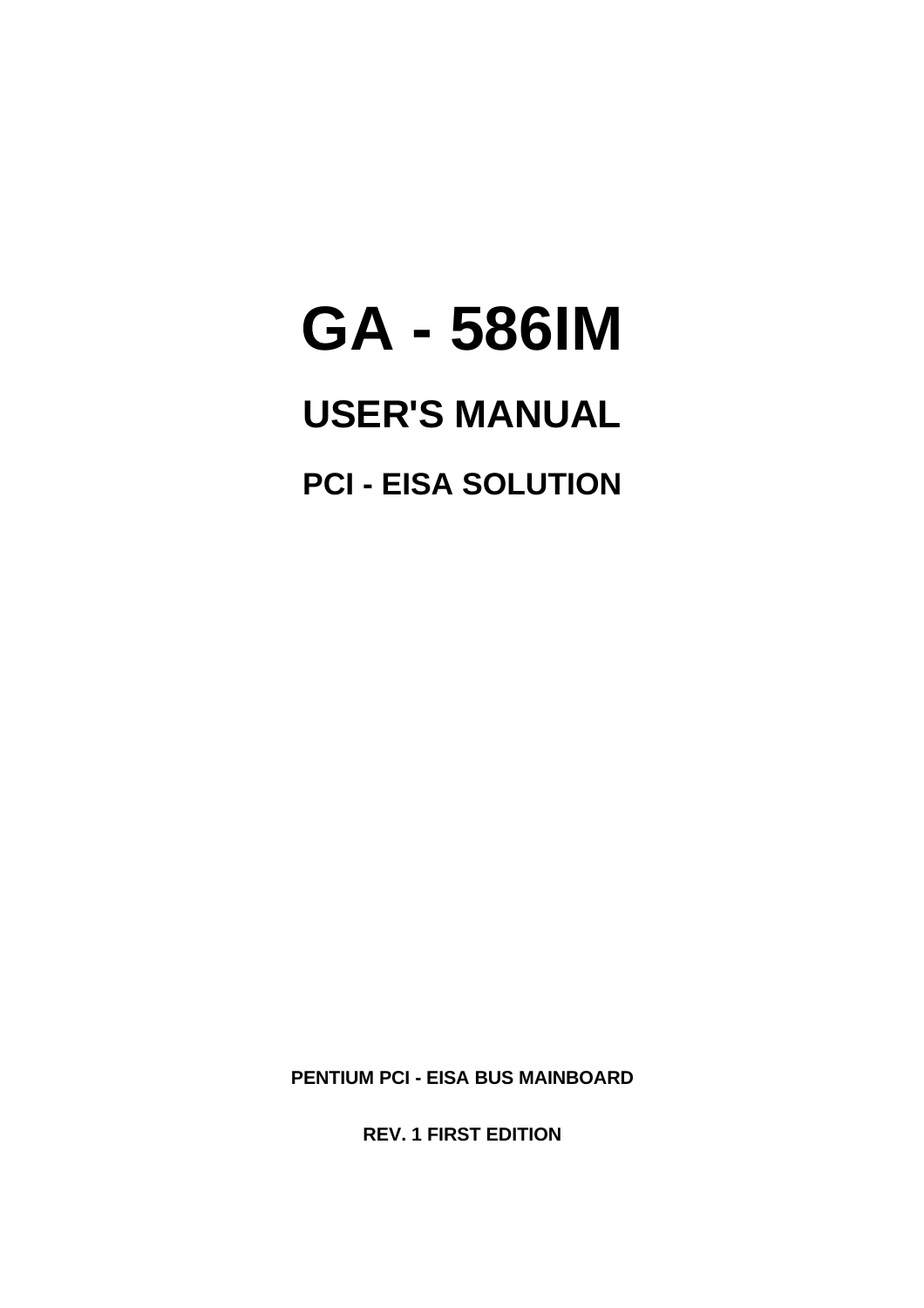# GA - 586IM

## USER'S MANUAL

## PCI - EISA SOLUTION

**PENTIUM PCI - EISA BUS MAINBOARD**

**REV. 1 FIRST EDITION**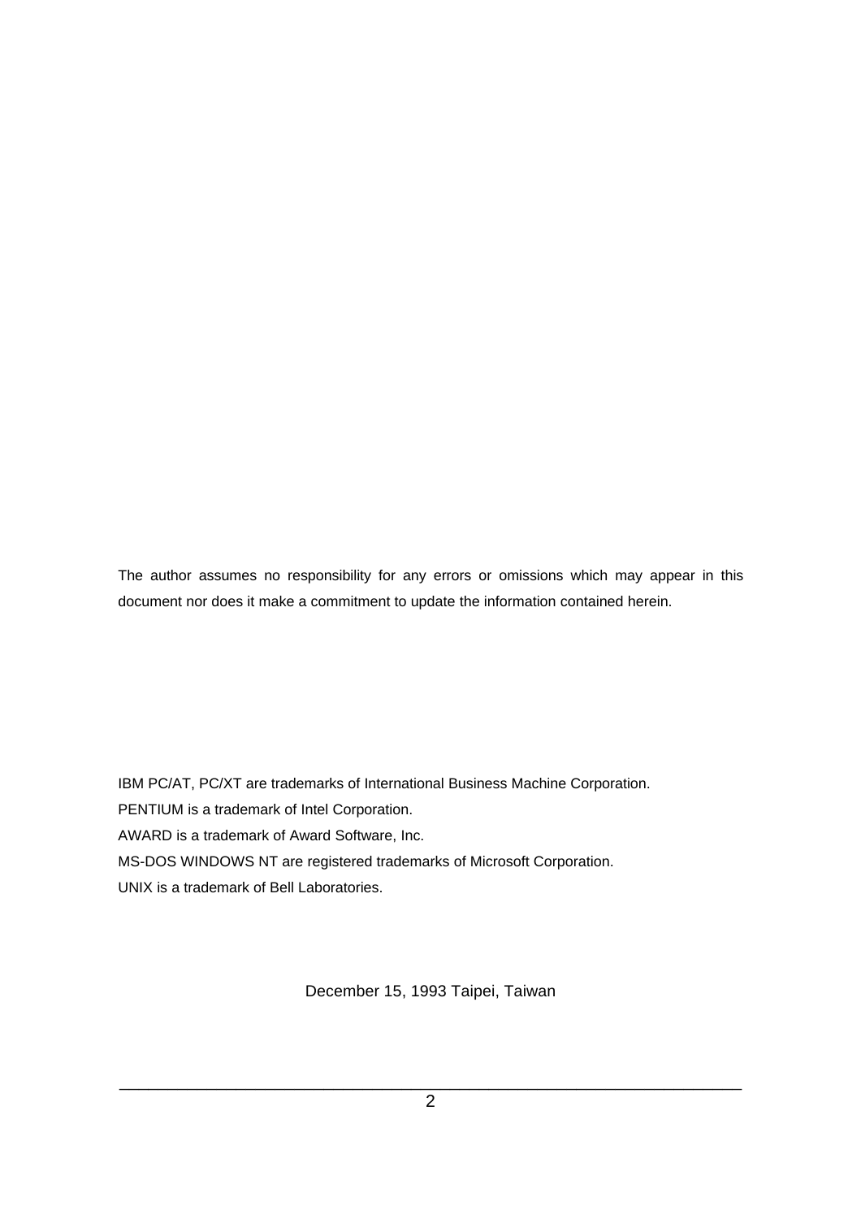The author assumes no responsibility for any errors or omissions which may appear in this document nor does it make a commitment to update the information contained herein.

IBM PC/AT, PC/XT are trademarks of International Business Machine Corporation.
PENTIUM is a trademark of Intel Corporation.
AWARD is a trademark of Award Software, Inc.
MS-DOS WINDOWS NT are registered trademarks of Microsoft Corporation.
UNIX is a trademark of Bell Laboratories.

December 15, 1993 Taipei, Taiwan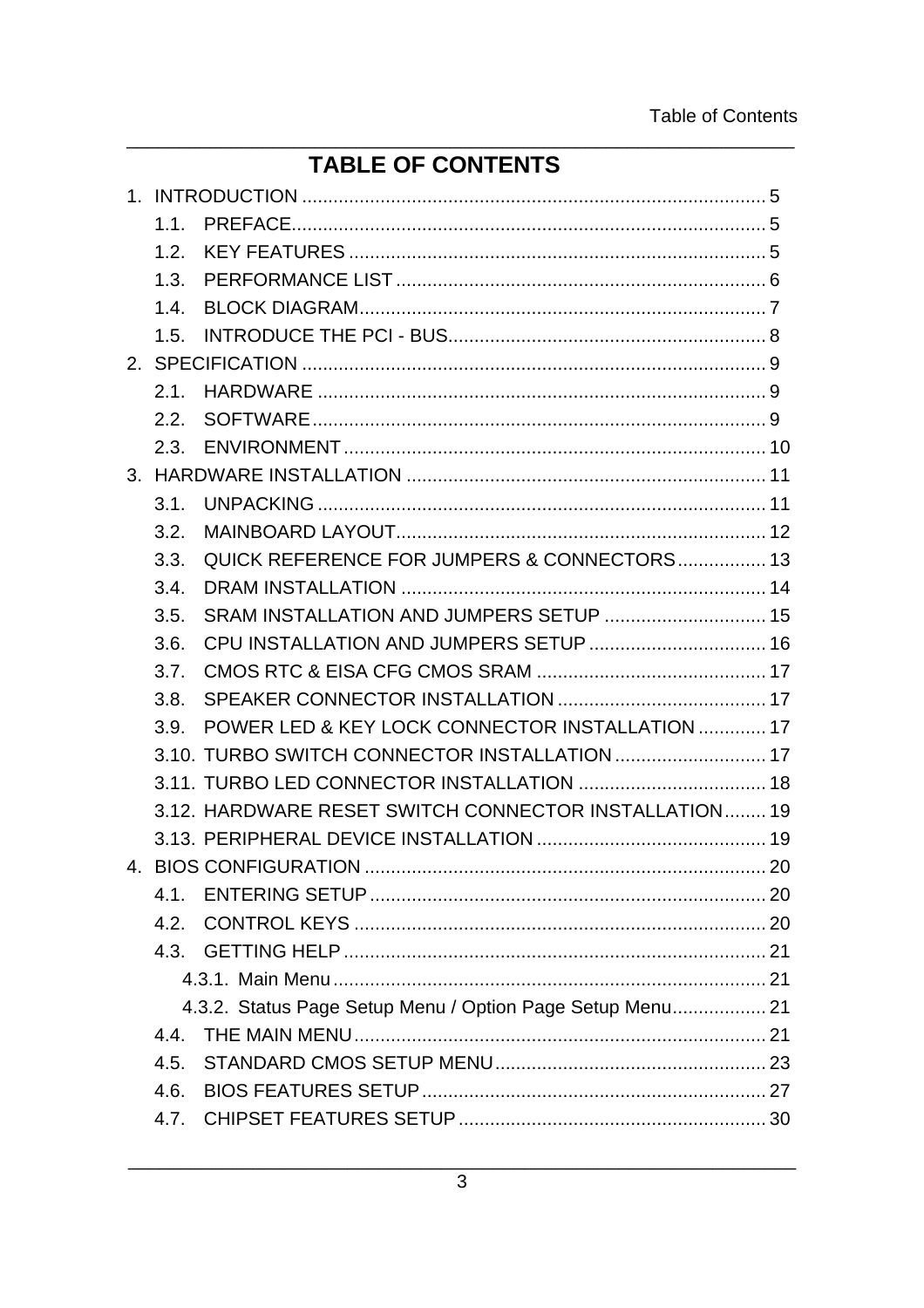# TABLE OF CONTENTS

1. INTRODUCTION ........................................................................................ 5
    - 1.1. PREFACE.......................................................................................... 5
    - 1.2. KEY FEATURES ............................................................................... 5
    - 1.3. PERFORMANCE LIST ...................................................................... 6
    - 1.4. BLOCK DIAGRAM............................................................................. 7
    - 1.5. INTRODUCE THE PCI - BUS............................................................ 8
2. SPECIFICATION ........................................................................................ 9
    - 2.1. HARDWARE ..................................................................................... 9
    - 2.2. SOFTWARE...................................................................................... 9
    - 2.3. ENVIRONMENT ................................................................................ 10
3. HARDWARE INSTALLATION .................................................................... 11
    - 3.1. UNPACKING ..................................................................................... 11
    - 3.2. MAINBOARD LAYOUT...................................................................... 12
    - 3.3. QUICK REFERENCE FOR JUMPERS & CONNECTORS................. 13
    - 3.4. DRAM INSTALLATION ..................................................................... 14
    - 3.5. SRAM INSTALLATION AND JUMPERS SETUP ............................... 15
    - 3.6. CPU INSTALLATION AND JUMPERS SETUP .................................. 16
    - 3.7. CMOS RTC & EISA CFG CMOS SRAM ............................................ 17
    - 3.8. SPEAKER CONNECTOR INSTALLATION ........................................ 17
    - 3.9. POWER LED & KEY LOCK CONNECTOR INSTALLATION ............. 17
    - 3.10. TURBO SWITCH CONNECTOR INSTALLATION ............................ 17
    - 3.11. TURBO LED CONNECTOR INSTALLATION .................................... 18
    - 3.12. HARDWARE RESET SWITCH CONNECTOR INSTALLATION........ 19
    - 3.13. PERIPHERAL DEVICE INSTALLATION ............................................ 19
4. BIOS CONFIGURATION ............................................................................ 20
    - 4.1. ENTERING SETUP ........................................................................... 20
    - 4.2. CONTROL KEYS .............................................................................. 20
    - 4.3. GETTING HELP ................................................................................ 21
        - 4.3.1. Main Menu .................................................................................. 21
        - 4.3.2. Status Page Setup Menu / Option Page Setup Menu.................. 21
    - 4.4. THE MAIN MENU .............................................................................. 21
    - 4.5. STANDARD CMOS SETUP MENU.................................................... 23
    - 4.6. BIOS FEATURES SETUP.................................................................. 27
    - 4.7. CHIPSET FEATURES SETUP ........................................................... 30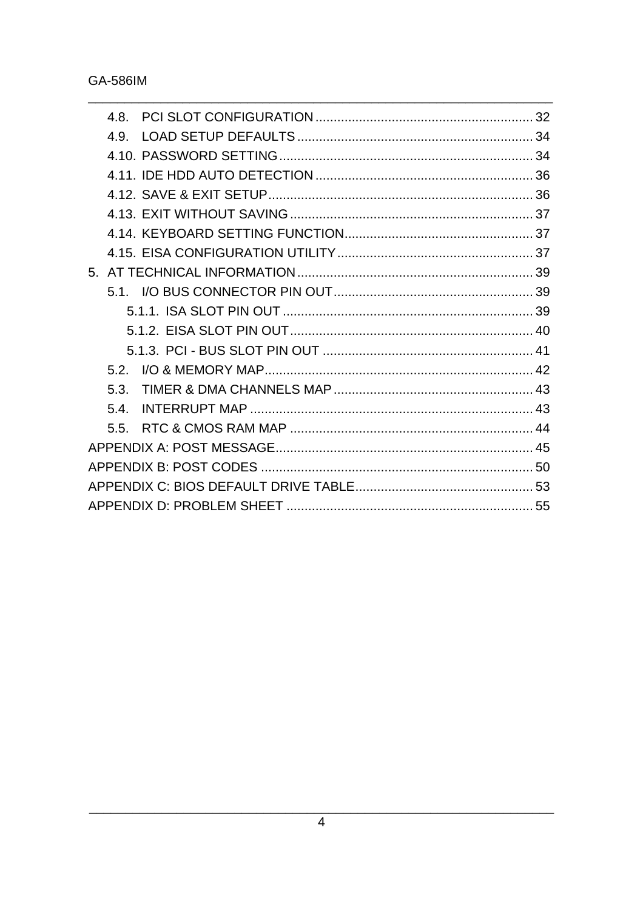4.8. PCI SLOT CONFIGURATION ........................................................ 32
4.9. LOAD SETUP DEFAULTS ............................................................ 34
4.10. PASSWORD SETTING ................................................................ 34
4.11. IDE HDD AUTO DETECTION ...................................................... 36
4.12. SAVE & EXIT SETUP ................................................................ 36
4.13. EXIT WITHOUT SAVING ........................................................... 37
4.14. KEYBOARD SETTING FUNCTION ............................................... 37
4.15. EISA CONFIGURATION UTILITY ................................................ 37

5. AT TECHNICAL INFORMATION ......................................................... 39

5.1. I/O BUS CONNECTOR PIN OUT .................................................. 39
5.1.1. ISA SLOT PIN OUT .............................................................. 39
5.1.2. EISA SLOT PIN OUT ............................................................ 40
5.1.3. PCI - BUS SLOT PIN OUT ..................................................... 41
5.2. I/O & MEMORY MAP .................................................................. 42
5.3. TIMER & DMA CHANNELS MAP ................................................... 43
5.4. INTERRUPT MAP ....................................................................... 43
5.5. RTC & CMOS RAM MAP ............................................................. 44

APPENDIX A: POST MESSAGE ............................................................ 45
APPENDIX B: POST CODES ................................................................ 50
APPENDIX C: BIOS DEFAULT DRIVE TABLE .......................................... 53
APPENDIX D: PROBLEM SHEET .......................................................... 55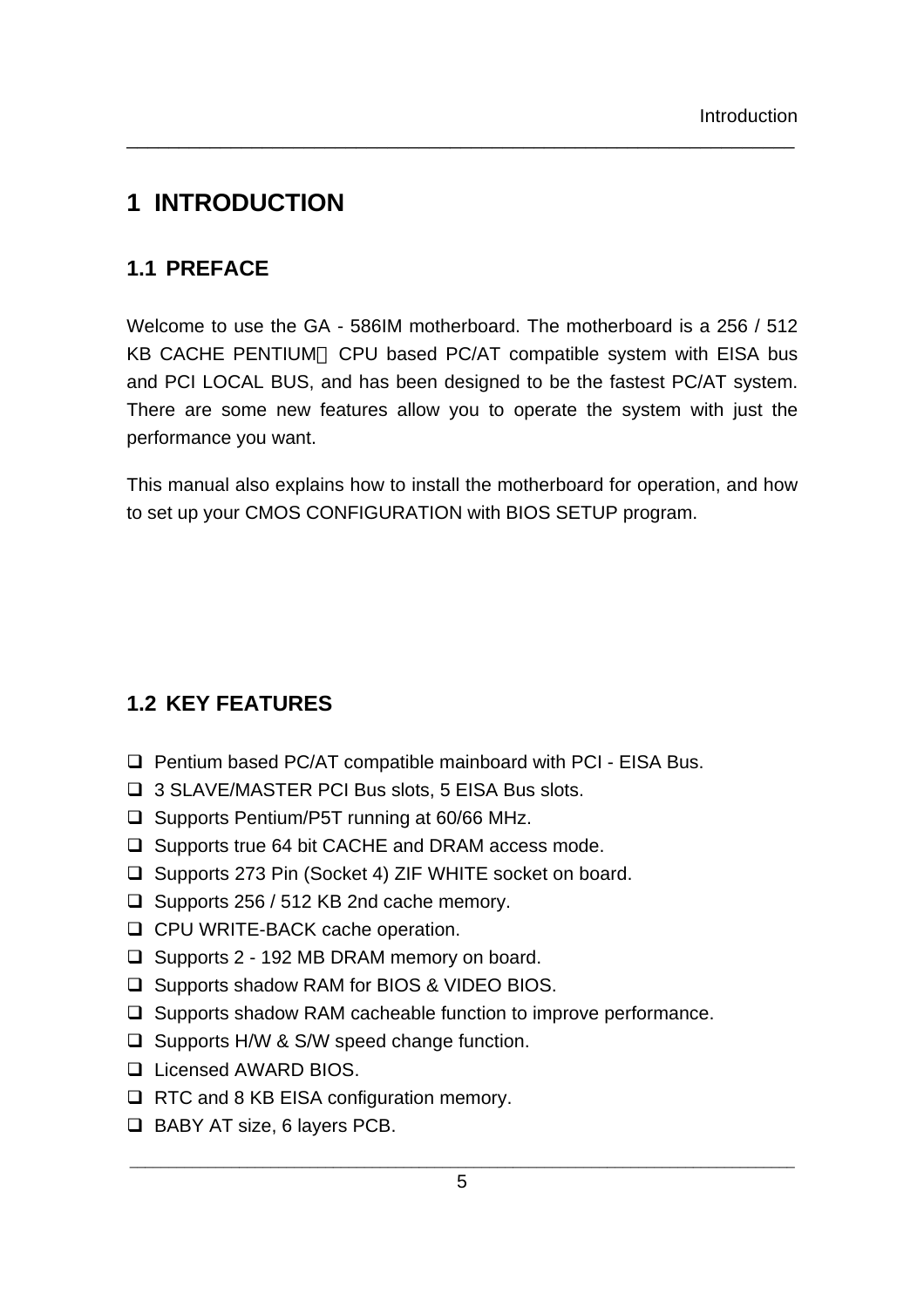# 1 INTRODUCTION

## 1.1 PREFACE

Welcome to use the GA - 586IM motherboard. The motherboard is a 256 / 512 KB CACHE PENTIUM CPU based PC/AT compatible system with EISA bus and PCI LOCAL BUS, and has been designed to be the fastest PC/AT system. There are some new features allow you to operate the system with just the performance you want.

This manual also explains how to install the motherboard for operation, and how to set up your CMOS CONFIGURATION with BIOS SETUP program.

## 1.2 KEY FEATURES

- Pentium based PC/AT compatible mainboard with PCI - EISA Bus.
- 3 SLAVE/MASTER PCI Bus slots, 5 EISA Bus slots.
- Supports Pentium/P5T running at 60/66 MHz.
- Supports true 64 bit CACHE and DRAM access mode.
- Supports 273 Pin (Socket 4) ZIF WHITE socket on board.
- Supports 256 / 512 KB 2nd cache memory.
- CPU WRITE-BACK cache operation.
- Supports 2 - 192 MB DRAM memory on board.
- Supports shadow RAM for BIOS & VIDEO BIOS.
- Supports shadow RAM cacheable function to improve performance.
- Supports H/W & S/W speed change function.
- Licensed AWARD BIOS.
- RTC and 8 KB EISA configuration memory.
- BABY AT size, 6 layers PCB.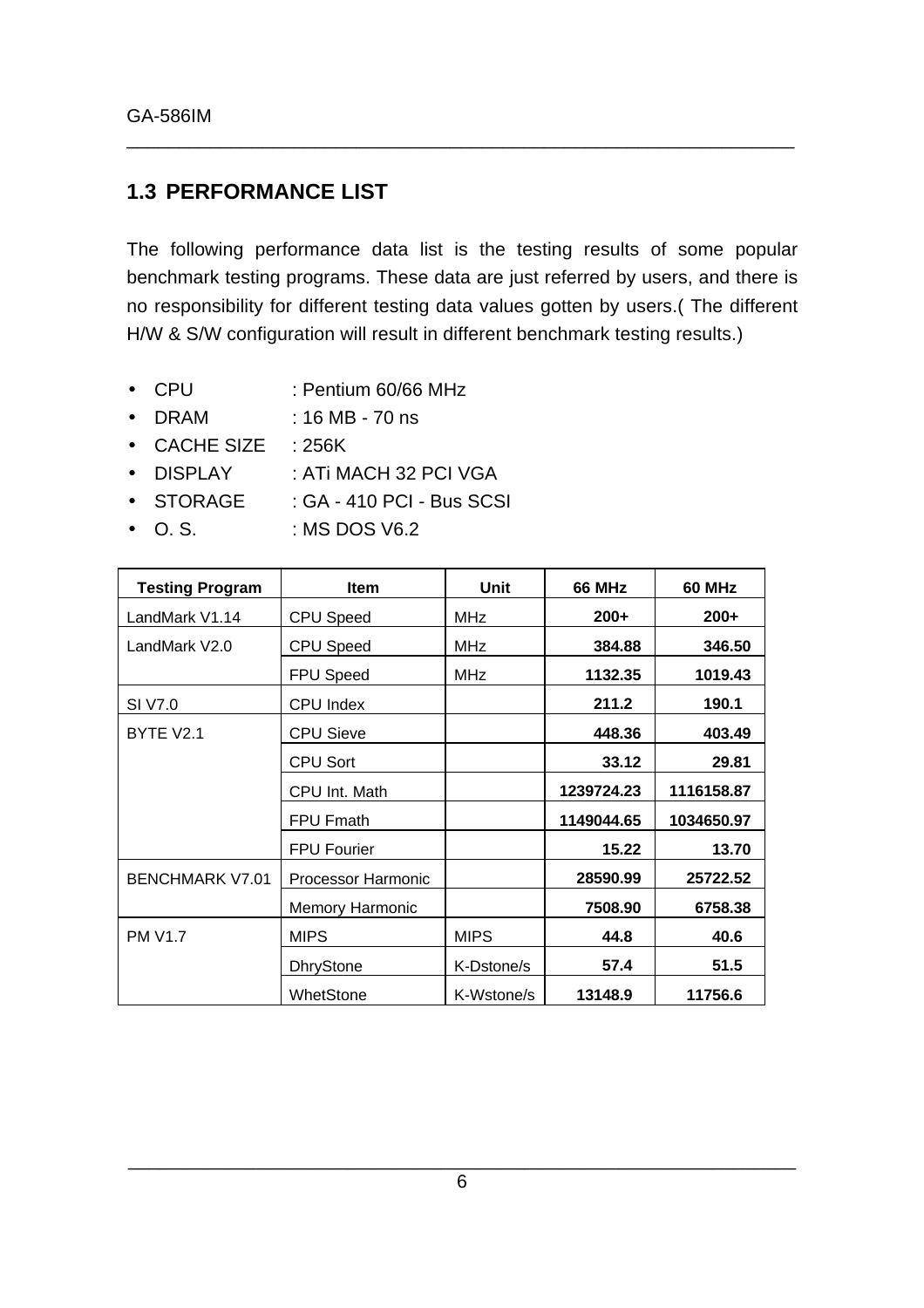## 1.3 PERFORMANCE LIST

The following performance data list is the testing results of some popular benchmark testing programs. These data are just referred by users, and there is no responsibility for different testing data values gotten by users.( The different H/W & S/W configuration will result in different benchmark testing results.)

- CPU : Pentium 60/66 MHz
- DRAM : 16 MB - 70 ns
- CACHE SIZE : 256K
- DISPLAY : ATi MACH 32 PCI VGA
- STORAGE : GA - 410 PCI - Bus SCSI
- O. S. : MS DOS V6.2

| Testing Program | Item | Unit | 66 MHz | 60 MHz |
|---|---|---|---|---|
| LandMark V1.14 | CPU Speed | MHz | **200+** | **200+** |
| LandMark V2.0 | CPU Speed | MHz | **384.88** | **346.50** |
| | FPU Speed | MHz | **1132.35** | **1019.43** |
| SI V7.0 | CPU Index | | **211.2** | **190.1** |
| BYTE V2.1 | CPU Sieve | | **448.36** | **403.49** |
| | CPU Sort | | **33.12** | **29.81** |
| | CPU Int. Math | | **1239724.23** | **1116158.87** |
| | FPU Fmath | | **1149044.65** | **1034650.97** |
| | FPU Fourier | | **15.22** | **13.70** |
| BENCHMARK V7.01 | Processor Harmonic | | **28590.99** | **25722.52** |
| | Memory Harmonic | | **7508.90** | **6758.38** |
| PM V1.7 | MIPS | MIPS | **44.8** | **40.6** |
| | DhryStone | K-Dstone/s | **57.4** | **51.5** |
| | WhetStone | K-Wstone/s | **13148.9** | **11756.6** |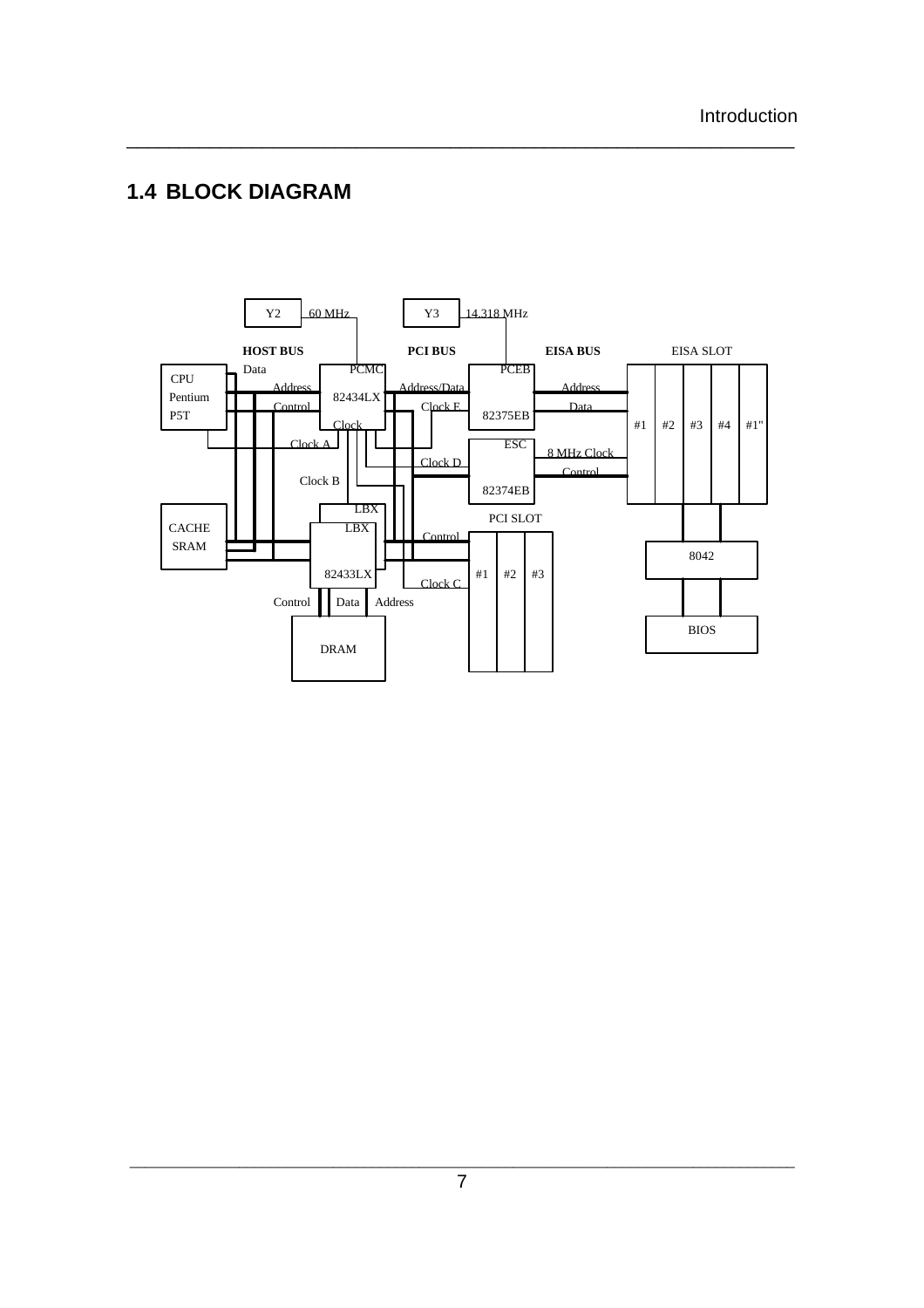## 1.4 BLOCK DIAGRAM

Y2
60 MHz
Y3
14.318 MHz
HOST BUS
PCI BUS
EISA BUS
EISA SLOT
Data
PCMC
PCEB
CPU
Pentium
P5T
Address
Control
82434LX
Clock
Address/Data
Clock E
82375EB
Address
Data
#1
#2
#3
#4
#1"
Clock A
ESC
8 MHz Clock
Clock D
Control
Clock B
82374EB
LBX
LBX
PCI SLOT
CACHE
SRAM
Control
8042
82433LX
#1
#2
#3
Clock C
Control
Data
Address
BIOS
DRAM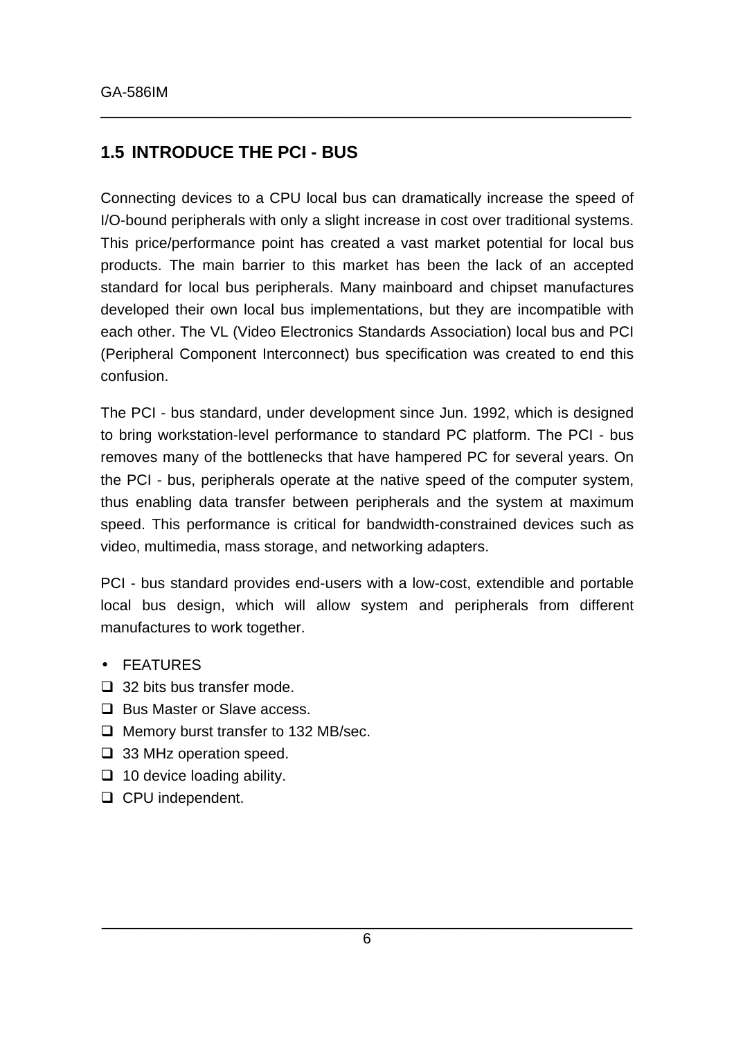## 1.5 INTRODUCE THE PCI - BUS

Connecting devices to a CPU local bus can dramatically increase the speed of I/O-bound peripherals with only a slight increase in cost over traditional systems. This price/performance point has created a vast market potential for local bus products. The main barrier to this market has been the lack of an accepted standard for local bus peripherals. Many mainboard and chipset manufactures developed their own local bus implementations, but they are incompatible with each other. The VL (Video Electronics Standards Association) local bus and PCI (Peripheral Component Interconnect) bus specification was created to end this confusion.

The PCI - bus standard, under development since Jun. 1992, which is designed to bring workstation-level performance to standard PC platform. The PCI - bus removes many of the bottlenecks that have hampered PC for several years. On the PCI - bus, peripherals operate at the native speed of the computer system, thus enabling data transfer between peripherals and the system at maximum speed. This performance is critical for bandwidth-constrained devices such as video, multimedia, mass storage, and networking adapters.

PCI - bus standard provides end-users with a low-cost, extendible and portable local bus design, which will allow system and peripherals from different manufactures to work together.

- FEATURES

- 32 bits bus transfer mode.
- Bus Master or Slave access.
- Memory burst transfer to 132 MB/sec.
- 33 MHz operation speed.
- 10 device loading ability.
- CPU independent.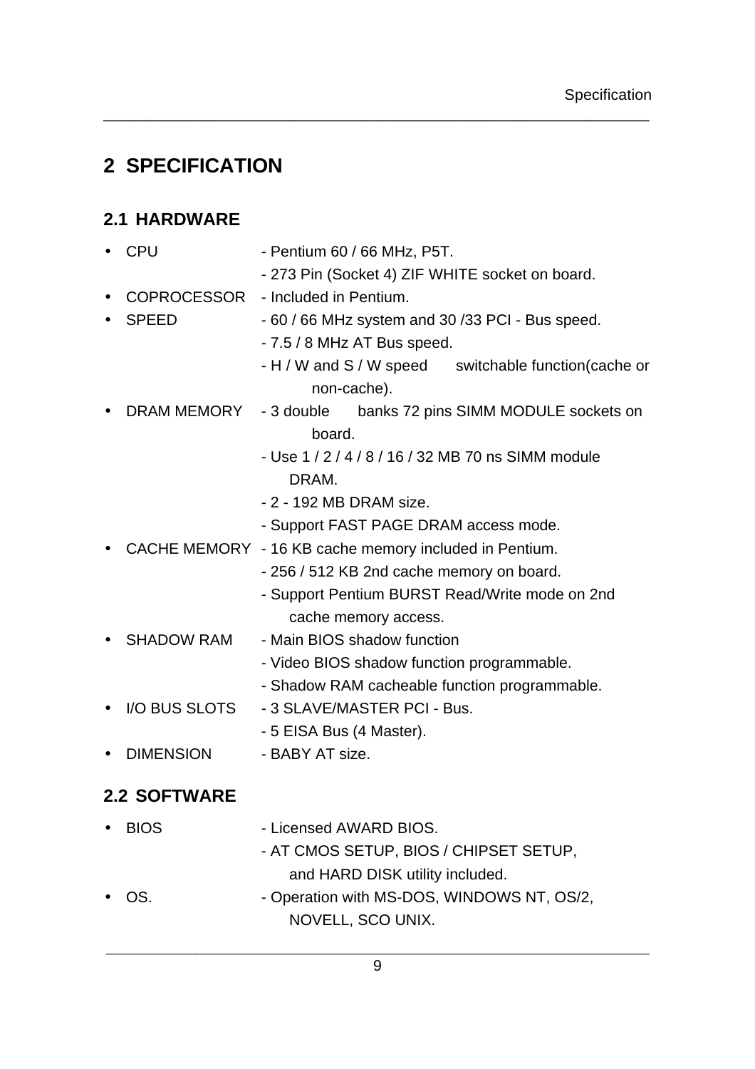# 2 SPECIFICATION

## 2.1 HARDWARE

- CPU
  - Pentium 60 / 66 MHz, P5T.
  - 273 Pin (Socket 4) ZIF WHITE socket on board.
- COPROCESSOR
  - Included in Pentium.
- SPEED
  - 60 / 66 MHz system and 30 /33 PCI - Bus speed.
  - 7.5 / 8 MHz AT Bus speed.
  - H / W and S / W speed switchable function(cache or non-cache).
- DRAM MEMORY
  - 3 double banks 72 pins SIMM MODULE sockets on board.
  - Use 1 / 2 / 4 / 8 / 16 / 32 MB 70 ns SIMM module DRAM.
  - 2 - 192 MB DRAM size.
  - Support FAST PAGE DRAM access mode.
- CACHE MEMORY
  - 16 KB cache memory included in Pentium.
  - 256 / 512 KB 2nd cache memory on board.
  - Support Pentium BURST Read/Write mode on 2nd cache memory access.
- SHADOW RAM
  - Main BIOS shadow function
  - Video BIOS shadow function programmable.
  - Shadow RAM cacheable function programmable.
- I/O BUS SLOTS
  - 3 SLAVE/MASTER PCI - Bus.
  - 5 EISA Bus (4 Master).
- DIMENSION
  - BABY AT size.

## 2.2 SOFTWARE

- BIOS
  - Licensed AWARD BIOS.
  - AT CMOS SETUP, BIOS / CHIPSET SETUP, and HARD DISK utility included.
- OS.
  - Operation with MS-DOS, WINDOWS NT, OS/2, NOVELL, SCO UNIX.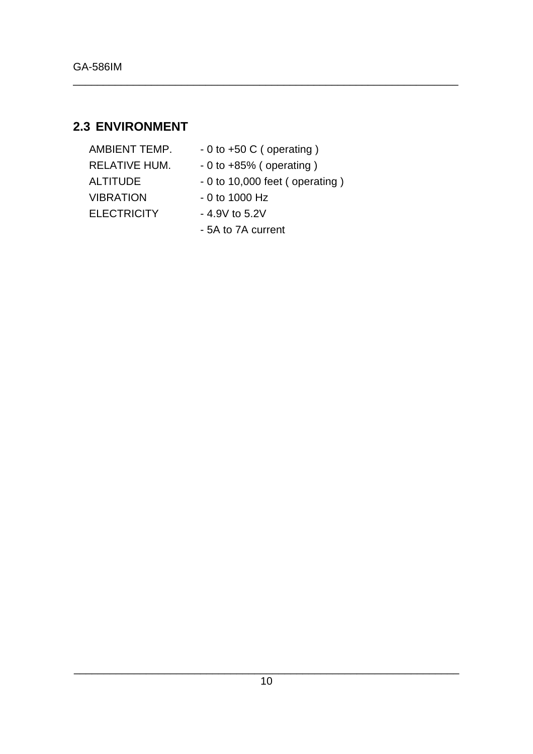## 2.3 ENVIRONMENT

| | |
|---|---|
| AMBIENT TEMP. | - 0 to +50 C ( operating ) |
| RELATIVE HUM. | - 0 to +85% ( operating ) |
| ALTITUDE | - 0 to 10,000 feet ( operating ) |
| VIBRATION | - 0 to 1000 Hz |
| ELECTRICITY | - 4.9V to 5.2V |
| | - 5A to 7A current |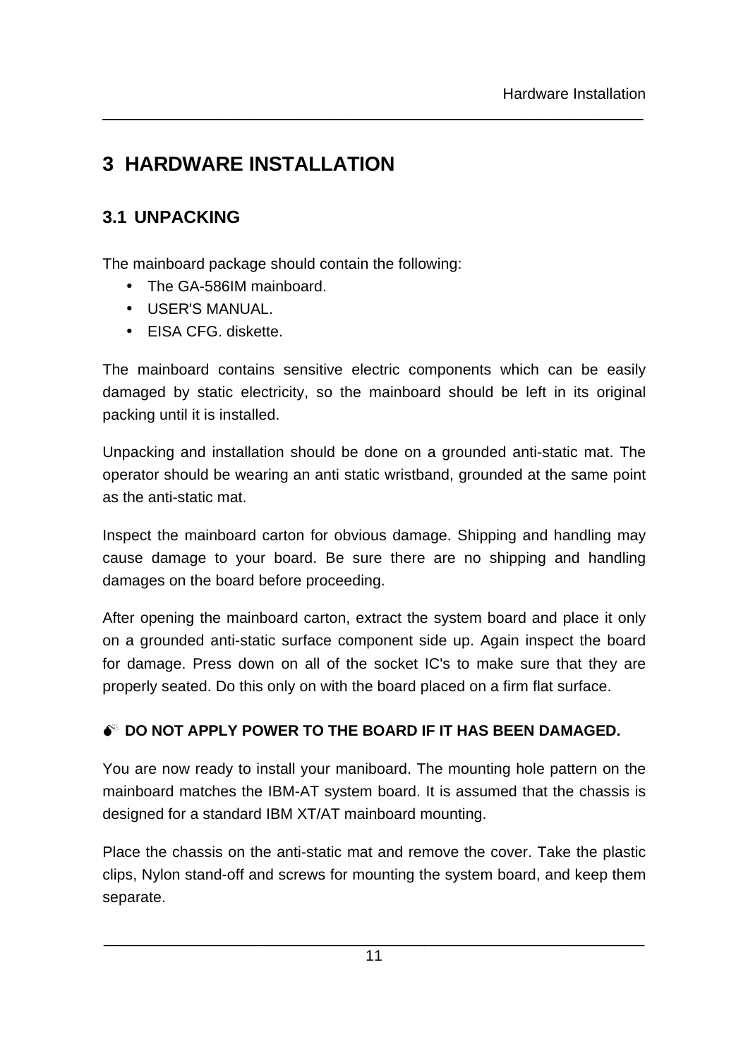# 3 HARDWARE INSTALLATION

## 3.1 UNPACKING

The mainboard package should contain the following:

- The GA-586IM mainboard.
- USER'S MANUAL.
- EISA CFG. diskette.

The mainboard contains sensitive electric components which can be easily damaged by static electricity, so the mainboard should be left in its original packing until it is installed.

Unpacking and installation should be done on a grounded anti-static mat. The operator should be wearing an anti static wristband, grounded at the same point as the anti-static mat.

Inspect the mainboard carton for obvious damage. Shipping and handling may cause damage to your board. Be sure there are no shipping and handling damages on the board before proceeding.

After opening the mainboard carton, extract the system board and place it only on a grounded anti-static surface component side up. Again inspect the board for damage. Press down on all of the socket IC's to make sure that they are properly seated. Do this only on with the board placed on a firm flat surface.

**DO NOT APPLY POWER TO THE BOARD IF IT HAS BEEN DAMAGED.**

You are now ready to install your maniboard. The mounting hole pattern on the mainboard matches the IBM-AT system board. It is assumed that the chassis is designed for a standard IBM XT/AT mainboard mounting.

Place the chassis on the anti-static mat and remove the cover. Take the plastic clips, Nylon stand-off and screws for mounting the system board, and keep them separate.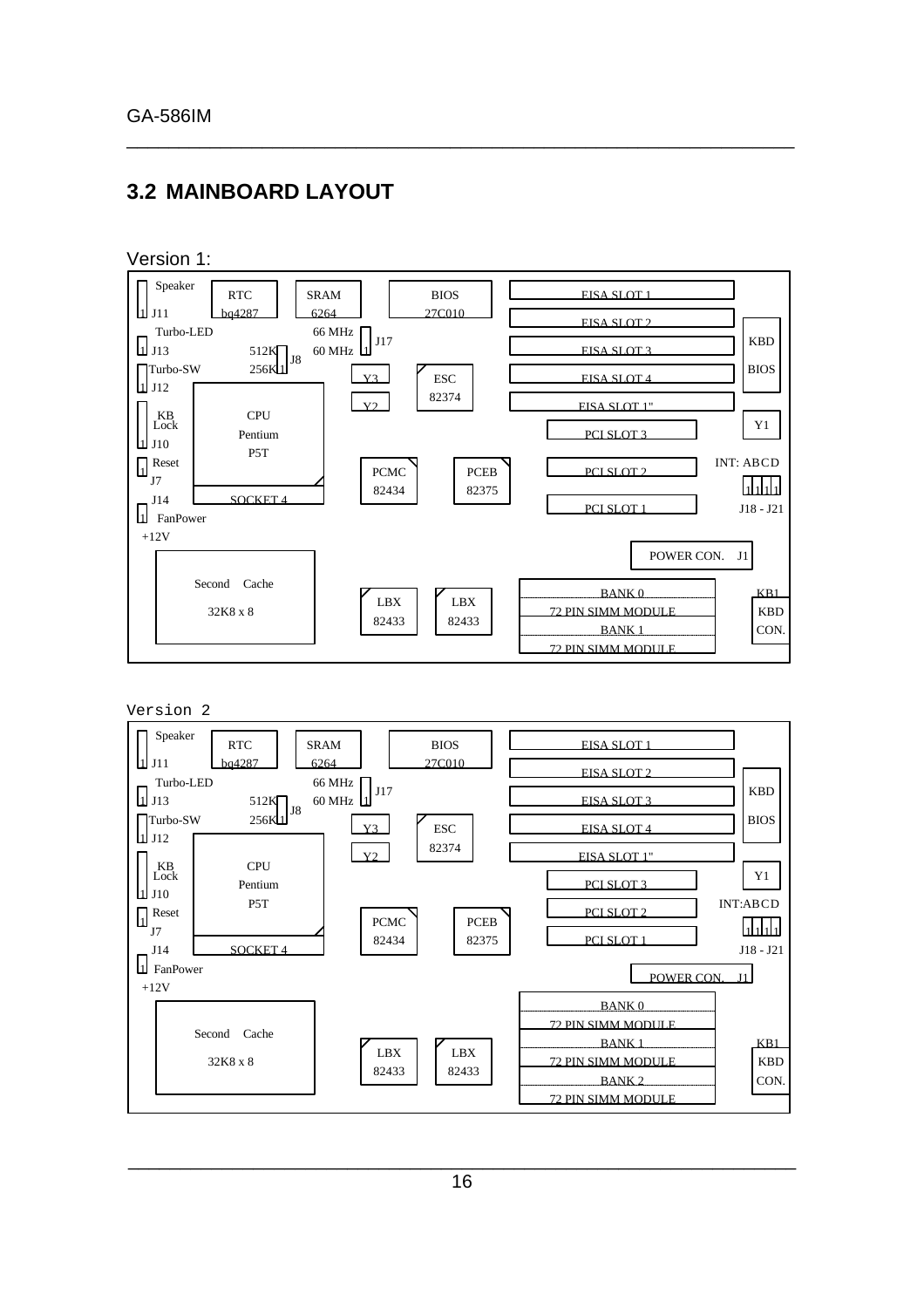## 3.2 MAINBOARD LAYOUT

Version 1:

Speaker
1 J11
RTC
bq4287
SRAM
6264
BIOS
27C010
EISA SLOT 1
EISA SLOT 2
Turbo-LED
1 J13
66 MHz
60 MHz 1
J17
512K
256K 1
J8
KBD
BIOS
EISA SLOT 3
Turbo-SW
1 J12
Y3
ESC
82374
EISA SLOT 4
Y2
EISA SLOT 1"
KB
Lock
1 J10
CPU
Pentium
P5T
Y1
PCI SLOT 3
Reset
1
J7
PCMC
82434
PCEB
82375
INT: ABCD
PCI SLOT 2
1 1 1 1
J14
SOCKET 4
PCI SLOT 1
J18 - J21
1 FanPower
+12V
POWER CON. J1
Second Cache
32K8 x 8
LBX
82433
LBX
82433
BANK 0
72 PIN SIMM MODULE
BANK 1
72 PIN SIMM MODULE
KB1
KBD
CON.

Version 2

Speaker
1 J11
RTC
bq4287
SRAM
6264
BIOS
27C010
EISA SLOT 1
EISA SLOT 2
Turbo-LED
1 J13
66 MHz
60 MHz 1
J17
512K
256K 1
J8
KBD
BIOS
EISA SLOT 3
Turbo-SW
1 J12
Y3
ESC
82374
EISA SLOT 4
Y2
EISA SLOT 1"
KB
Lock
1 J10
CPU
Pentium
P5T
Y1
PCI SLOT 3
Reset
1
J7
PCMC
82434
PCEB
82375
INT:ABCD
PCI SLOT 2
1 1 1 1
PCI SLOT 1
J14
SOCKET 4
J18 - J21
1 FanPower
+12V
POWER CON. J1
BANK 0
72 PIN SIMM MODULE
Second Cache
32K8 x 8
LBX
82433
LBX
82433
BANK 1
72 PIN SIMM MODULE
BANK 2
72 PIN SIMM MODULE
KB1
KBD
CON.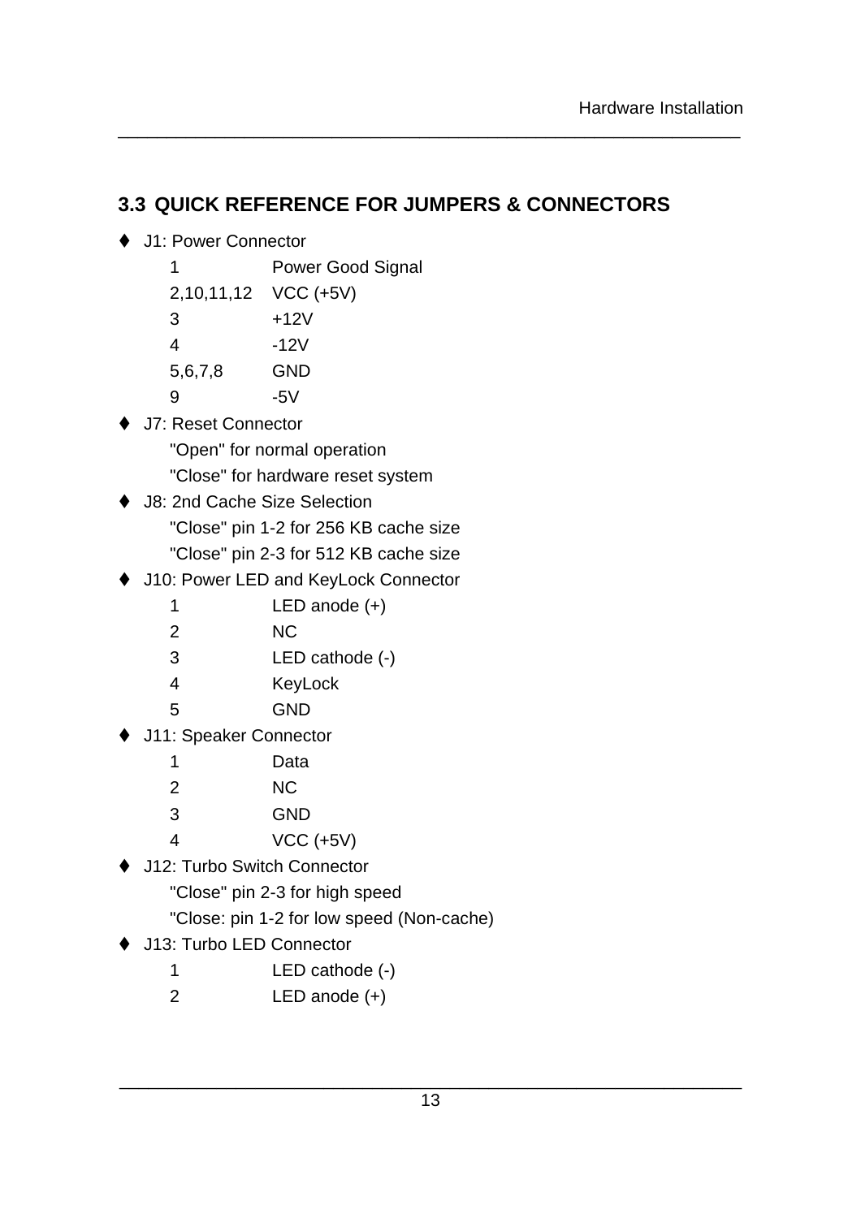## 3.3 QUICK REFERENCE FOR JUMPERS & CONNECTORS

- J1: Power Connector

| | |
|---|---|
| 1 | Power Good Signal |
| 2,10,11,12 | VCC (+5V) |
| 3 | +12V |
| 4 | -12V |
| 5,6,7,8 | GND |
| 9 | -5V |

- J7: Reset Connector
  
  "Open" for normal operation
  
  "Close" for hardware reset system

- J8: 2nd Cache Size Selection
  
  "Close" pin 1-2 for 256 KB cache size
  
  "Close" pin 2-3 for 512 KB cache size

- J10: Power LED and KeyLock Connector

| | |
|---|---|
| 1 | LED anode (+) |
| 2 | NC |
| 3 | LED cathode (-) |
| 4 | KeyLock |
| 5 | GND |

- J11: Speaker Connector

| | |
|---|---|
| 1 | Data |
| 2 | NC |
| 3 | GND |
| 4 | VCC (+5V) |

- J12: Turbo Switch Connector
  
  "Close" pin 2-3 for high speed
  
  "Close: pin 1-2 for low speed (Non-cache)

- J13: Turbo LED Connector

| | |
|---|---|
| 1 | LED cathode (-) |
| 2 | LED anode (+) |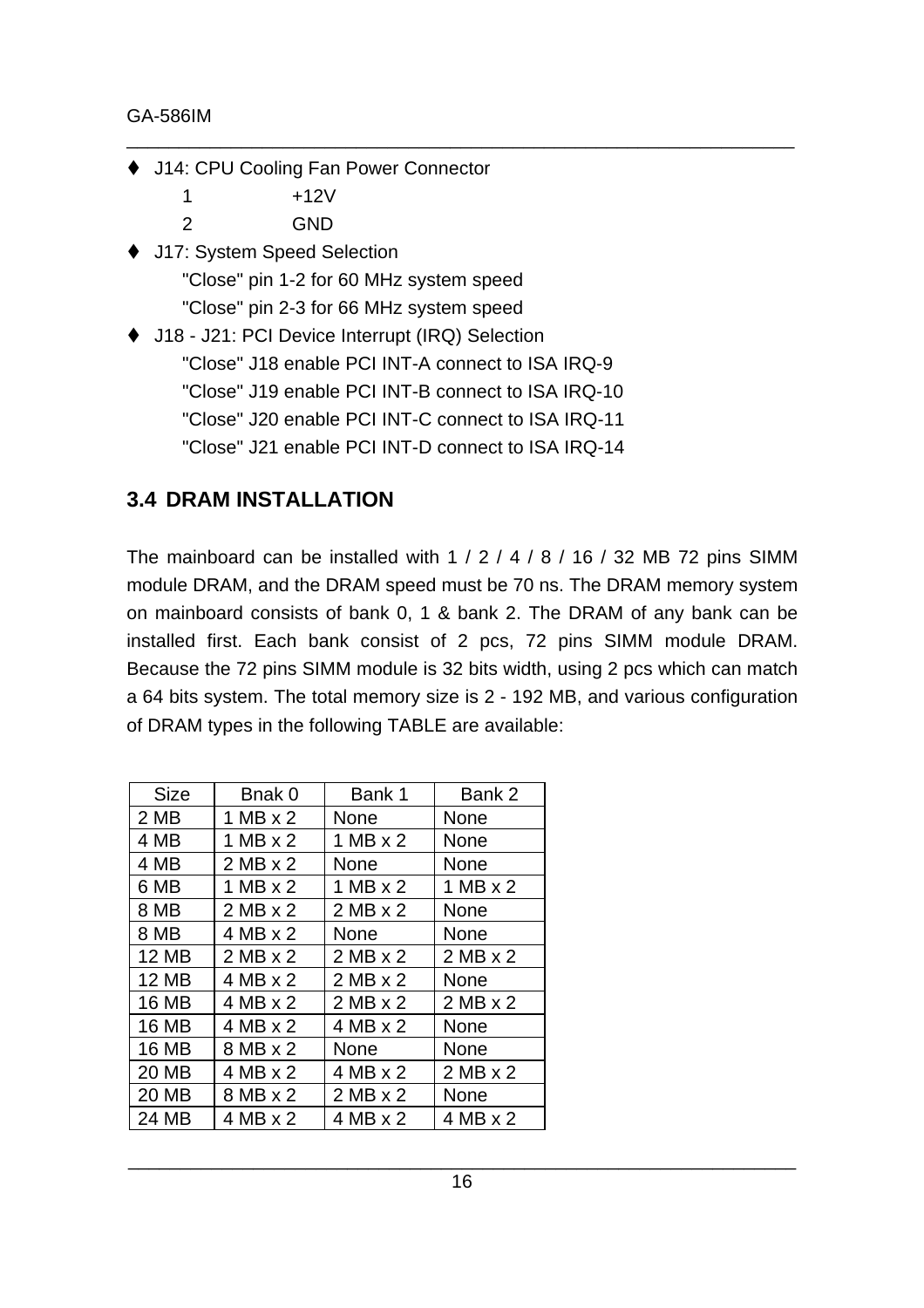- J14: CPU Cooling Fan Power Connector
  - 1 +12V
  - 2 GND
- J17: System Speed Selection
  - "Close" pin 1-2 for 60 MHz system speed
  - "Close" pin 2-3 for 66 MHz system speed
- J18 - J21: PCI Device Interrupt (IRQ) Selection
  - "Close" J18 enable PCI INT-A connect to ISA IRQ-9
  - "Close" J19 enable PCI INT-B connect to ISA IRQ-10
  - "Close" J20 enable PCI INT-C connect to ISA IRQ-11
  - "Close" J21 enable PCI INT-D connect to ISA IRQ-14

## 3.4 DRAM INSTALLATION

The mainboard can be installed with 1 / 2 / 4 / 8 / 16 / 32 MB 72 pins SIMM module DRAM, and the DRAM speed must be 70 ns. The DRAM memory system on mainboard consists of bank 0, 1 & bank 2. The DRAM of any bank can be installed first. Each bank consist of 2 pcs, 72 pins SIMM module DRAM. Because the 72 pins SIMM module is 32 bits width, using 2 pcs which can match a 64 bits system. The total memory size is 2 - 192 MB, and various configuration of DRAM types in the following TABLE are available:

| Size | Bnak 0 | Bank 1 | Bank 2 |
|---|---|---|---|
| 2 MB | 1 MB x 2 | None | None |
| 4 MB | 1 MB x 2 | 1 MB x 2 | None |
| 4 MB | 2 MB x 2 | None | None |
| 6 MB | 1 MB x 2 | 1 MB x 2 | 1 MB x 2 |
| 8 MB | 2 MB x 2 | 2 MB x 2 | None |
| 8 MB | 4 MB x 2 | None | None |
| 12 MB | 2 MB x 2 | 2 MB x 2 | 2 MB x 2 |
| 12 MB | 4 MB x 2 | 2 MB x 2 | None |
| 16 MB | 4 MB x 2 | 2 MB x 2 | 2 MB x 2 |
| 16 MB | 4 MB x 2 | 4 MB x 2 | None |
| 16 MB | 8 MB x 2 | None | None |
| 20 MB | 4 MB x 2 | 4 MB x 2 | 2 MB x 2 |
| 20 MB | 8 MB x 2 | 2 MB x 2 | None |
| 24 MB | 4 MB x 2 | 4 MB x 2 | 4 MB x 2 |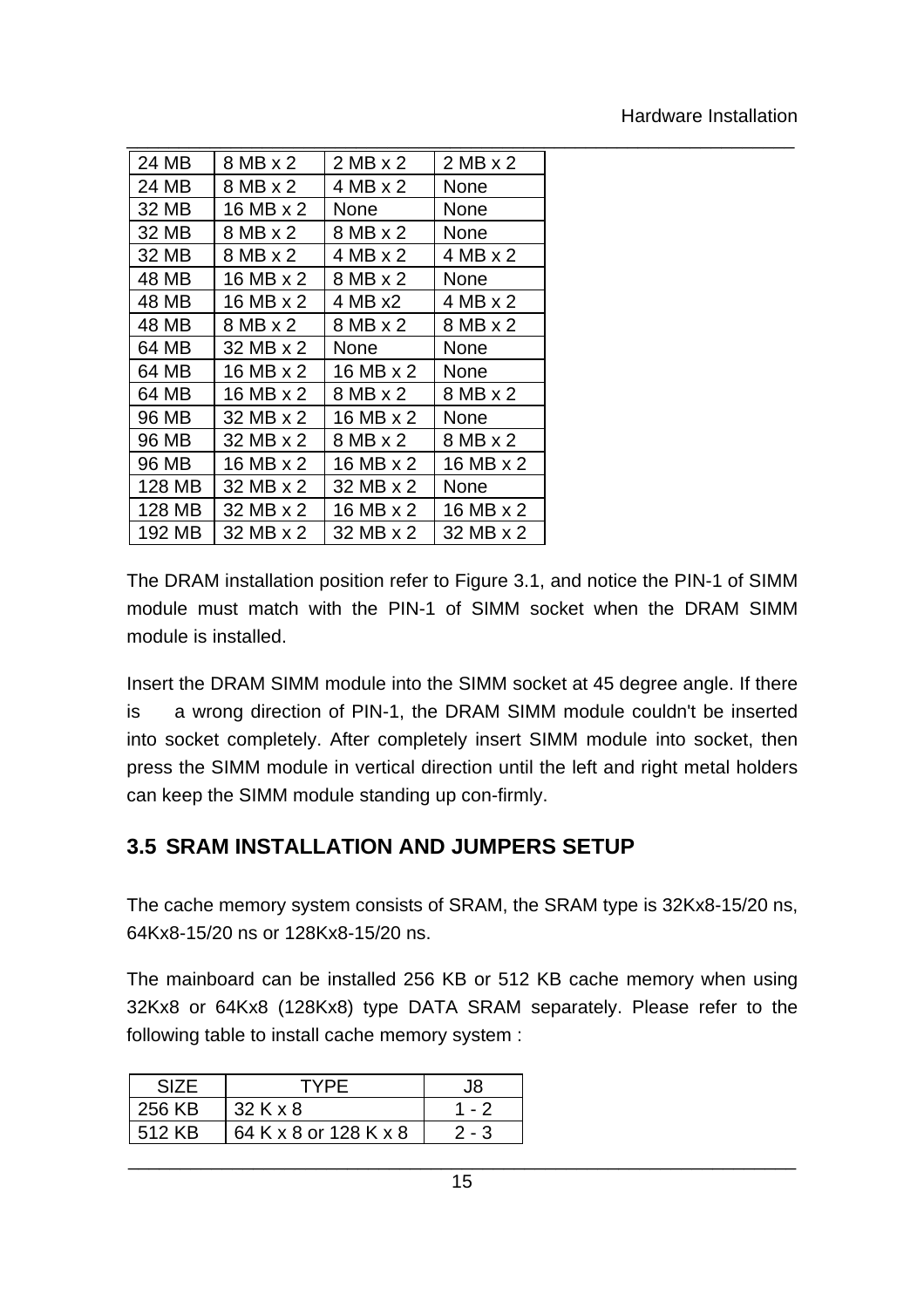| | | | |
|---|---|---|---|
| 24 MB | 8 MB x 2 | 2 MB x 2 | 2 MB x 2 |
| 24 MB | 8 MB x 2 | 4 MB x 2 | None |
| 32 MB | 16 MB x 2 | None | None |
| 32 MB | 8 MB x 2 | 8 MB x 2 | None |
| 32 MB | 8 MB x 2 | 4 MB x 2 | 4 MB x 2 |
| 48 MB | 16 MB x 2 | 8 MB x 2 | None |
| 48 MB | 16 MB x 2 | 4 MB x2 | 4 MB x 2 |
| 48 MB | 8 MB x 2 | 8 MB x 2 | 8 MB x 2 |
| 64 MB | 32 MB x 2 | None | None |
| 64 MB | 16 MB x 2 | 16 MB x 2 | None |
| 64 MB | 16 MB x 2 | 8 MB x 2 | 8 MB x 2 |
| 96 MB | 32 MB x 2 | 16 MB x 2 | None |
| 96 MB | 32 MB x 2 | 8 MB x 2 | 8 MB x 2 |
| 96 MB | 16 MB x 2 | 16 MB x 2 | 16 MB x 2 |
| 128 MB | 32 MB x 2 | 32 MB x 2 | None |
| 128 MB | 32 MB x 2 | 16 MB x 2 | 16 MB x 2 |
| 192 MB | 32 MB x 2 | 32 MB x 2 | 32 MB x 2 |

The DRAM installation position refer to Figure 3.1, and notice the PIN-1 of SIMM module must match with the PIN-1 of SIMM socket when the DRAM SIMM module is installed.

Insert the DRAM SIMM module into the SIMM socket at 45 degree angle. If there is a wrong direction of PIN-1, the DRAM SIMM module couldn't be inserted into socket completely. After completely insert SIMM module into socket, then press the SIMM module in vertical direction until the left and right metal holders can keep the SIMM module standing up con-firmly.

## 3.5 SRAM INSTALLATION AND JUMPERS SETUP

The cache memory system consists of SRAM, the SRAM type is 32Kx8-15/20 ns, 64Kx8-15/20 ns or 128Kx8-15/20 ns.

The mainboard can be installed 256 KB or 512 KB cache memory when using 32Kx8 or 64Kx8 (128Kx8) type DATA SRAM separately. Please refer to the following table to install cache memory system :

| SIZE | TYPE | J8 |
|---|---|---|
| 256 KB | 32 K x 8 | 1 - 2 |
| 512 KB | 64 K x 8 or 128 K x 8 | 2 - 3 |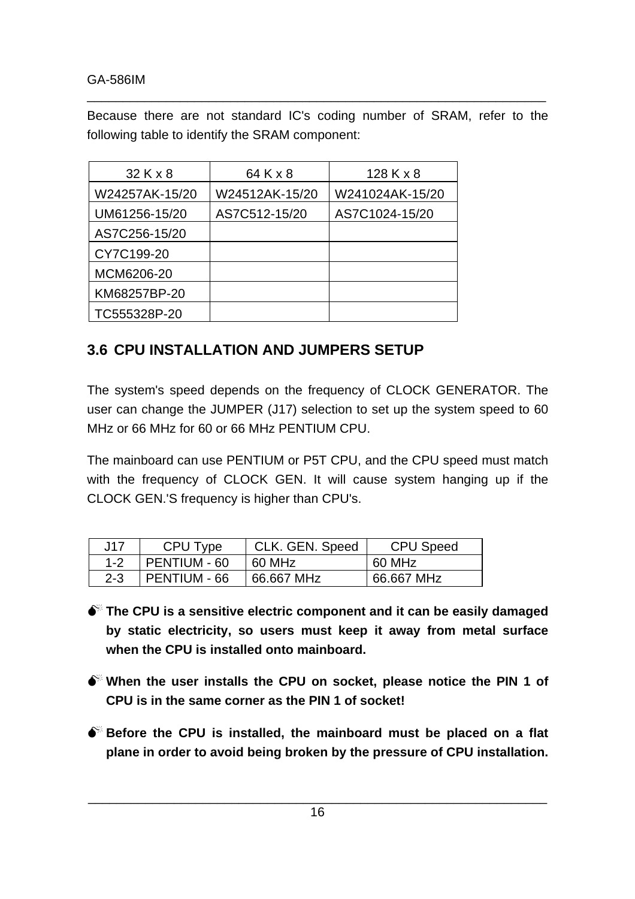Because there are not standard IC's coding number of SRAM, refer to the following table to identify the SRAM component:

| 32 K x 8 | 64 K x 8 | 128 K x 8 |
|---|---|---|
| W24257AK-15/20 | W24512AK-15/20 | W241024AK-15/20 |
| UM61256-15/20 | AS7C512-15/20 | AS7C1024-15/20 |
| AS7C256-15/20 | | |
| CY7C199-20 | | |
| MCM6206-20 | | |
| KM68257BP-20 | | |
| TC555328P-20 | | |

## 3.6 CPU INSTALLATION AND JUMPERS SETUP

The system's speed depends on the frequency of CLOCK GENERATOR. The user can change the JUMPER (J17) selection to set up the system speed to 60 MHz or 66 MHz for 60 or 66 MHz PENTIUM CPU.

The mainboard can use PENTIUM or P5T CPU, and the CPU speed must match with the frequency of CLOCK GEN. It will cause system hanging up if the CLOCK GEN.'S frequency is higher than CPU's.

| J17 | CPU Type | CLK. GEN. Speed | CPU Speed |
|---|---|---|---|
| 1-2 | PENTIUM - 60 | 60 MHz | 60 MHz |
| 2-3 | PENTIUM - 66 | 66.667 MHz | 66.667 MHz |

- **The CPU is a sensitive electric component and it can be easily damaged by static electricity, so users must keep it away from metal surface when the CPU is installed onto mainboard.**

- **When the user installs the CPU on socket, please notice the PIN 1 of CPU is in the same corner as the PIN 1 of socket!**

- **Before the CPU is installed, the mainboard must be placed on a flat plane in order to avoid being broken by the pressure of CPU installation.**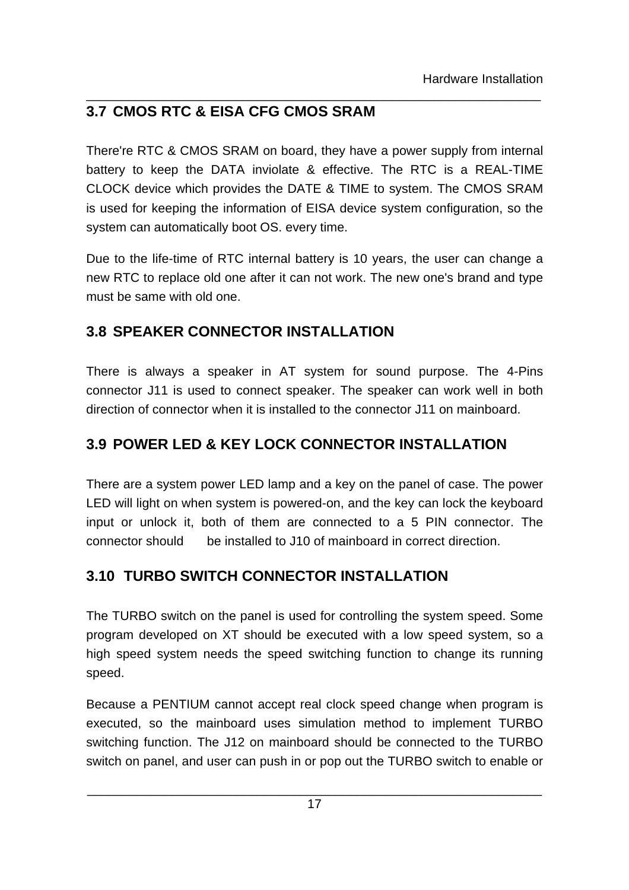## 3.7 CMOS RTC & EISA CFG CMOS SRAM

There're RTC & CMOS SRAM on board, they have a power supply from internal battery to keep the DATA inviolate & effective. The RTC is a REAL-TIME CLOCK device which provides the DATE & TIME to system. The CMOS SRAM is used for keeping the information of EISA device system configuration, so the system can automatically boot OS. every time.

Due to the life-time of RTC internal battery is 10 years, the user can change a new RTC to replace old one after it can not work. The new one's brand and type must be same with old one.

## 3.8 SPEAKER CONNECTOR INSTALLATION

There is always a speaker in AT system for sound purpose. The 4-Pins connector J11 is used to connect speaker. The speaker can work well in both direction of connector when it is installed to the connector J11 on mainboard.

## 3.9 POWER LED & KEY LOCK CONNECTOR INSTALLATION

There are a system power LED lamp and a key on the panel of case. The power LED will light on when system is powered-on, and the key can lock the keyboard input or unlock it, both of them are connected to a 5 PIN connector. The connector should be installed to J10 of mainboard in correct direction.

## 3.10 TURBO SWITCH CONNECTOR INSTALLATION

The TURBO switch on the panel is used for controlling the system speed. Some program developed on XT should be executed with a low speed system, so a high speed system needs the speed switching function to change its running speed.

Because a PENTIUM cannot accept real clock speed change when program is executed, so the mainboard uses simulation method to implement TURBO switching function. The J12 on mainboard should be connected to the TURBO switch on panel, and user can push in or pop out the TURBO switch to enable or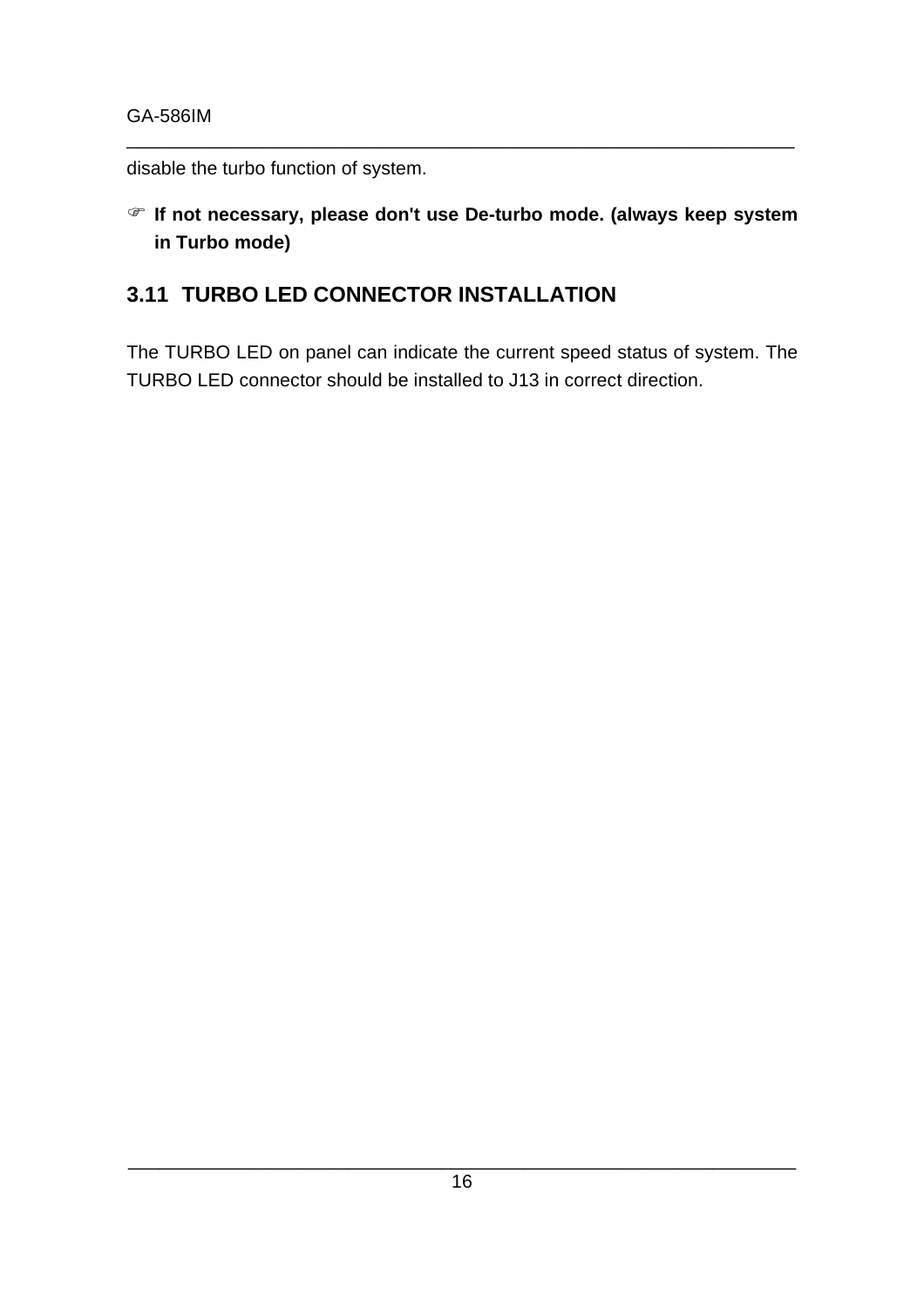disable the turbo function of system.

☞ **If not necessary, please don't use De-turbo mode. (always keep system in Turbo mode)**

## 3.11 TURBO LED CONNECTOR INSTALLATION

The TURBO LED on panel can indicate the current speed status of system. The TURBO LED connector should be installed to J13 in correct direction.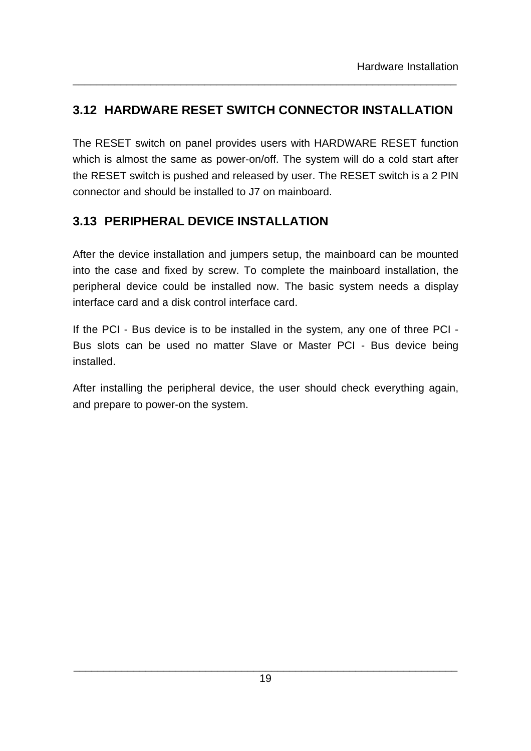## 3.12 HARDWARE RESET SWITCH CONNECTOR INSTALLATION

The RESET switch on panel provides users with HARDWARE RESET function which is almost the same as power-on/off. The system will do a cold start after the RESET switch is pushed and released by user. The RESET switch is a 2 PIN connector and should be installed to J7 on mainboard.

## 3.13 PERIPHERAL DEVICE INSTALLATION

After the device installation and jumpers setup, the mainboard can be mounted into the case and fixed by screw. To complete the mainboard installation, the peripheral device could be installed now. The basic system needs a display interface card and a disk control interface card.

If the PCI - Bus device is to be installed in the system, any one of three PCI - Bus slots can be used no matter Slave or Master PCI - Bus device being installed.

After installing the peripheral device, the user should check everything again, and prepare to power-on the system.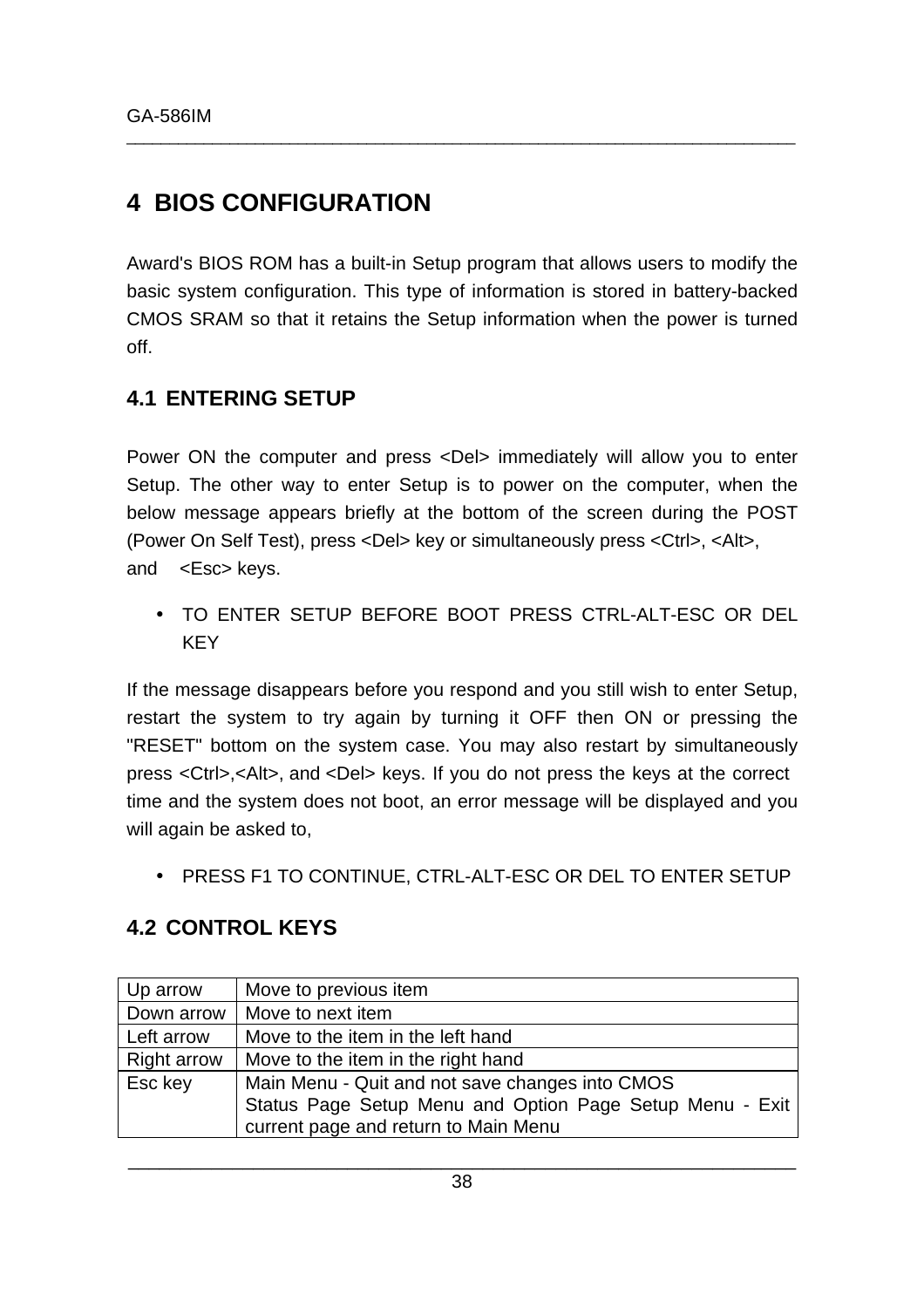# 4 BIOS CONFIGURATION

Award's BIOS ROM has a built-in Setup program that allows users to modify the basic system configuration. This type of information is stored in battery-backed CMOS SRAM so that it retains the Setup information when the power is turned off.

## 4.1 ENTERING SETUP

Power ON the computer and press <Del> immediately will allow you to enter Setup. The other way to enter Setup is to power on the computer, when the below message appears briefly at the bottom of the screen during the POST (Power On Self Test), press <Del> key or simultaneously press <Ctrl>, <Alt>, and <Esc> keys.

- TO ENTER SETUP BEFORE BOOT PRESS CTRL-ALT-ESC OR DEL KEY

If the message disappears before you respond and you still wish to enter Setup, restart the system to try again by turning it OFF then ON or pressing the "RESET" bottom on the system case. You may also restart by simultaneously press <Ctrl>,<Alt>, and <Del> keys. If you do not press the keys at the correct time and the system does not boot, an error message will be displayed and you will again be asked to,

- PRESS F1 TO CONTINUE, CTRL-ALT-ESC OR DEL TO ENTER SETUP

## 4.2 CONTROL KEYS

| | |
|---|---|
| Up arrow | Move to previous item |
| Down arrow | Move to next item |
| Left arrow | Move to the item in the left hand |
| Right arrow | Move to the item in the right hand |
| Esc key | Main Menu - Quit and not save changes into CMOS<br>Status Page Setup Menu and Option Page Setup Menu - Exit current page and return to Main Menu |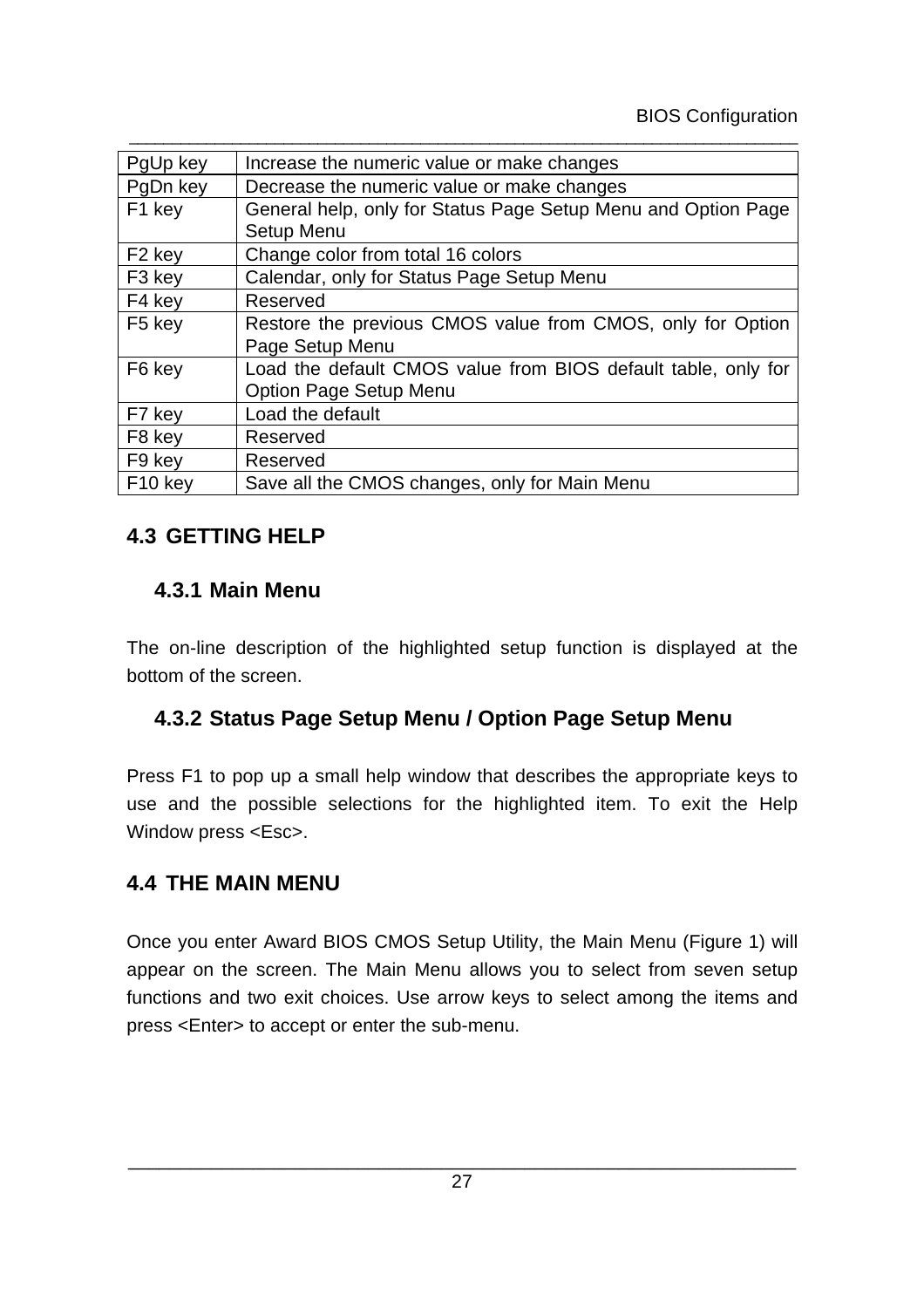| | |
|---|---|
| PgUp key | Increase the numeric value or make changes |
| PgDn key | Decrease the numeric value or make changes |
| F1 key | General help, only for Status Page Setup Menu and Option Page Setup Menu |
| F2 key | Change color from total 16 colors |
| F3 key | Calendar, only for Status Page Setup Menu |
| F4 key | Reserved |
| F5 key | Restore the previous CMOS value from CMOS, only for Option Page Setup Menu |
| F6 key | Load the default CMOS value from BIOS default table, only for Option Page Setup Menu |
| F7 key | Load the default |
| F8 key | Reserved |
| F9 key | Reserved |
| F10 key | Save all the CMOS changes, only for Main Menu |

## 4.3 GETTING HELP

### 4.3.1 Main Menu

The on-line description of the highlighted setup function is displayed at the bottom of the screen.

### 4.3.2 Status Page Setup Menu / Option Page Setup Menu

Press F1 to pop up a small help window that describes the appropriate keys to use and the possible selections for the highlighted item. To exit the Help Window press <Esc>.

## 4.4 THE MAIN MENU

Once you enter Award BIOS CMOS Setup Utility, the Main Menu (Figure 1) will appear on the screen. The Main Menu allows you to select from seven setup functions and two exit choices. Use arrow keys to select among the items and press <Enter> to accept or enter the sub-menu.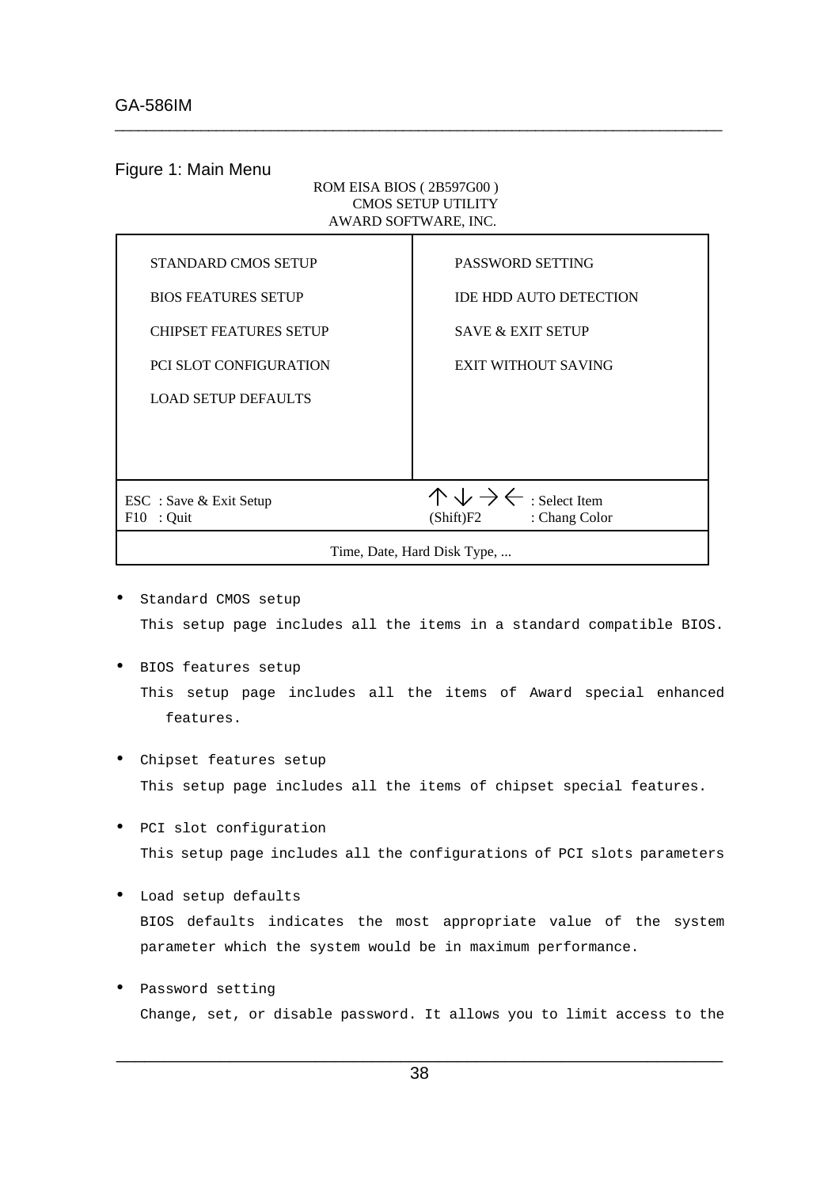Figure 1: Main Menu

ROM EISA BIOS ( 2B597G00 )
CMOS SETUP UTILITY
AWARD SOFTWARE, INC.

| | |
|---|---|
| STANDARD CMOS SETUP | PASSWORD SETTING |
| BIOS FEATURES SETUP | IDE HDD AUTO DETECTION |
| CHIPSET FEATURES SETUP | SAVE & EXIT SETUP |
| PCI SLOT CONFIGURATION | EXIT WITHOUT SAVING |
| LOAD SETUP DEFAULTS | |
| ESC : Save & Exit Setup<br>F10 : Quit | ↑ ↓ → ← : Select Item<br>(Shift)F2 : Chang Color |
| Time, Date, Hard Disk Type, ... | |

- Standard CMOS setup
  This setup page includes all the items in a standard compatible BIOS.

- BIOS features setup
  This setup page includes all the items of Award special enhanced features.

- Chipset features setup
  This setup page includes all the items of chipset special features.

- PCI slot configuration
  This setup page includes all the configurations of PCI slots parameters

- Load setup defaults
  BIOS defaults indicates the most appropriate value of the system parameter which the system would be in maximum performance.

- Password setting
  Change, set, or disable password. It allows you to limit access to the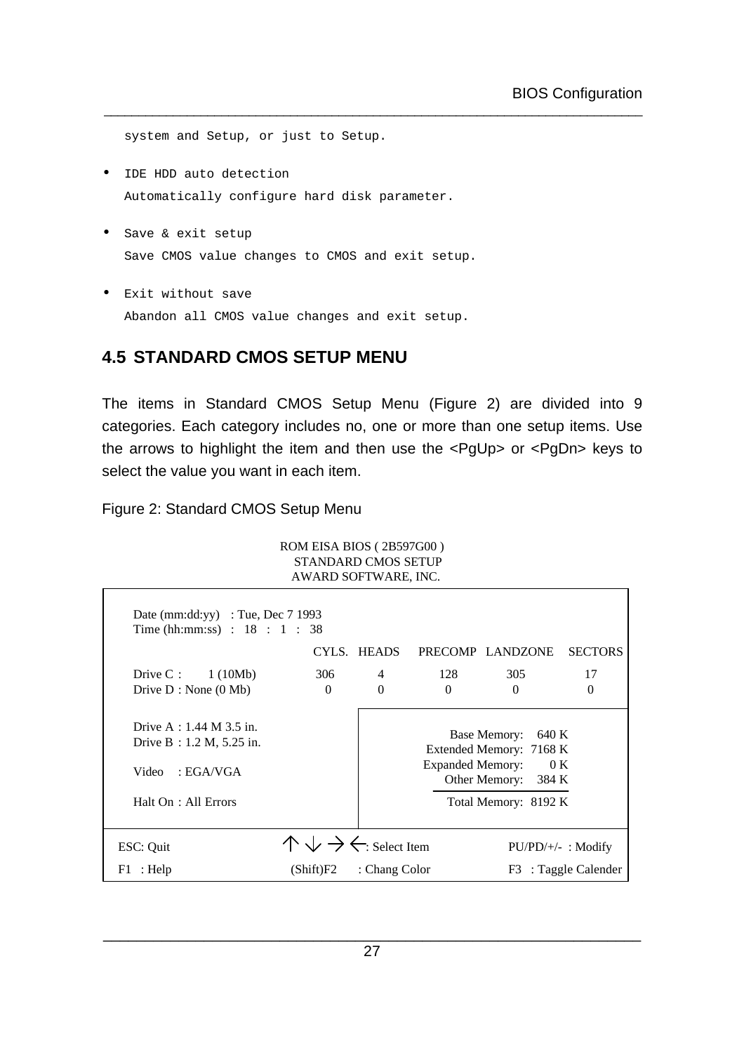system and Setup, or just to Setup.

- IDE HDD auto detection
  Automatically configure hard disk parameter.

- Save & exit setup
  Save CMOS value changes to CMOS and exit setup.

- Exit without save
  Abandon all CMOS value changes and exit setup.

## 4.5 STANDARD CMOS SETUP MENU

The items in Standard CMOS Setup Menu (Figure 2) are divided into 9 categories. Each category includes no, one or more than one setup items. Use the arrows to highlight the item and then use the <PgUp> or <PgDn> keys to select the value you want in each item.

Figure 2: Standard CMOS Setup Menu

```
                         ROM EISA BIOS ( 2B597G00 )
                           STANDARD CMOS SETUP
                          AWARD SOFTWARE, INC.

  Date (mm:dd:yy)   : Tue, Dec 7 1993
  Time (hh:mm:ss)  :  18  :  1  :  38

                               CYLS.  HEADS   PRECOMP  LANDZONE   SECTORS

  Drive C :      1 (10Mb)       306     4        128       305        17
  Drive D : None (0 Mb)           0     0          0         0         0

  Drive A : 1.44 M 3.5 in.                   Base Memory:    640 K
  Drive B : 1.2 M, 5.25 in.              Extended Memory:   7168 K
                                         Expanded Memory:      0 K
  Video   : EGA/VGA                         Other Memory:    384 K

  Halt On : All Errors                      Total Memory:   8192 K

ESC: Quit         ↑ ↓ → ← : Select Item           PU/PD/+/-  : Modify
F1  : Help        (Shift)F2   : Chang Color        F3  : Taggle Calender
```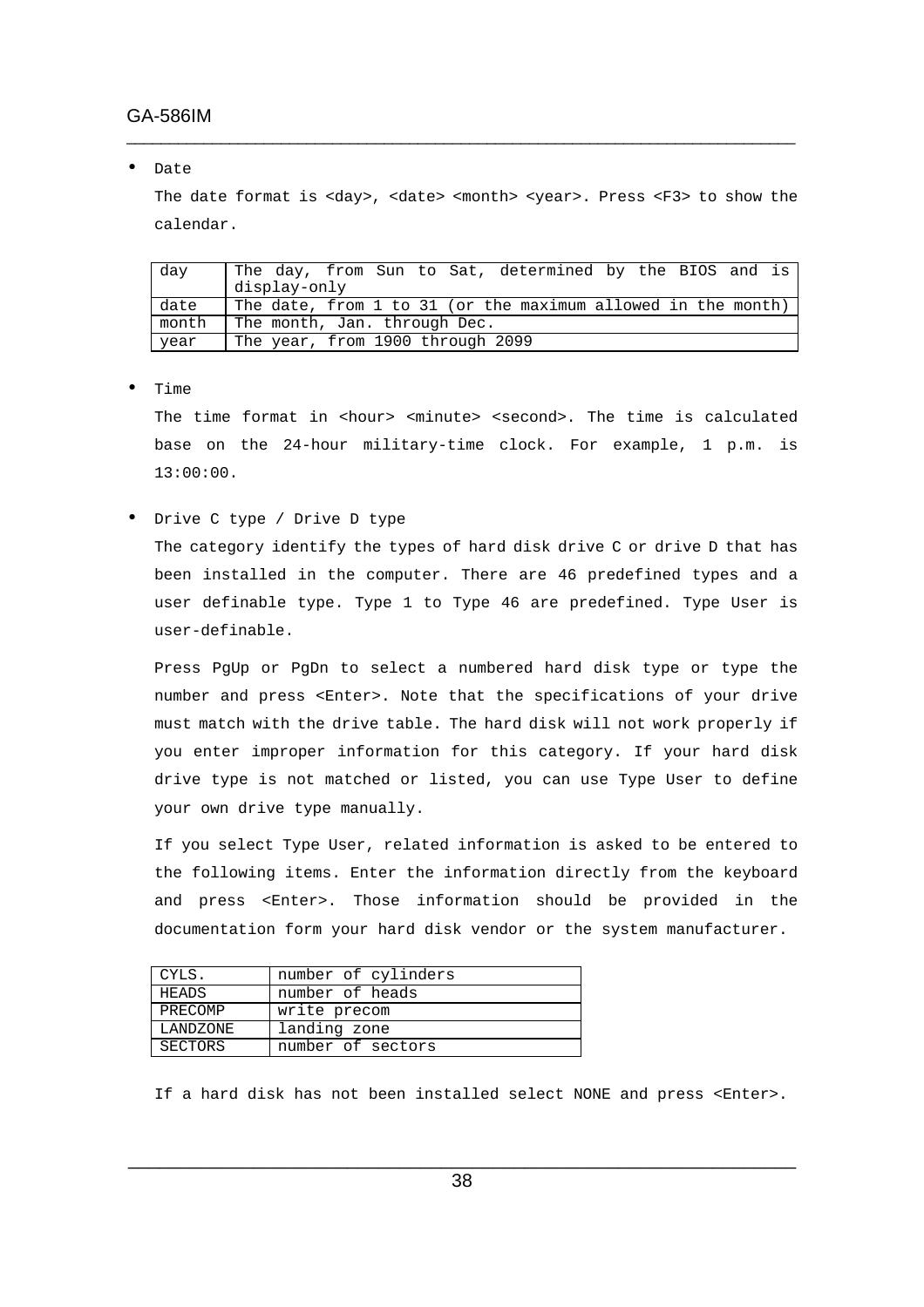- Date

  The date format is <day>, <date> <month> <year>. Press <F3> to show the calendar.

| | |
|---|---|
| day | The day, from Sun to Sat, determined by the BIOS and is display-only |
| date | The date, from 1 to 31 (or the maximum allowed in the month) |
| month | The month, Jan. through Dec. |
| year | The year, from 1900 through 2099 |

- Time

  The time format in <hour> <minute> <second>. The time is calculated base on the 24-hour military-time clock. For example, 1 p.m. is 13:00:00.

- Drive C type / Drive D type

  The category identify the types of hard disk drive C or drive D that has been installed in the computer. There are 46 predefined types and a user definable type. Type 1 to Type 46 are predefined. Type User is user-definable.

  Press PgUp or PgDn to select a numbered hard disk type or type the number and press <Enter>. Note that the specifications of your drive must match with the drive table. The hard disk will not work properly if you enter improper information for this category. If your hard disk drive type is not matched or listed, you can use Type User to define your own drive type manually.

  If you select Type User, related information is asked to be entered to the following items. Enter the information directly from the keyboard and press <Enter>. Those information should be provided in the documentation form your hard disk vendor or the system manufacturer.

| | |
|---|---|
| CYLS. | number of cylinders |
| HEADS | number of heads |
| PRECOMP | write precom |
| LANDZONE | landing zone |
| SECTORS | number of sectors |

  If a hard disk has not been installed select NONE and press <Enter>.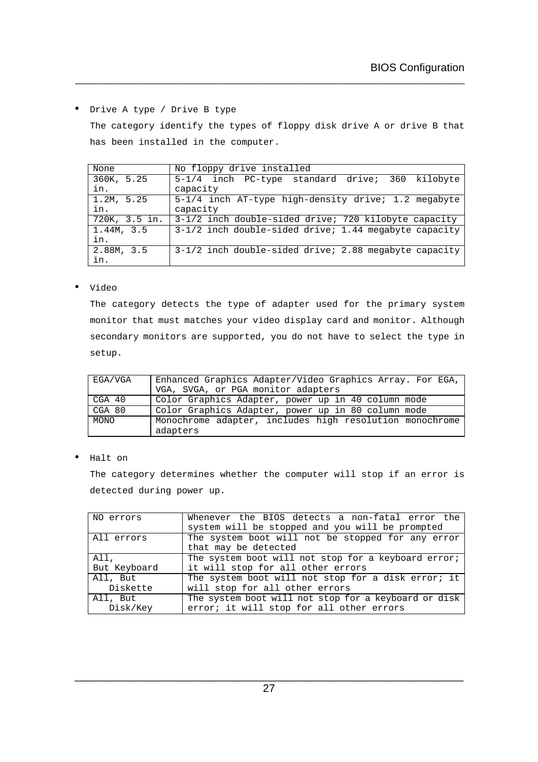- Drive A type / Drive B type

  The category identify the types of floppy disk drive A or drive B that has been installed in the computer.

| | |
|---|---|
| None | No floppy drive installed |
| 360K, 5.25 in. | 5-1/4 inch PC-type standard drive; 360 kilobyte capacity |
| 1.2M, 5.25 in. | 5-1/4 inch AT-type high-density drive; 1.2 megabyte capacity |
| 720K, 3.5 in. | 3-1/2 inch double-sided drive; 720 kilobyte capacity |
| 1.44M, 3.5 in. | 3-1/2 inch double-sided drive; 1.44 megabyte capacity |
| 2.88M, 3.5 in. | 3-1/2 inch double-sided drive; 2.88 megabyte capacity |

- Video

  The category detects the type of adapter used for the primary system monitor that must matches your video display card and monitor. Although secondary monitors are supported, you do not have to select the type in setup.

| | |
|---|---|
| EGA/VGA | Enhanced Graphics Adapter/Video Graphics Array. For EGA, VGA, SVGA, or PGA monitor adapters |
| CGA 40 | Color Graphics Adapter, power up in 40 column mode |
| CGA 80 | Color Graphics Adapter, power up in 80 column mode |
| MONO | Monochrome adapter, includes high resolution monochrome adapters |

- Halt on

  The category determines whether the computer will stop if an error is detected during power up.

| | |
|---|---|
| NO errors | Whenever the BIOS detects a non-fatal error the system will be stopped and you will be prompted |
| All errors | The system boot will not be stopped for any error that may be detected |
| All, But Keyboard | The system boot will not stop for a keyboard error; it will stop for all other errors |
| All, But Diskette | The system boot will not stop for a disk error; it will stop for all other errors |
| All, But Disk/Key | The system boot will not stop for a keyboard or disk error; it will stop for all other errors |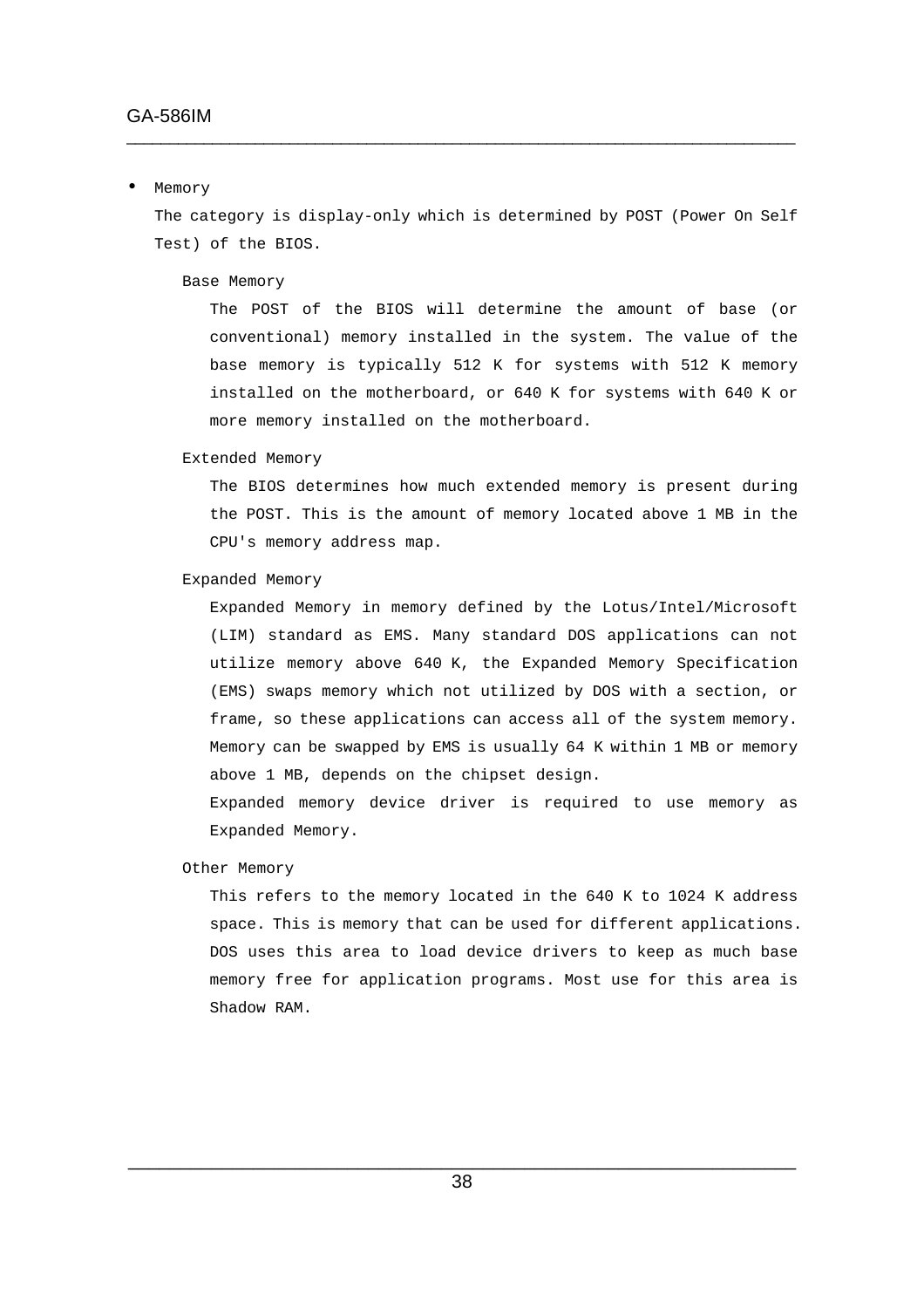- Memory

  The category is display-only which is determined by POST (Power On Self Test) of the BIOS.

  Base Memory

  The POST of the BIOS will determine the amount of base (or conventional) memory installed in the system. The value of the base memory is typically 512 K for systems with 512 K memory installed on the motherboard, or 640 K for systems with 640 K or more memory installed on the motherboard.

  Extended Memory

  The BIOS determines how much extended memory is present during the POST. This is the amount of memory located above 1 MB in the CPU's memory address map.

  Expanded Memory

  Expanded Memory in memory defined by the Lotus/Intel/Microsoft (LIM) standard as EMS. Many standard DOS applications can not utilize memory above 640 K, the Expanded Memory Specification (EMS) swaps memory which not utilized by DOS with a section, or frame, so these applications can access all of the system memory. Memory can be swapped by EMS is usually 64 K within 1 MB or memory above 1 MB, depends on the chipset design.

  Expanded memory device driver is required to use memory as Expanded Memory.

  Other Memory

  This refers to the memory located in the 640 K to 1024 K address space. This is memory that can be used for different applications. DOS uses this area to load device drivers to keep as much base memory free for application programs. Most use for this area is Shadow RAM.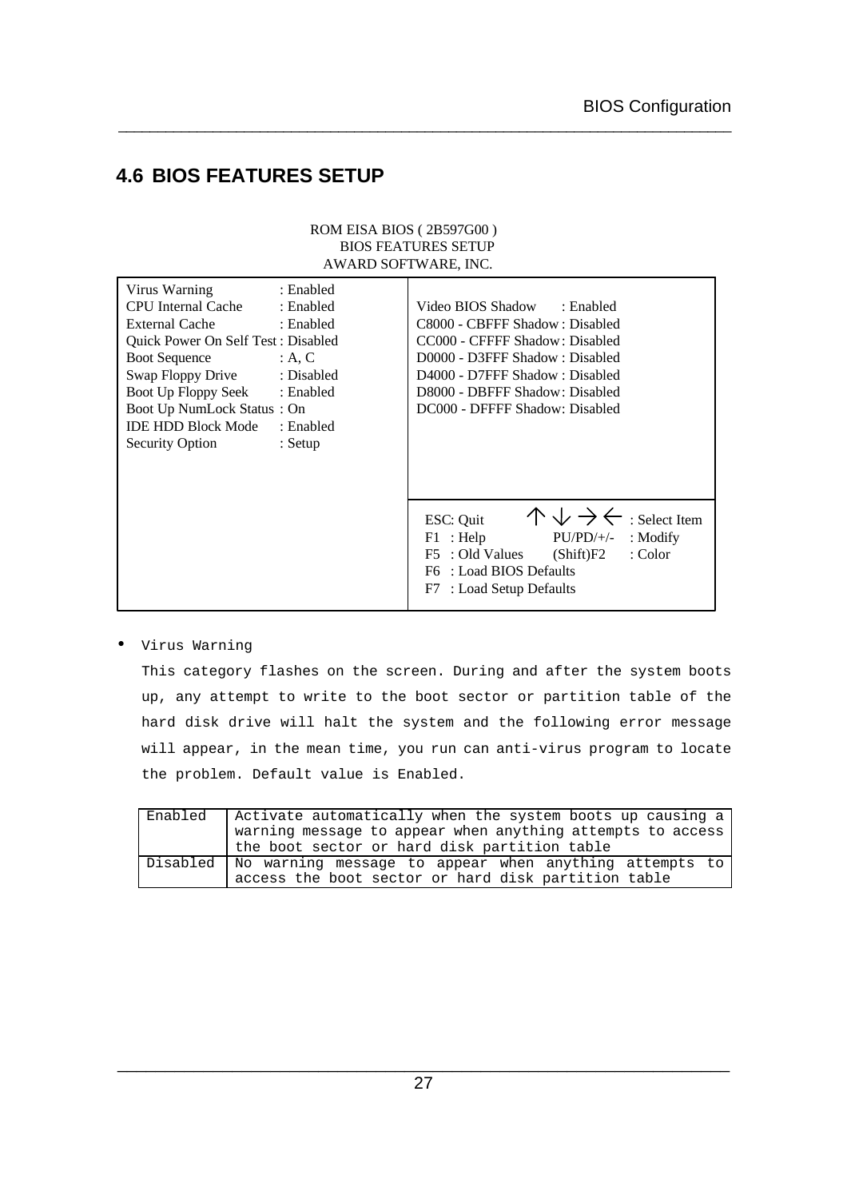## 4.6 BIOS FEATURES SETUP

```
ROM EISA BIOS ( 2B597G00 )
BIOS FEATURES SETUP
AWARD SOFTWARE, INC.

Virus Warning              : Enabled
CPU Internal Cache         : Enabled       Video BIOS Shadow      : Enabled
External Cache             : Enabled       C8000 - CBFFF Shadow : Disabled
Quick Power On Self Test : Disabled        CC000 - CFFFF Shadow: Disabled
Boot Sequence              : A, C          D0000 - D3FFF Shadow : Disabled
Swap Floppy Drive          : Disabled      D4000 - D7FFF Shadow : Disabled
Boot Up Floppy Seek        : Enabled       D8000 - DBFFF Shadow: Disabled
Boot Up NumLock Status : On                DC000 - DFFFF Shadow: Disabled
IDE HDD Block Mode         : Enabled
Security Option            : Setup

                                           ESC: Quit      ↑ ↓ → ← : Select Item
                                           F1  : Help          PU/PD/+/-   : Modify
                                           F5  : Old Values    (Shift)F2   : Color
                                           F6  : Load BIOS Defaults
                                           F7  : Load Setup Defaults
```

- Virus Warning

  This category flashes on the screen. During and after the system boots up, any attempt to write to the boot sector or partition table of the hard disk drive will halt the system and the following error message will appear, in the mean time, you run can anti-virus program to locate the problem. Default value is Enabled.

| | |
|---|---|
| Enabled | Activate automatically when the system boots up causing a warning message to appear when anything attempts to access the boot sector or hard disk partition table |
| Disabled | No warning message to appear when anything attempts to access the boot sector or hard disk partition table |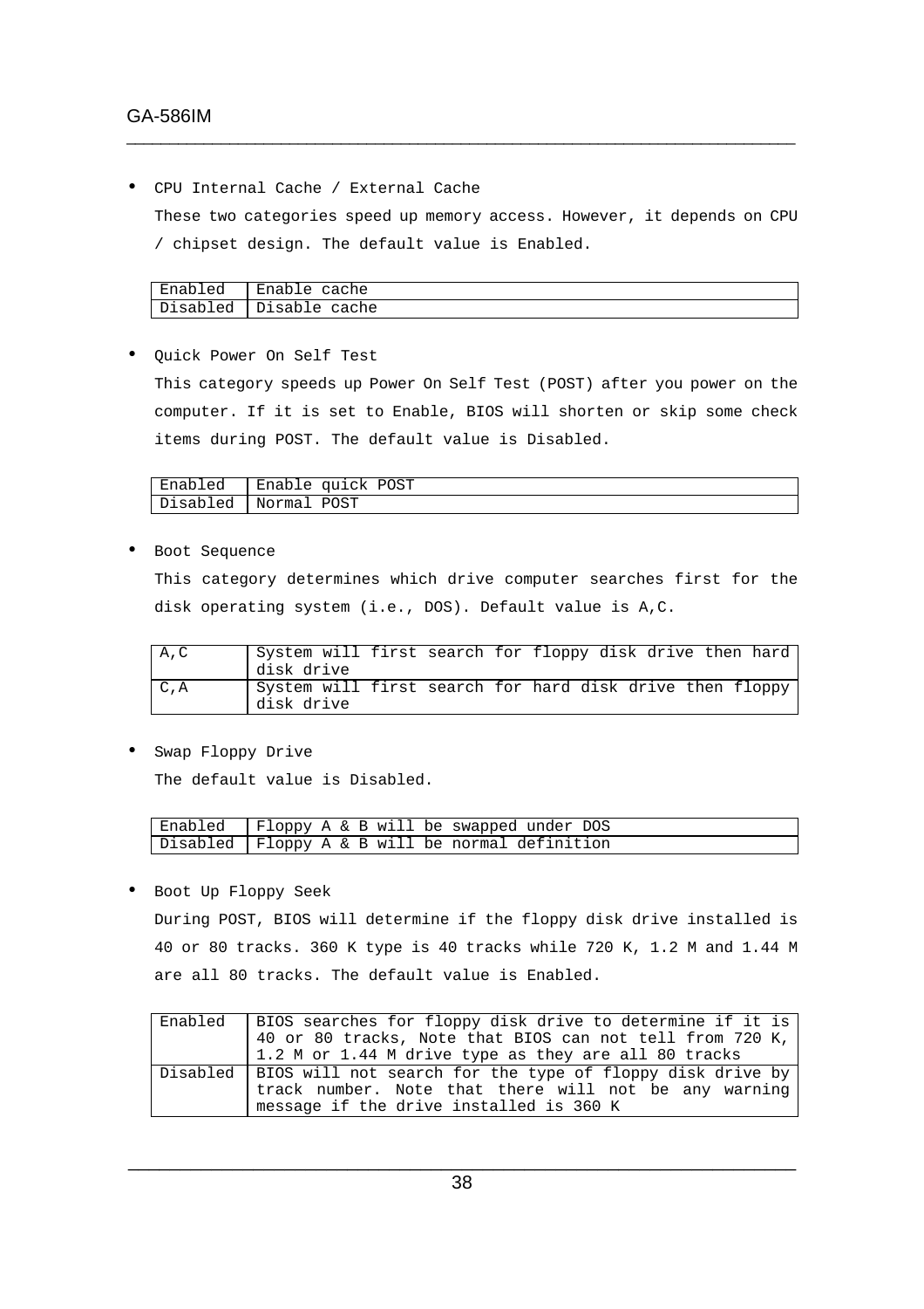- CPU Internal Cache / External Cache

  These two categories speed up memory access. However, it depends on CPU / chipset design. The default value is Enabled.

| | |
|---|---|
| Enabled | Enable cache |
| Disabled | Disable cache |

- Quick Power On Self Test

  This category speeds up Power On Self Test (POST) after you power on the computer. If it is set to Enable, BIOS will shorten or skip some check items during POST. The default value is Disabled.

| | |
|---|---|
| Enabled | Enable quick POST |
| Disabled | Normal POST |

- Boot Sequence

  This category determines which drive computer searches first for the disk operating system (i.e., DOS). Default value is A,C.

| | |
|---|---|
| A,C | System will first search for floppy disk drive then hard disk drive |
| C,A | System will first search for hard disk drive then floppy disk drive |

- Swap Floppy Drive

  The default value is Disabled.

| | |
|---|---|
| Enabled | Floppy A & B will be swapped under DOS |
| Disabled | Floppy A & B will be normal definition |

- Boot Up Floppy Seek

  During POST, BIOS will determine if the floppy disk drive installed is 40 or 80 tracks. 360 K type is 40 tracks while 720 K, 1.2 M and 1.44 M are all 80 tracks. The default value is Enabled.

| | |
|---|---|
| Enabled | BIOS searches for floppy disk drive to determine if it is 40 or 80 tracks, Note that BIOS can not tell from 720 K, 1.2 M or 1.44 M drive type as they are all 80 tracks |
| Disabled | BIOS will not search for the type of floppy disk drive by track number. Note that there will not be any warning message if the drive installed is 360 K |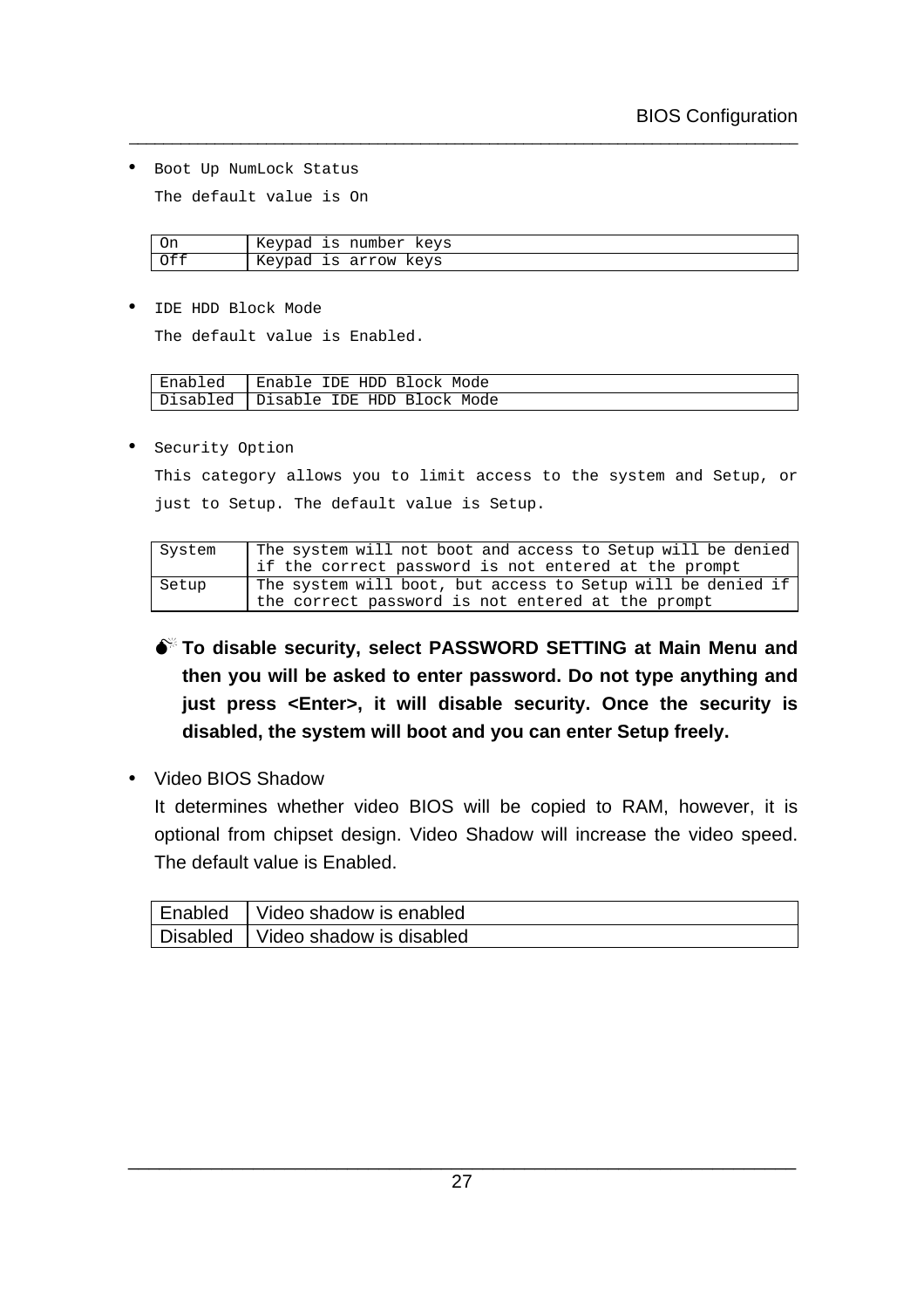- Boot Up NumLock Status

  The default value is On

| | |
|---|---|
| On | Keypad is number keys |
| Off | Keypad is arrow keys |

- IDE HDD Block Mode

  The default value is Enabled.

| | |
|---|---|
| Enabled | Enable IDE HDD Block Mode |
| Disabled | Disable IDE HDD Block Mode |

- Security Option

  This category allows you to limit access to the system and Setup, or just to Setup. The default value is Setup.

| | |
|---|---|
| System | The system will not boot and access to Setup will be denied if the correct password is not entered at the prompt |
| Setup | The system will boot, but access to Setup will be denied if the correct password is not entered at the prompt |

**To disable security, select PASSWORD SETTING at Main Menu and then you will be asked to enter password. Do not type anything and just press <Enter>, it will disable security. Once the security is disabled, the system will boot and you can enter Setup freely.**

- Video BIOS Shadow

  It determines whether video BIOS will be copied to RAM, however, it is optional from chipset design. Video Shadow will increase the video speed. The default value is Enabled.

| | |
|---|---|
| Enabled | Video shadow is enabled |
| Disabled | Video shadow is disabled |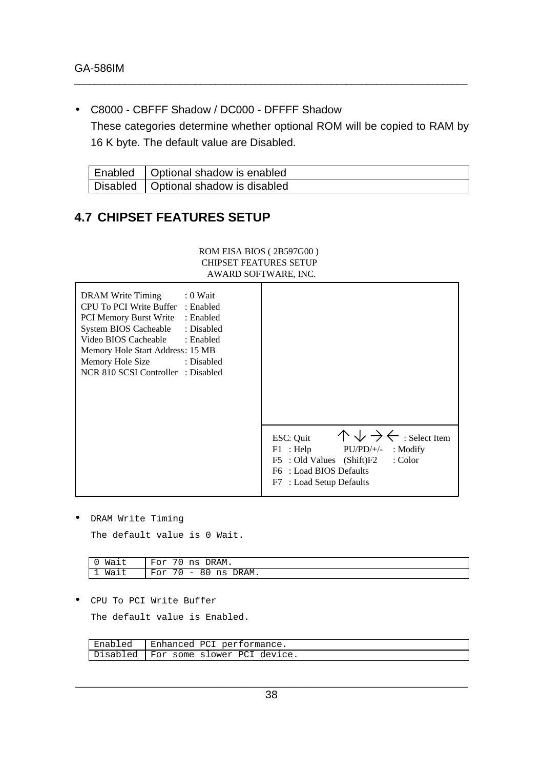- C8000 - CBFFF Shadow / DC000 - DFFFF Shadow

  These categories determine whether optional ROM will be copied to RAM by 16 K byte. The default value are Disabled.

| | |
|---|---|
| Enabled | Optional shadow is enabled |
| Disabled | Optional shadow is disabled |

## 4.7 CHIPSET FEATURES SETUP

```
ROM EISA BIOS ( 2B597G00 )
CHIPSET FEATURES SETUP
AWARD SOFTWARE, INC.

DRAM Write Timing             : 0 Wait
CPU To PCI Write Buffer       : Enabled
PCI Memory Burst Write        : Enabled
System BIOS Cacheable         : Disabled
Video BIOS Cacheable          : Enabled
Memory Hole Start Address     : 15 MB
Memory Hole Size              : Disabled
NCR 810 SCSI Controller       : Disabled

ESC: Quit          ↑ ↓ → ←  : Select Item
F1  : Help         PU/PD/+/-  : Modify
F5  : Old Values   (Shift)F2  : Color
F6  : Load BIOS Defaults
F7  : Load Setup Defaults
```

- DRAM Write Timing

  The default value is 0 Wait.

| | |
|---|---|
| 0 Wait | For 70 ns DRAM. |
| 1 Wait | For 70 - 80 ns DRAM. |

- CPU To PCI Write Buffer

  The default value is Enabled.

| | |
|---|---|
| Enabled | Enhanced PCI performance. |
| Disabled | For some slower PCI device. |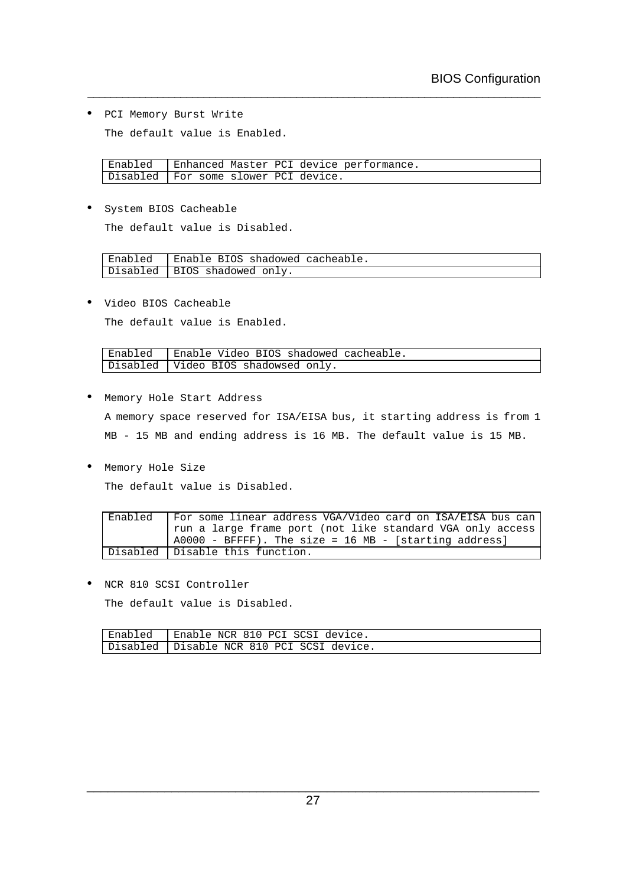- PCI Memory Burst Write

  The default value is Enabled.

| | |
|---|---|
| Enabled | Enhanced Master PCI device performance. |
| Disabled | For some slower PCI device. |

- System BIOS Cacheable

  The default value is Disabled.

| | |
|---|---|
| Enabled | Enable BIOS shadowed cacheable. |
| Disabled | BIOS shadowed only. |

- Video BIOS Cacheable

  The default value is Enabled.

| | |
|---|---|
| Enabled | Enable Video BIOS shadowed cacheable. |
| Disabled | Video BIOS shadowsed only. |

- Memory Hole Start Address

  A memory space reserved for ISA/EISA bus, it starting address is from 1 MB - 15 MB and ending address is 16 MB. The default value is 15 MB.

- Memory Hole Size

  The default value is Disabled.

| | |
|---|---|
| Enabled | For some linear address VGA/Video card on ISA/EISA bus can run a large frame port (not like standard VGA only access A0000 - BFFFF). The size = 16 MB - [starting address] |
| Disabled | Disable this function. |

- NCR 810 SCSI Controller

  The default value is Disabled.

| | |
|---|---|
| Enabled | Enable NCR 810 PCI SCSI device. |
| Disabled | Disable NCR 810 PCI SCSI device. |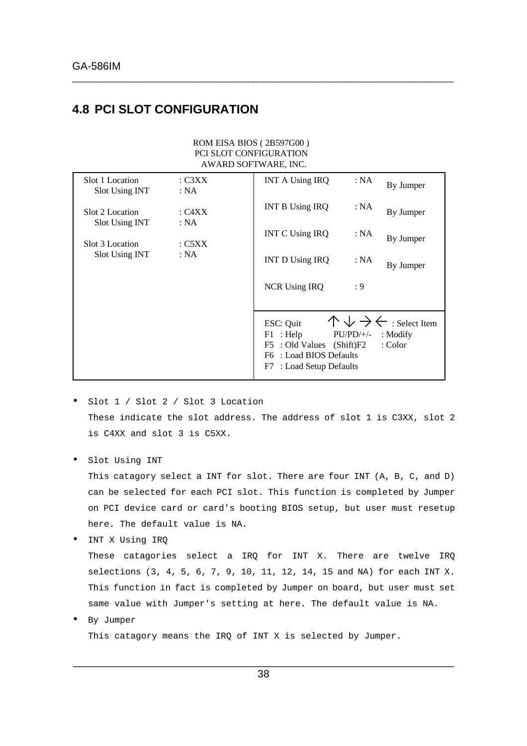## 4.8 PCI SLOT CONFIGURATION

ROM EISA BIOS ( 2B597G00 )
PCI SLOT CONFIGURATION
AWARD SOFTWARE, INC.

```
Slot 1 Location       : C3XX     INT A Using IRQ     : NA    By Jumper
   Slot Using INT     : NA
                                 INT B Using IRQ     : NA    By Jumper
Slot 2 Location       : C4XX
   Slot Using INT     : NA       INT C Using IRQ     : NA    By Jumper
Slot 3 Location       : C5XX
   Slot Using INT     : NA       INT D Using IRQ     : NA    By Jumper

                                 NCR Using IRQ       : 9

                                 ESC: Quit       ↑ ↓ → ← : Select Item
                                 F1  : Help        PU/PD/+/-  : Modify
                                 F5  : Old Values  (Shift)F2  : Color
                                 F6  : Load BIOS Defaults
                                 F7  : Load Setup Defaults
```

- Slot 1 / Slot 2 / Slot 3 Location

  These indicate the slot address. The address of slot 1 is C3XX, slot 2 is C4XX and slot 3 is C5XX.

- Slot Using INT

  This catagory select a INT for slot. There are four INT (A, B, C, and D) can be selected for each PCI slot. This function is completed by Jumper on PCI device card or card's booting BIOS setup, but user must resetup here. The default value is NA.

- INT X Using IRQ

  These catagories select a IRQ for INT X. There are twelve IRQ selections (3, 4, 5, 6, 7, 9, 10, 11, 12, 14, 15 and NA) for each INT X. This function in fact is completed by Jumper on board, but user must set same value with Jumper's setting at here. The default value is NA.

- By Jumper

  This catagory means the IRQ of INT X is selected by Jumper.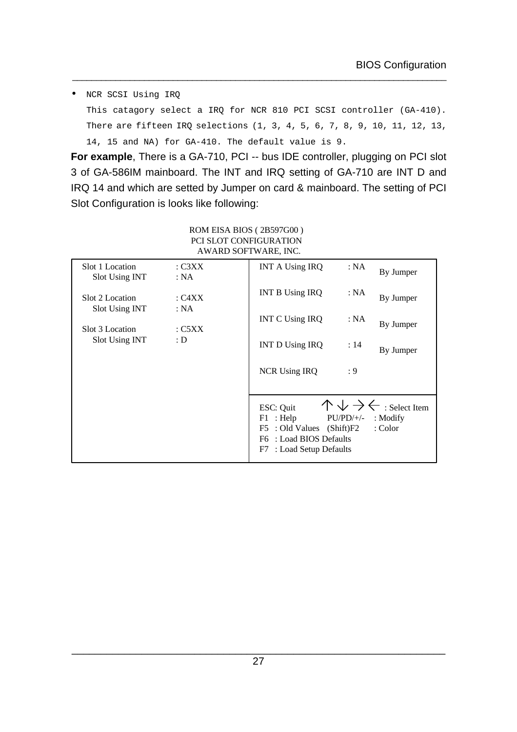- NCR SCSI Using IRQ

  This catagory select a IRQ for NCR 810 PCI SCSI controller (GA-410). There are fifteen IRQ selections (1, 3, 4, 5, 6, 7, 8, 9, 10, 11, 12, 13, 14, 15 and NA) for GA-410. The default value is 9.

**For example**, There is a GA-710, PCI -- bus IDE controller, plugging on PCI slot 3 of GA-586IM mainboard. The INT and IRQ setting of GA-710 are INT D and IRQ 14 and which are setted by Jumper on card & mainboard. The setting of PCI Slot Configuration is looks like following:

ROM EISA BIOS ( 2B597G00 )
PCI SLOT CONFIGURATION
AWARD SOFTWARE, INC.

| | | | | |
|---|---|---|---|---|
| Slot 1 Location | : C3XX | INT A Using IRQ | : NA | By Jumper |
| Slot Using INT | : NA | | | |
| Slot 2 Location | : C4XX | INT B Using IRQ | : NA | By Jumper |
| Slot Using INT | : NA | | | |
| Slot 3 Location | : C5XX | INT C Using IRQ | : NA | By Jumper |
| Slot Using INT | : D | INT D Using IRQ | : 14 | By Jumper |
| | | NCR Using IRQ | : 9 | |

ESC: Quit ↑ ↓ → ← : Select Item
F1 : Help PU/PD/+/- : Modify
F5 : Old Values (Shift)F2 : Color
F6 : Load BIOS Defaults
F7 : Load Setup Defaults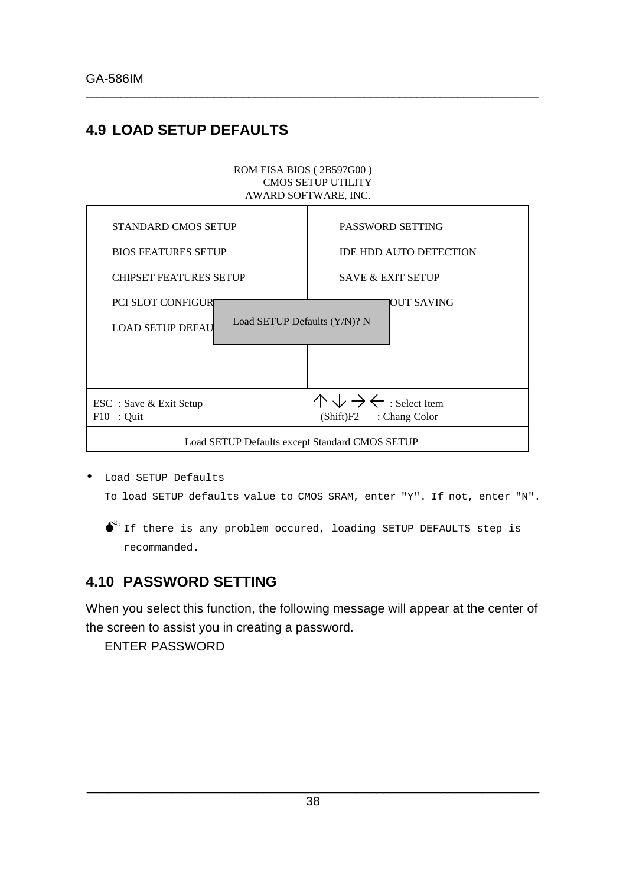## 4.9 LOAD SETUP DEFAULTS

```
                    ROM EISA BIOS ( 2B597G00 )
                        CMOS SETUP UTILITY
                       AWARD SOFTWARE, INC.

   STANDARD CMOS SETUP              PASSWORD SETTING

   BIOS FEATURES SETUP              IDE HDD AUTO DETECTION

   CHIPSET FEATURES SETUP           SAVE & EXIT SETUP

   PCI SLOT CONFIGUR                        OUT SAVING
                   Load SETUP Defaults (Y/N)? N
   LOAD SETUP DEFAU

 ESC  : Save & Exit Setup            ↑ ↓ → ←  : Select Item
 F10  : Quit                         (Shift)F2   : Chang Color

            Load SETUP Defaults except Standard CMOS SETUP
```

- Load SETUP Defaults

  To load SETUP defaults value to CMOS SRAM, enter "Y". If not, enter "N".

  If there is any problem occured, loading SETUP DEFAULTS step is recommanded.

## 4.10 PASSWORD SETTING

When you select this function, the following message will appear at the center of the screen to assist you in creating a password.

ENTER PASSWORD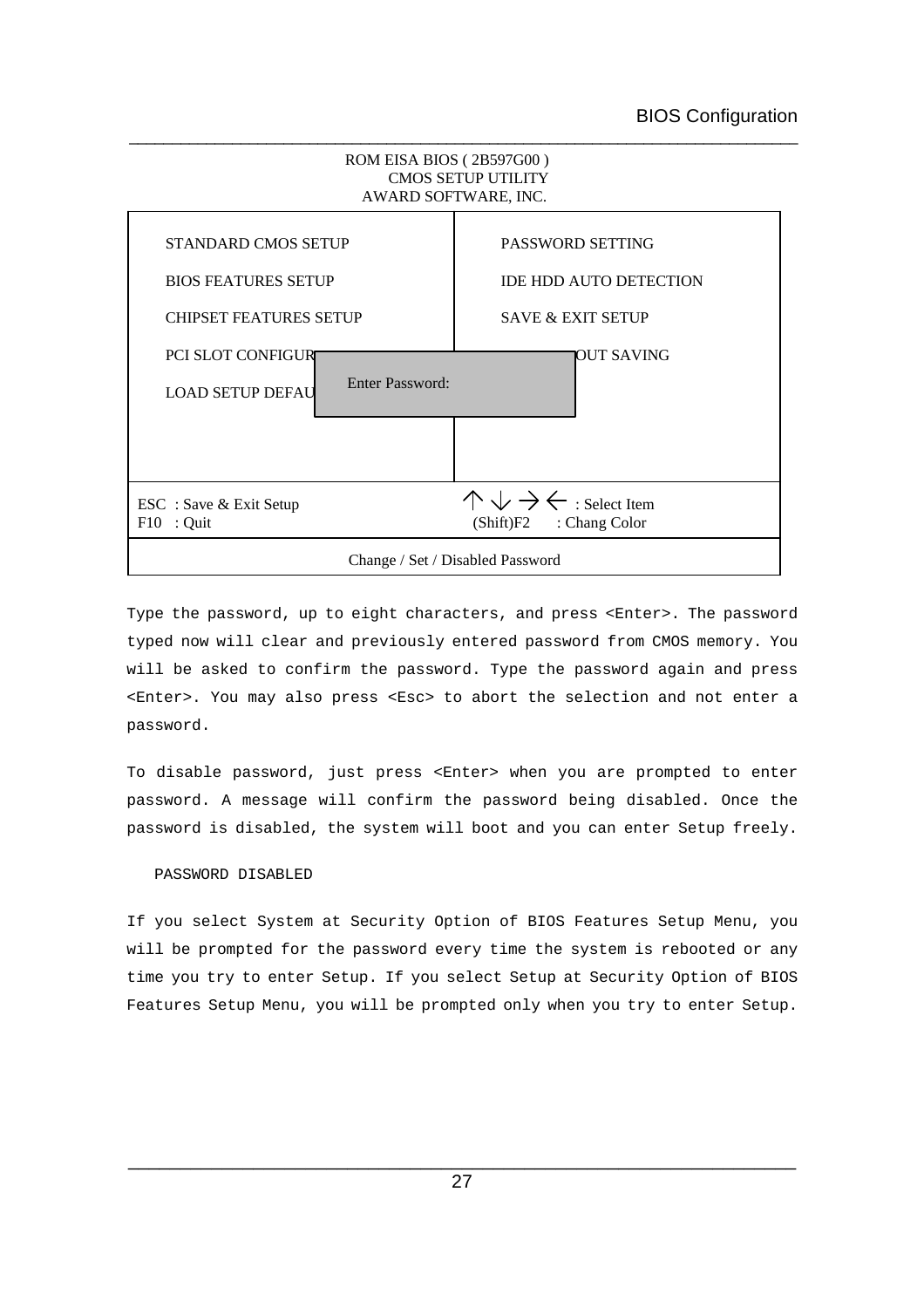```
ROM EISA BIOS ( 2B597G00 )
CMOS SETUP UTILITY
AWARD SOFTWARE, INC.

STANDARD CMOS SETUP            PASSWORD SETTING
BIOS FEATURES SETUP            IDE HDD AUTO DETECTION
CHIPSET FEATURES SETUP         SAVE & EXIT SETUP
PCI SLOT CONFIGUR                          OUT SAVING
LOAD SETUP DEFAU   Enter Password:

ESC  : Save & Exit Setup       ↑ ↓ → ← : Select Item
F10  : Quit                    (Shift)F2   : Chang Color

Change / Set / Disabled Password
```

Type the password, up to eight characters, and press <Enter>. The password typed now will clear and previously entered password from CMOS memory. You will be asked to confirm the password. Type the password again and press <Enter>. You may also press <Esc> to abort the selection and not enter a password.

To disable password, just press <Enter> when you are prompted to enter password. A message will confirm the password being disabled. Once the password is disabled, the system will boot and you can enter Setup freely.

PASSWORD DISABLED

If you select System at Security Option of BIOS Features Setup Menu, you will be prompted for the password every time the system is rebooted or any time you try to enter Setup. If you select Setup at Security Option of BIOS Features Setup Menu, you will be prompted only when you try to enter Setup.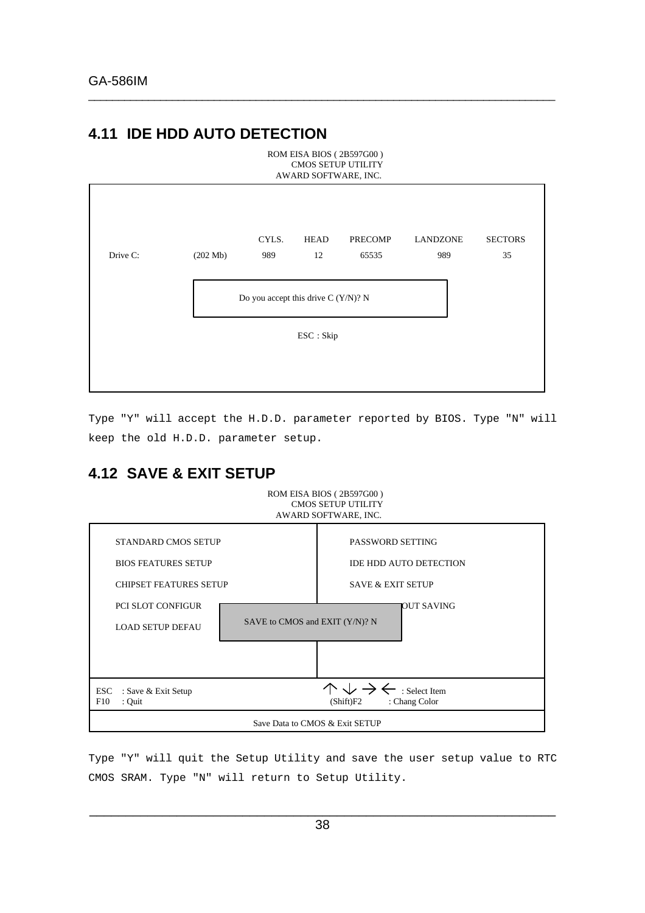## 4.11 IDE HDD AUTO DETECTION

```
                         ROM EISA BIOS ( 2B597G00 )
                            CMOS SETUP UTILITY
                           AWARD SOFTWARE, INC.

                      CYLS.   HEAD   PRECOMP   LANDZONE   SECTORS
Drive C:   (202 Mb)   989     12     65535     989        35

           Do you accept this drive C (Y/N)? N

                       ESC : Skip
```

Type "Y" will accept the H.D.D. parameter reported by BIOS. Type "N" will keep the old H.D.D. parameter setup.

## 4.12 SAVE & EXIT SETUP

```
                         ROM EISA BIOS ( 2B597G00 )
                            CMOS SETUP UTILITY
                           AWARD SOFTWARE, INC.

STANDARD CMOS SETUP                    PASSWORD SETTING
BIOS FEATURES SETUP                    IDE HDD AUTO DETECTION
CHIPSET FEATURES SETUP                 SAVE & EXIT SETUP
PCI SLOT CONFIGUR                                 OUT SAVING
LOAD SETUP DEFAU   SAVE to CMOS and EXIT (Y/N)? N

ESC   : Save & Exit Setup              ↑ ↓ → ←  : Select Item
F10   : Quit                           (Shift)F2 : Chang Color

                      Save Data to CMOS & Exit SETUP
```

Type "Y" will quit the Setup Utility and save the user setup value to RTC CMOS SRAM. Type "N" will return to Setup Utility.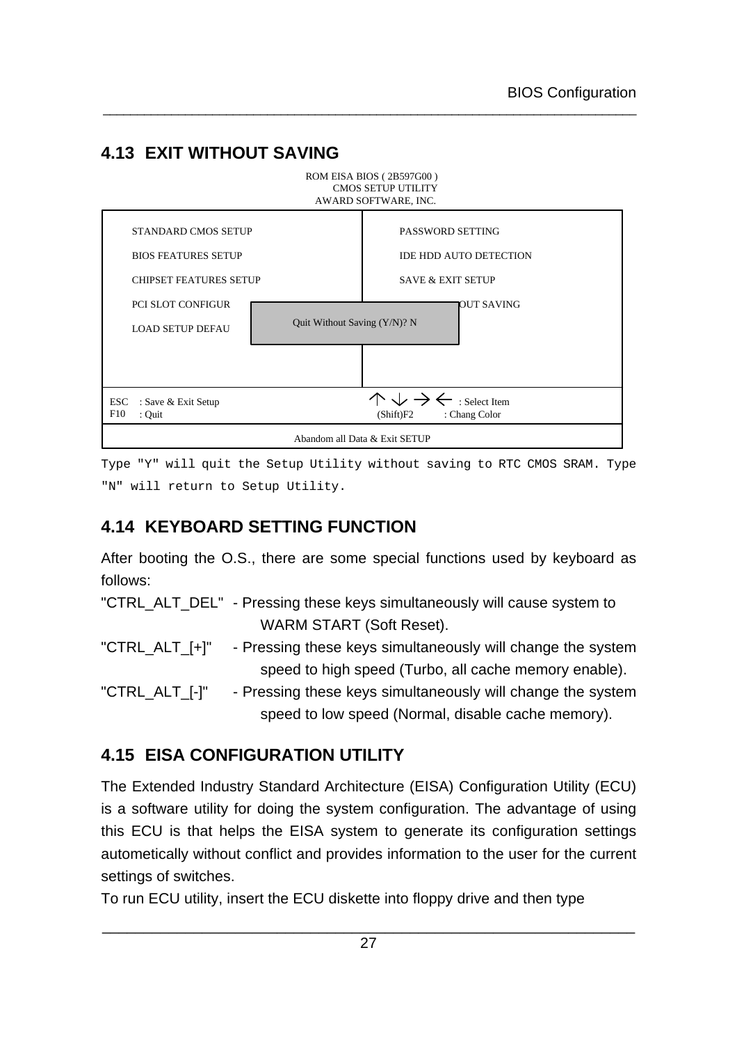## 4.13 EXIT WITHOUT SAVING

```
                         ROM EISA BIOS ( 2B597G00 )
                            CMOS SETUP UTILITY
                           AWARD SOFTWARE, INC.

   STANDARD CMOS SETUP                     PASSWORD SETTING

   BIOS FEATURES SETUP                     IDE HDD AUTO DETECTION

   CHIPSET FEATURES SETUP                  SAVE & EXIT SETUP

   PCI SLOT CONFIGUR                             OUT SAVING
                     Quit Without Saving (Y/N)? N
   LOAD SETUP DEFAU

 ESC  : Save & Exit Setup                  ↑ ↓ → ← : Select Item
 F10  : Quit                               (Shift)F2    : Chang Color

                       Abandom all Data & Exit SETUP
```

Type "Y" will quit the Setup Utility without saving to RTC CMOS SRAM. Type "N" will return to Setup Utility.

## 4.14 KEYBOARD SETTING FUNCTION

After booting the O.S., there are some special functions used by keyboard as follows:

"CTRL_ALT_DEL" - Pressing these keys simultaneously will cause system to WARM START (Soft Reset).

"CTRL_ALT_[+]" - Pressing these keys simultaneously will change the system speed to high speed (Turbo, all cache memory enable).

"CTRL_ALT_[-]" - Pressing these keys simultaneously will change the system speed to low speed (Normal, disable cache memory).

## 4.15 EISA CONFIGURATION UTILITY

The Extended Industry Standard Architecture (EISA) Configuration Utility (ECU) is a software utility for doing the system configuration. The advantage of using this ECU is that helps the EISA system to generate its configuration settings autometically without conflict and provides information to the user for the current settings of switches.

To run ECU utility, insert the ECU diskette into floppy drive and then type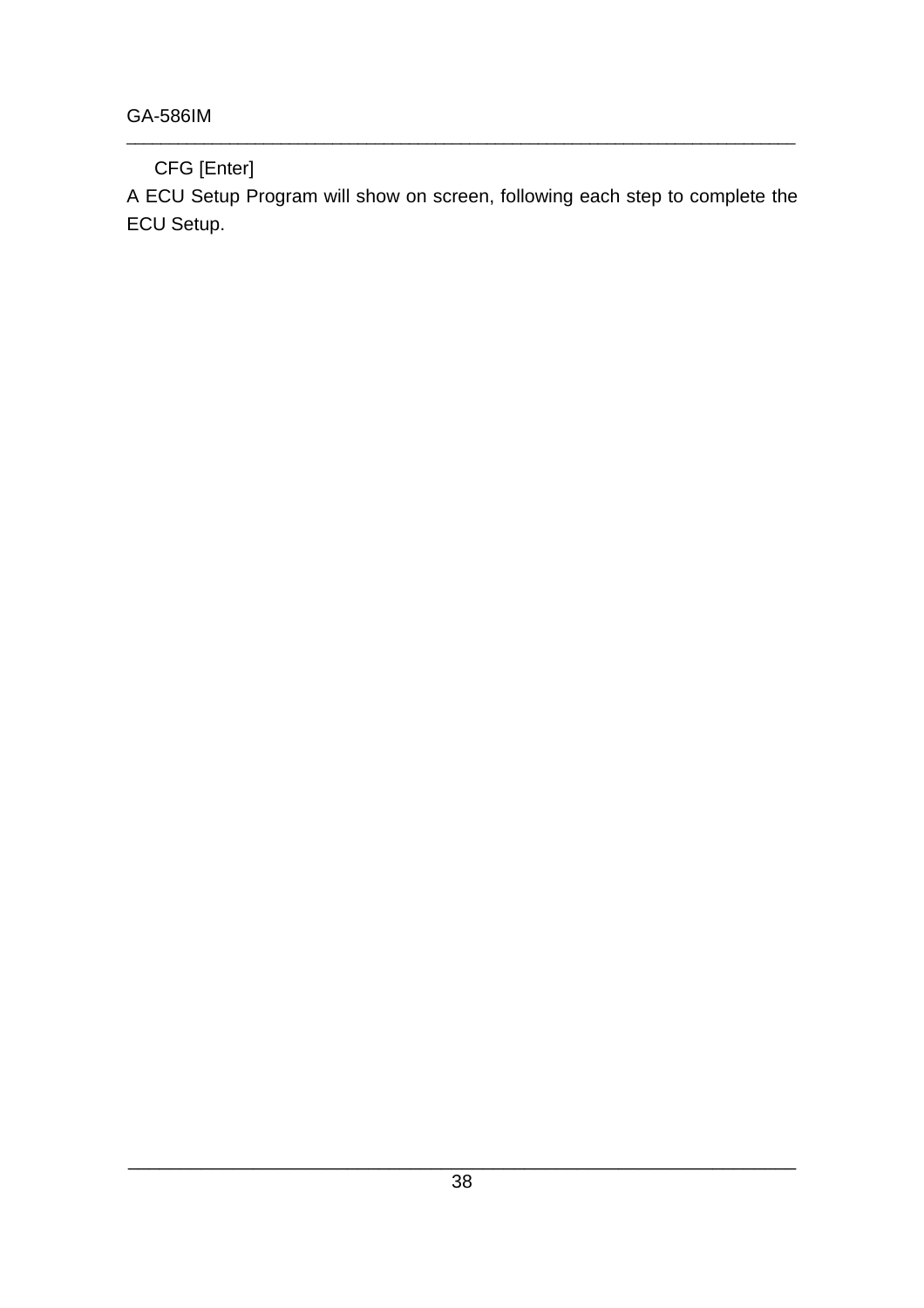CFG [Enter]

A ECU Setup Program will show on screen, following each step to complete the ECU Setup.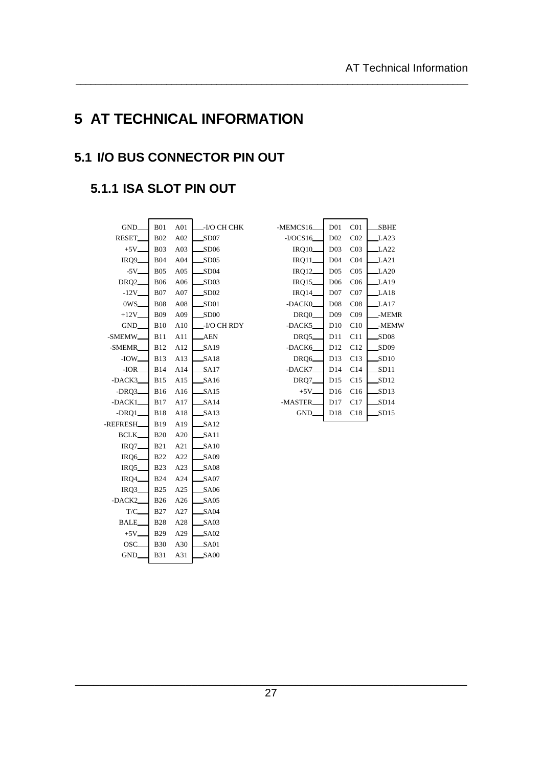# 5 AT TECHNICAL INFORMATION

## 5.1 I/O BUS CONNECTOR PIN OUT

### 5.1.1 ISA SLOT PIN OUT

| Signal | Pin | Pin | Signal |
|---|---|---|---|
| GND | B01 | A01 | -I/O CH CHK |
| RESET | B02 | A02 | SD07 |
| +5V | B03 | A03 | SD06 |
| IRQ9 | B04 | A04 | SD05 |
| -5V | B05 | A05 | SD04 |
| DRQ2 | B06 | A06 | SD03 |
| -12V | B07 | A07 | SD02 |
| 0WS | B08 | A08 | SD01 |
| +12V | B09 | A09 | SD00 |
| GND | B10 | A10 | -I/O CH RDY |
| -SMEMW | B11 | A11 | AEN |
| -SMEMR | B12 | A12 | SA19 |
| -IOW | B13 | A13 | SA18 |
| -IOR | B14 | A14 | SA17 |
| -DACK3 | B15 | A15 | SA16 |
| -DRQ3 | B16 | A16 | SA15 |
| -DACK1 | B17 | A17 | SA14 |
| -DRQ1 | B18 | A18 | SA13 |
| -REFRESH | B19 | A19 | SA12 |
| BCLK | B20 | A20 | SA11 |
| IRQ7 | B21 | A21 | SA10 |
| IRQ6 | B22 | A22 | SA09 |
| IRQ5 | B23 | A23 | SA08 |
| IRQ4 | B24 | A24 | SA07 |
| IRQ3 | B25 | A25 | SA06 |
| -DACK2 | B26 | A26 | SA05 |
| T/C | B27 | A27 | SA04 |
| BALE | B28 | A28 | SA03 |
| +5V | B29 | A29 | SA02 |
| OSC | B30 | A30 | SA01 |
| GND | B31 | A31 | SA00 |

| Signal | Pin | Pin | Signal |
|---|---|---|---|
| -MEMCS16 | D01 | C01 | SBHE |
| -I/OCS16 | D02 | C02 | LA23 |
| IRQ10 | D03 | C03 | LA22 |
| IRQ11 | D04 | C04 | LA21 |
| IRQ12 | D05 | C05 | LA20 |
| IRQ15 | D06 | C06 | LA19 |
| IRQ14 | D07 | C07 | LA18 |
| -DACK0 | D08 | C08 | LA17 |
| DRQ0 | D09 | C09 | -MEMR |
| -DACK5 | D10 | C10 | -MEMW |
| DRQ5 | D11 | C11 | SD08 |
| -DACK6 | D12 | C12 | SD09 |
| DRQ6 | D13 | C13 | SD10 |
| -DACK7 | D14 | C14 | SD11 |
| DRQ7 | D15 | C15 | SD12 |
| +5V | D16 | C16 | SD13 |
| -MASTER | D17 | C17 | SD14 |
| GND | D18 | C18 | SD15 |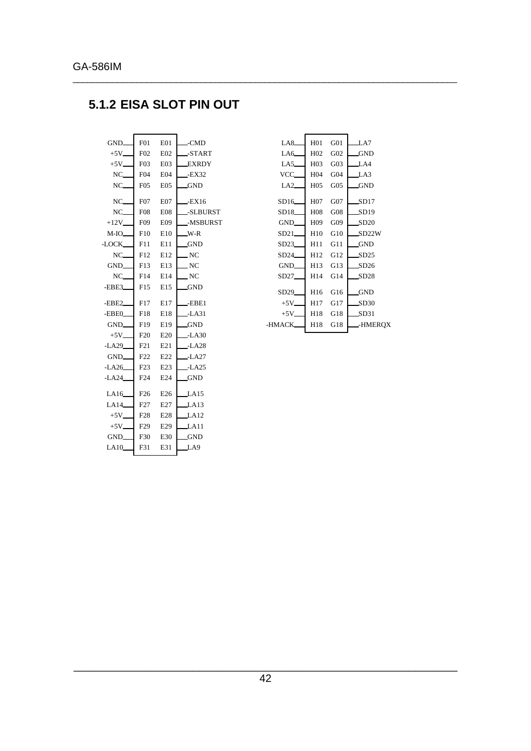## 5.1.2 EISA SLOT PIN OUT

| | | | |
|---|---|---|---|
| GND | F01 | E01 | -CMD |
| +5V | F02 | E02 | -START |
| +5V | F03 | E03 | EXRDY |
| NC | F04 | E04 | -EX32 |
| NC | F05 | E05 | GND |
| NC | F07 | E07 | -EX16 |
| NC | F08 | E08 | -SLBURST |
| +12V | F09 | E09 | -MSBURST |
| M-IO | F10 | E10 | W-R |
| -LOCK | F11 | E11 | GND |
| NC | F12 | E12 | NC |
| GND | F13 | E13 | NC |
| NC | F14 | E14 | NC |
| -EBE3 | F15 | E15 | GND |
| -EBE2 | F17 | E17 | -EBE1 |
| -EBE0 | F18 | E18 | -LA31 |
| GND | F19 | E19 | GND |
| +5V | F20 | E20 | -LA30 |
| -LA29 | F21 | E21 | -LA28 |
| GND | F22 | E22 | -LA27 |
| -LA26 | F23 | E23 | -LA25 |
| -LA24 | F24 | E24 | GND |
| LA16 | F26 | E26 | LA15 |
| LA14 | F27 | E27 | LA13 |
| +5V | F28 | E28 | LA12 |
| +5V | F29 | E29 | LA11 |
| GND | F30 | E30 | GND |
| LA10 | F31 | E31 | LA9 |

| | | | |
|---|---|---|---|
| LA8 | H01 | G01 | LA7 |
| LA6 | H02 | G02 | GND |
| LA5 | H03 | G03 | LA4 |
| VCC | H04 | G04 | LA3 |
| LA2 | H05 | G05 | GND |
| SD16 | H07 | G07 | SD17 |
| SD18 | H08 | G08 | SD19 |
| GND | H09 | G09 | SD20 |
| SD21 | H10 | G10 | SD22W |
| SD23 | H11 | G11 | GND |
| SD24 | H12 | G12 | SD25 |
| GND | H13 | G13 | SD26 |
| SD27 | H14 | G14 | SD28 |
| SD29 | H16 | G16 | GND |
| +5V | H17 | G17 | SD30 |
| +5V | H18 | G18 | SD31 |
| -HMACK | H18 | G18 | -HMERQX |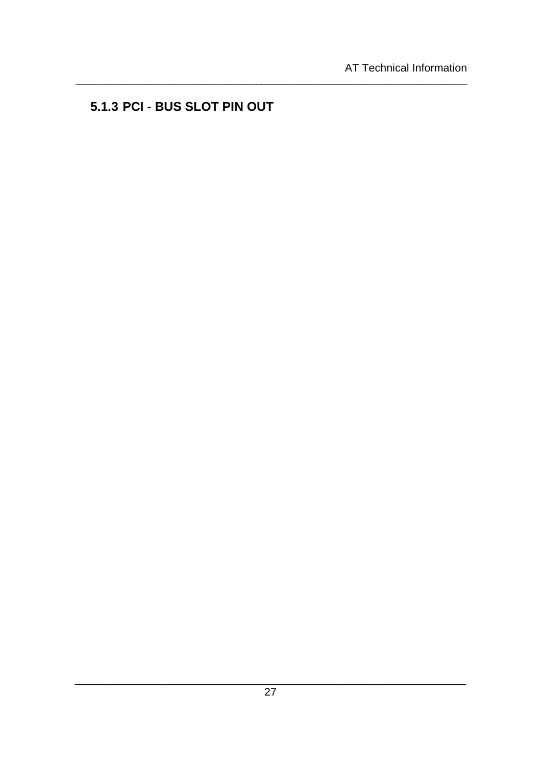### 5.1.3 PCI - BUS SLOT PIN OUT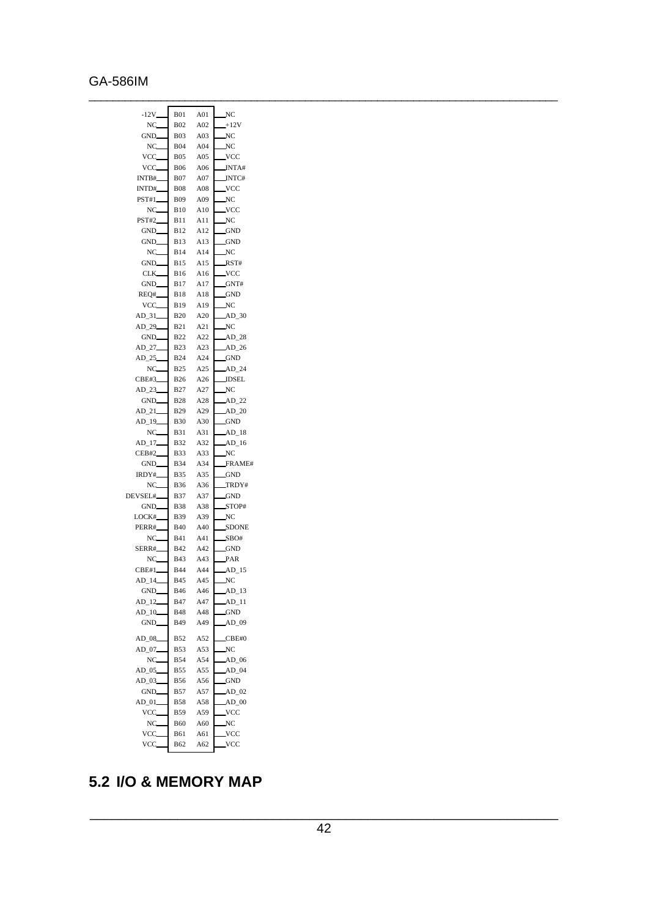| | | | |
|---|---|---|---|
| -12V | B01 | A01 | NC |
| NC | B02 | A02 | +12V |
| GND | B03 | A03 | NC |
| NC | B04 | A04 | NC |
| VCC | B05 | A05 | VCC |
| VCC | B06 | A06 | INTA# |
| INTB# | B07 | A07 | INTC# |
| INTD# | B08 | A08 | VCC |
| PST#1 | B09 | A09 | NC |
| NC | B10 | A10 | VCC |
| PST#2 | B11 | A11 | NC |
| GND | B12 | A12 | GND |
| GND | B13 | A13 | GND |
| NC | B14 | A14 | NC |
| GND | B15 | A15 | RST# |
| CLK | B16 | A16 | VCC |
| GND | B17 | A17 | GNT# |
| REQ# | B18 | A18 | GND |
| VCC | B19 | A19 | NC |
| AD_31 | B20 | A20 | AD_30 |
| AD_29 | B21 | A21 | NC |
| GND | B22 | A22 | AD_28 |
| AD_27 | B23 | A23 | AD_26 |
| AD_25 | B24 | A24 | GND |
| NC | B25 | A25 | AD_24 |
| CBE#3 | B26 | A26 | IDSEL |
| AD_23 | B27 | A27 | NC |
| GND | B28 | A28 | AD_22 |
| AD_21 | B29 | A29 | AD_20 |
| AD_19 | B30 | A30 | GND |
| NC | B31 | A31 | AD_18 |
| AD_17 | B32 | A32 | AD_16 |
| CEB#2 | B33 | A33 | NC |
| GND | B34 | A34 | FRAME# |
| IRDY# | B35 | A35 | GND |
| NC | B36 | A36 | TRDY# |
| DEVSEL# | B37 | A37 | GND |
| GND | B38 | A38 | STOP# |
| LOCK# | B39 | A39 | NC |
| PERR# | B40 | A40 | SDONE |
| NC | B41 | A41 | SBO# |
| SERR# | B42 | A42 | GND |
| NC | B43 | A43 | PAR |
| CBE#1 | B44 | A44 | AD_15 |
| AD_14 | B45 | A45 | NC |
| GND | B46 | A46 | AD_13 |
| AD_12 | B47 | A47 | AD_11 |
| AD_10 | B48 | A48 | GND |
| GND | B49 | A49 | AD_09 |
| AD_08 | B52 | A52 | CBE#0 |
| AD_07 | B53 | A53 | NC |
| NC | B54 | A54 | AD_06 |
| AD_05 | B55 | A55 | AD_04 |
| AD_03 | B56 | A56 | GND |
| GND | B57 | A57 | AD_02 |
| AD_01 | B58 | A58 | AD_00 |
| VCC | B59 | A59 | VCC |
| NC | B60 | A60 | NC |
| VCC | B61 | A61 | VCC |
| VCC | B62 | A62 | VCC |

## 5.2 I/O & MEMORY MAP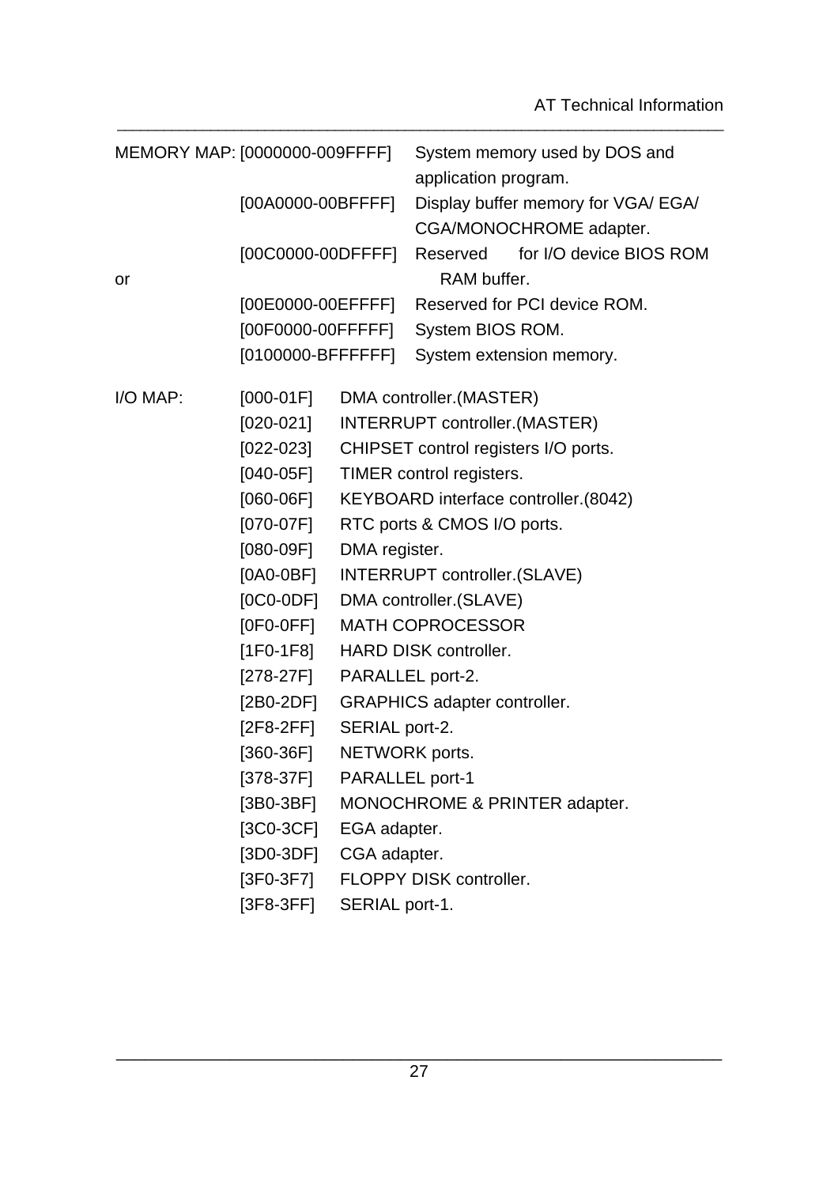MEMORY MAP:

| | |
|---|---|
| [0000000-009FFFF] | System memory used by DOS and application program. |
| [00A0000-00BFFFF] | Display buffer memory for VGA/ EGA/ CGA/MONOCHROME adapter. |
| [00C0000-00DFFFF] | Reserved for I/O device BIOS ROM or RAM buffer. |
| [00E0000-00EFFFF] | Reserved for PCI device ROM. |
| [00F0000-00FFFFF] | System BIOS ROM. |
| [0100000-BFFFFFF] | System extension memory. |

I/O MAP:

| | |
|---|---|
| [000-01F] | DMA controller.(MASTER) |
| [020-021] | INTERRUPT controller.(MASTER) |
| [022-023] | CHIPSET control registers I/O ports. |
| [040-05F] | TIMER control registers. |
| [060-06F] | KEYBOARD interface controller.(8042) |
| [070-07F] | RTC ports & CMOS I/O ports. |
| [080-09F] | DMA register. |
| [0A0-0BF] | INTERRUPT controller.(SLAVE) |
| [0C0-0DF] | DMA controller.(SLAVE) |
| [0F0-0FF] | MATH COPROCESSOR |
| [1F0-1F8] | HARD DISK controller. |
| [278-27F] | PARALLEL port-2. |
| [2B0-2DF] | GRAPHICS adapter controller. |
| [2F8-2FF] | SERIAL port-2. |
| [360-36F] | NETWORK ports. |
| [378-37F] | PARALLEL port-1 |
| [3B0-3BF] | MONOCHROME & PRINTER adapter. |
| [3C0-3CF] | EGA adapter. |
| [3D0-3DF] | CGA adapter. |
| [3F0-3F7] | FLOPPY DISK controller. |
| [3F8-3FF] | SERIAL port-1. |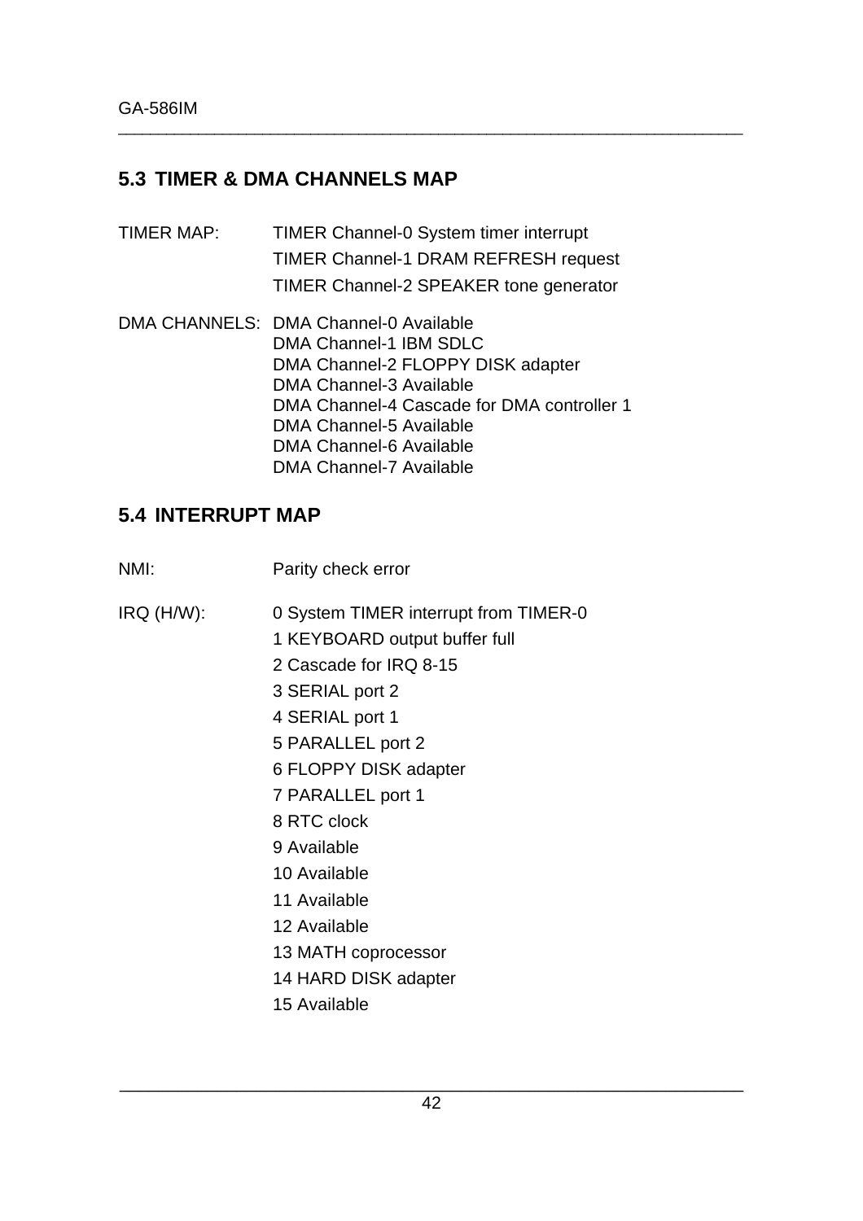## 5.3 TIMER & DMA CHANNELS MAP

| | |
|---|---|
| TIMER MAP: | TIMER Channel-0 System timer interrupt |
| | TIMER Channel-1 DRAM REFRESH request |
| | TIMER Channel-2 SPEAKER tone generator |
| DMA CHANNELS: | DMA Channel-0 Available |
| | DMA Channel-1 IBM SDLC |
| | DMA Channel-2 FLOPPY DISK adapter |
| | DMA Channel-3 Available |
| | DMA Channel-4 Cascade for DMA controller 1 |
| | DMA Channel-5 Available |
| | DMA Channel-6 Available |
| | DMA Channel-7 Available |

## 5.4 INTERRUPT MAP

| | |
|---|---|
| NMI: | Parity check error |
| IRQ (H/W): | 0 System TIMER interrupt from TIMER-0 |
| | 1 KEYBOARD output buffer full |
| | 2 Cascade for IRQ 8-15 |
| | 3 SERIAL port 2 |
| | 4 SERIAL port 1 |
| | 5 PARALLEL port 2 |
| | 6 FLOPPY DISK adapter |
| | 7 PARALLEL port 1 |
| | 8 RTC clock |
| | 9 Available |
| | 10 Available |
| | 11 Available |
| | 12 Available |
| | 13 MATH coprocessor |
| | 14 HARD DISK adapter |
| | 15 Available |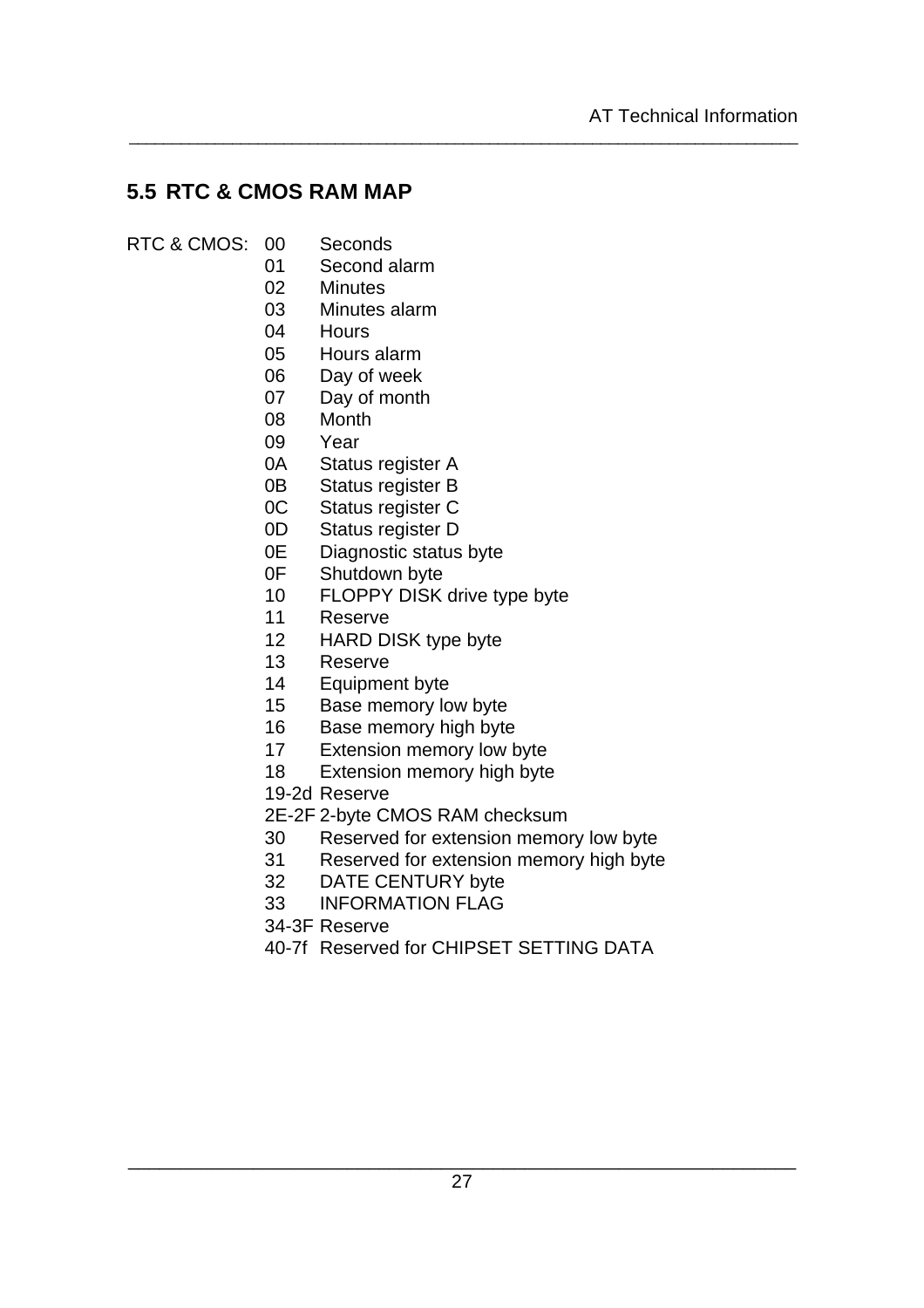## 5.5 RTC & CMOS RAM MAP

RTC & CMOS:

| | |
|---|---|
| 00 | Seconds |
| 01 | Second alarm |
| 02 | Minutes |
| 03 | Minutes alarm |
| 04 | Hours |
| 05 | Hours alarm |
| 06 | Day of week |
| 07 | Day of month |
| 08 | Month |
| 09 | Year |
| 0A | Status register A |
| 0B | Status register B |
| 0C | Status register C |
| 0D | Status register D |
| 0E | Diagnostic status byte |
| 0F | Shutdown byte |
| 10 | FLOPPY DISK drive type byte |
| 11 | Reserve |
| 12 | HARD DISK type byte |
| 13 | Reserve |
| 14 | Equipment byte |
| 15 | Base memory low byte |
| 16 | Base memory high byte |
| 17 | Extension memory low byte |
| 18 | Extension memory high byte |
| 19-2d | Reserve |
| 2E-2F | 2-byte CMOS RAM checksum |
| 30 | Reserved for extension memory low byte |
| 31 | Reserved for extension memory high byte |
| 32 | DATE CENTURY byte |
| 33 | INFORMATION FLAG |
| 34-3F | Reserve |
| 40-7f | Reserved for CHIPSET SETTING DATA |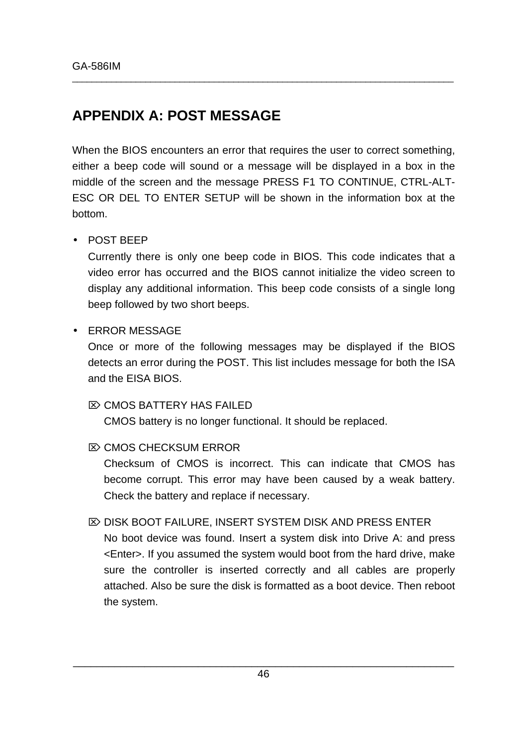# APPENDIX A: POST MESSAGE

When the BIOS encounters an error that requires the user to correct something, either a beep code will sound or a message will be displayed in a box in the middle of the screen and the message PRESS F1 TO CONTINUE, CTRL-ALT-ESC OR DEL TO ENTER SETUP will be shown in the information box at the bottom.

- POST BEEP

  Currently there is only one beep code in BIOS. This code indicates that a video error has occurred and the BIOS cannot initialize the video screen to display any additional information. This beep code consists of a single long beep followed by two short beeps.

- ERROR MESSAGE

  Once or more of the following messages may be displayed if the BIOS detects an error during the POST. This list includes message for both the ISA and the EISA BIOS.

  ⌦ CMOS BATTERY HAS FAILED

  CMOS battery is no longer functional. It should be replaced.

  ⌦ CMOS CHECKSUM ERROR

  Checksum of CMOS is incorrect. This can indicate that CMOS has become corrupt. This error may have been caused by a weak battery. Check the battery and replace if necessary.

  ⌦ DISK BOOT FAILURE, INSERT SYSTEM DISK AND PRESS ENTER

  No boot device was found. Insert a system disk into Drive A: and press <Enter>. If you assumed the system would boot from the hard drive, make sure the controller is inserted correctly and all cables are properly attached. Also be sure the disk is formatted as a boot device. Then reboot the system.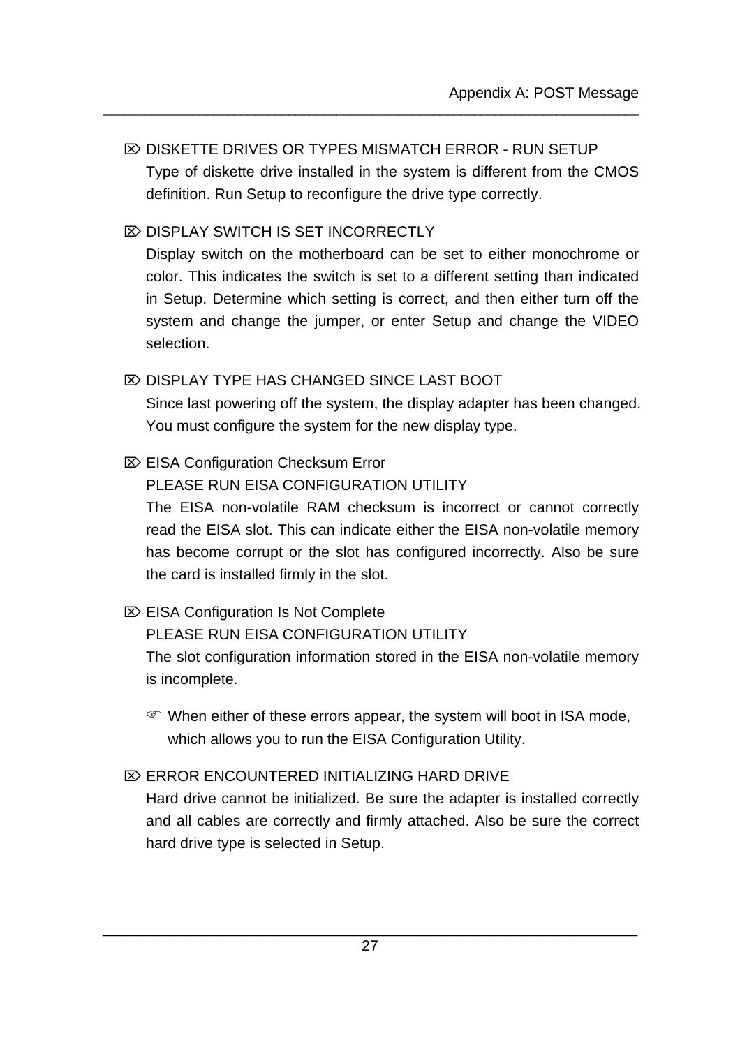⌦ DISKETTE DRIVES OR TYPES MISMATCH ERROR - RUN SETUP

Type of diskette drive installed in the system is different from the CMOS definition. Run Setup to reconfigure the drive type correctly.

⌦ DISPLAY SWITCH IS SET INCORRECTLY

Display switch on the motherboard can be set to either monochrome or color. This indicates the switch is set to a different setting than indicated in Setup. Determine which setting is correct, and then either turn off the system and change the jumper, or enter Setup and change the VIDEO selection.

⌦ DISPLAY TYPE HAS CHANGED SINCE LAST BOOT

Since last powering off the system, the display adapter has been changed. You must configure the system for the new display type.

⌦ EISA Configuration Checksum Error

PLEASE RUN EISA CONFIGURATION UTILITY

The EISA non-volatile RAM checksum is incorrect or cannot correctly read the EISA slot. This can indicate either the EISA non-volatile memory has become corrupt or the slot has configured incorrectly. Also be sure the card is installed firmly in the slot.

⌦ EISA Configuration Is Not Complete

PLEASE RUN EISA CONFIGURATION UTILITY

The slot configuration information stored in the EISA non-volatile memory is incomplete.

☞ When either of these errors appear, the system will boot in ISA mode, which allows you to run the EISA Configuration Utility.

⌦ ERROR ENCOUNTERED INITIALIZING HARD DRIVE

Hard drive cannot be initialized. Be sure the adapter is installed correctly and all cables are correctly and firmly attached. Also be sure the correct hard drive type is selected in Setup.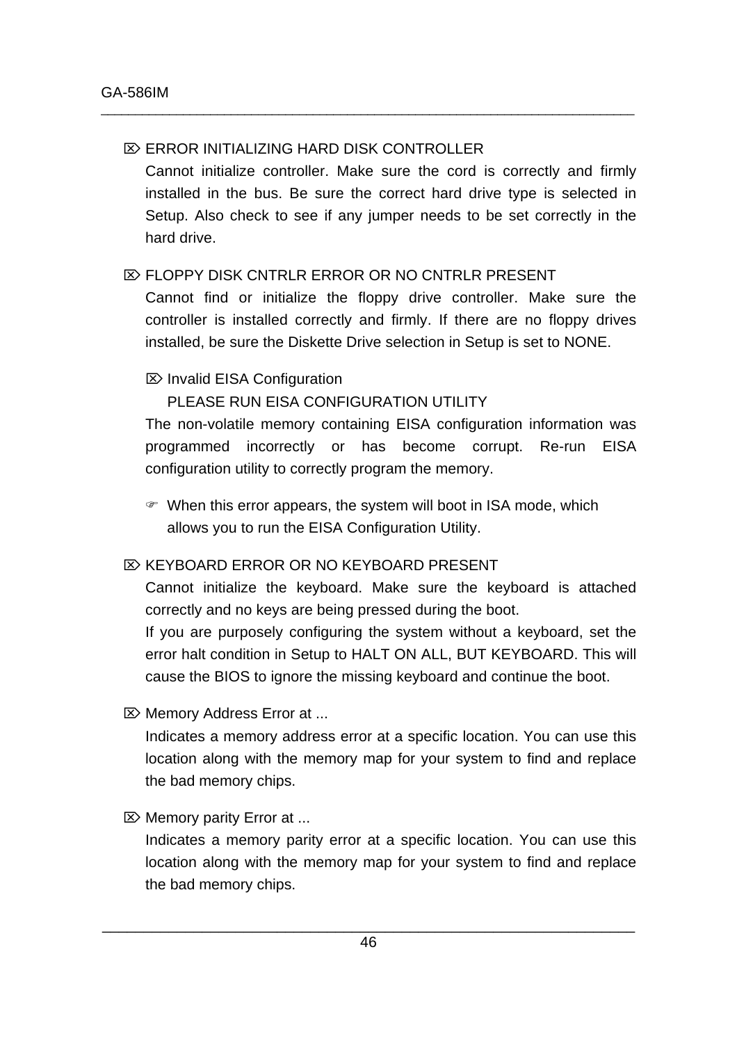⌦ ERROR INITIALIZING HARD DISK CONTROLLER

Cannot initialize controller. Make sure the cord is correctly and firmly installed in the bus. Be sure the correct hard drive type is selected in Setup. Also check to see if any jumper needs to be set correctly in the hard drive.

⌦ FLOPPY DISK CNTRLR ERROR OR NO CNTRLR PRESENT

Cannot find or initialize the floppy drive controller. Make sure the controller is installed correctly and firmly. If there are no floppy drives installed, be sure the Diskette Drive selection in Setup is set to NONE.

⌦ Invalid EISA Configuration
PLEASE RUN EISA CONFIGURATION UTILITY

The non-volatile memory containing EISA configuration information was programmed incorrectly or has become corrupt. Re-run EISA configuration utility to correctly program the memory.

☞ When this error appears, the system will boot in ISA mode, which allows you to run the EISA Configuration Utility.

⌦ KEYBOARD ERROR OR NO KEYBOARD PRESENT

Cannot initialize the keyboard. Make sure the keyboard is attached correctly and no keys are being pressed during the boot.

If you are purposely configuring the system without a keyboard, set the error halt condition in Setup to HALT ON ALL, BUT KEYBOARD. This will cause the BIOS to ignore the missing keyboard and continue the boot.

⌦ Memory Address Error at ...

Indicates a memory address error at a specific location. You can use this location along with the memory map for your system to find and replace the bad memory chips.

⌦ Memory parity Error at ...

Indicates a memory parity error at a specific location. You can use this location along with the memory map for your system to find and replace the bad memory chips.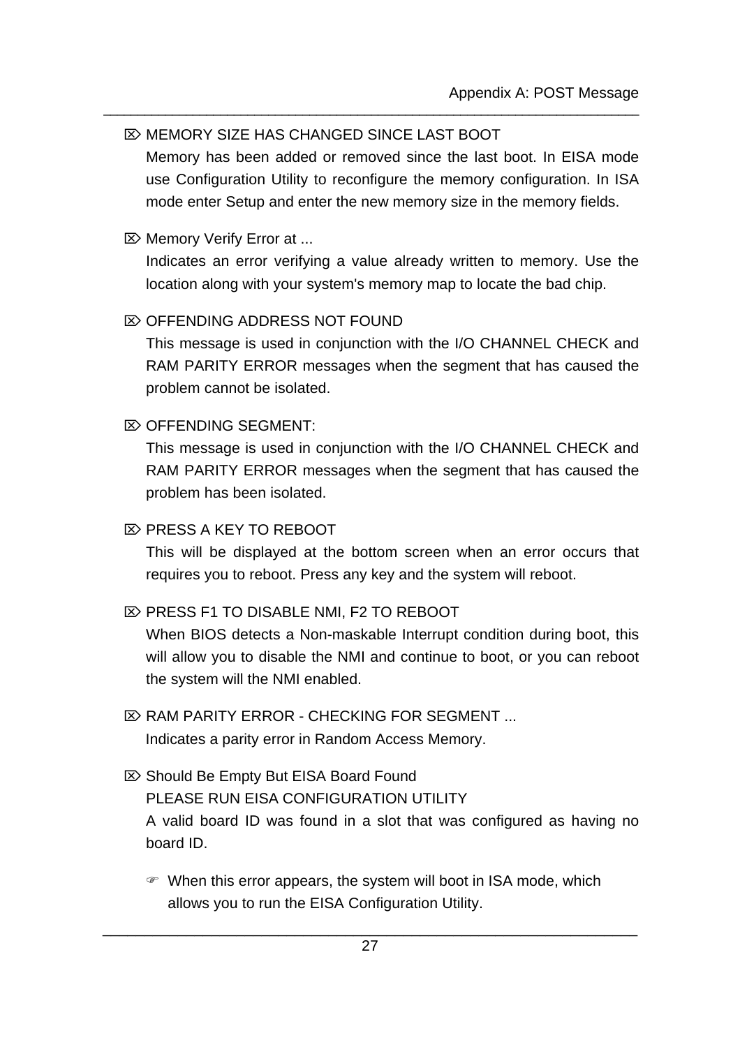⌦ MEMORY SIZE HAS CHANGED SINCE LAST BOOT

Memory has been added or removed since the last boot. In EISA mode use Configuration Utility to reconfigure the memory configuration. In ISA mode enter Setup and enter the new memory size in the memory fields.

⌦ Memory Verify Error at ...

Indicates an error verifying a value already written to memory. Use the location along with your system's memory map to locate the bad chip.

⌦ OFFENDING ADDRESS NOT FOUND

This message is used in conjunction with the I/O CHANNEL CHECK and RAM PARITY ERROR messages when the segment that has caused the problem cannot be isolated.

⌦ OFFENDING SEGMENT:

This message is used in conjunction with the I/O CHANNEL CHECK and RAM PARITY ERROR messages when the segment that has caused the problem has been isolated.

⌦ PRESS A KEY TO REBOOT

This will be displayed at the bottom screen when an error occurs that requires you to reboot. Press any key and the system will reboot.

⌦ PRESS F1 TO DISABLE NMI, F2 TO REBOOT

When BIOS detects a Non-maskable Interrupt condition during boot, this will allow you to disable the NMI and continue to boot, or you can reboot the system will the NMI enabled.

⌦ RAM PARITY ERROR - CHECKING FOR SEGMENT ...

Indicates a parity error in Random Access Memory.

⌦ Should Be Empty But EISA Board Found

PLEASE RUN EISA CONFIGURATION UTILITY

A valid board ID was found in a slot that was configured as having no board ID.

- ☞ When this error appears, the system will boot in ISA mode, which allows you to run the EISA Configuration Utility.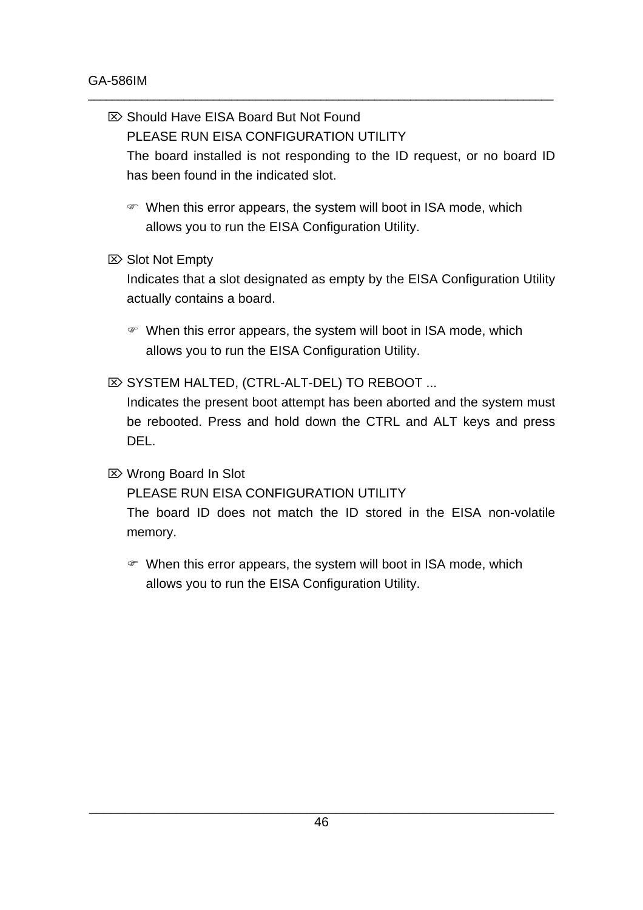⌦ Should Have EISA Board But Not Found
PLEASE RUN EISA CONFIGURATION UTILITY
The board installed is not responding to the ID request, or no board ID has been found in the indicated slot.

☞ When this error appears, the system will boot in ISA mode, which allows you to run the EISA Configuration Utility.

⌦ Slot Not Empty
Indicates that a slot designated as empty by the EISA Configuration Utility actually contains a board.

☞ When this error appears, the system will boot in ISA mode, which allows you to run the EISA Configuration Utility.

⌦ SYSTEM HALTED, (CTRL-ALT-DEL) TO REBOOT ...
Indicates the present boot attempt has been aborted and the system must be rebooted. Press and hold down the CTRL and ALT keys and press DEL.

⌦ Wrong Board In Slot
PLEASE RUN EISA CONFIGURATION UTILITY
The board ID does not match the ID stored in the EISA non-volatile memory.

☞ When this error appears, the system will boot in ISA mode, which allows you to run the EISA Configuration Utility.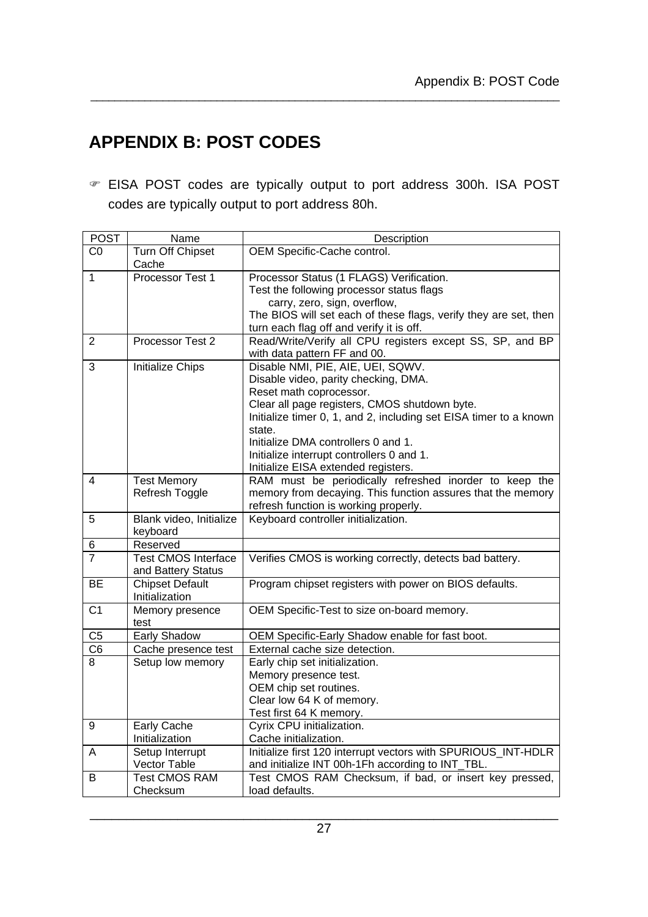# APPENDIX B: POST CODES

☞ EISA POST codes are typically output to port address 300h. ISA POST codes are typically output to port address 80h.

| POST | Name | Description |
|---|---|---|
| C0 | Turn Off Chipset Cache | OEM Specific-Cache control. |
| 1 | Processor Test 1 | Processor Status (1 FLAGS) Verification.<br>Test the following processor status flags<br>carry, zero, sign, overflow,<br>The BIOS will set each of these flags, verify they are set, then turn each flag off and verify it is off. |
| 2 | Processor Test 2 | Read/Write/Verify all CPU registers except SS, SP, and BP with data pattern FF and 00. |
| 3 | Initialize Chips | Disable NMI, PIE, AIE, UEI, SQWV.<br>Disable video, parity checking, DMA.<br>Reset math coprocessor.<br>Clear all page registers, CMOS shutdown byte.<br>Initialize timer 0, 1, and 2, including set EISA timer to a known state.<br>Initialize DMA controllers 0 and 1.<br>Initialize interrupt controllers 0 and 1.<br>Initialize EISA extended registers. |
| 4 | Test Memory Refresh Toggle | RAM must be periodically refreshed inorder to keep the memory from decaying. This function assures that the memory refresh function is working properly. |
| 5 | Blank video, Initialize keyboard | Keyboard controller initialization. |
| 6 | Reserved | |
| 7 | Test CMOS Interface and Battery Status | Verifies CMOS is working correctly, detects bad battery. |
| BE | Chipset Default Initialization | Program chipset registers with power on BIOS defaults. |
| C1 | Memory presence test | OEM Specific-Test to size on-board memory. |
| C5 | Early Shadow | OEM Specific-Early Shadow enable for fast boot. |
| C6 | Cache presence test | External cache size detection. |
| 8 | Setup low memory | Early chip set initialization.<br>Memory presence test.<br>OEM chip set routines.<br>Clear low 64 K of memory.<br>Test first 64 K memory. |
| 9 | Early Cache Initialization | Cyrix CPU initialization.<br>Cache initialization. |
| A | Setup Interrupt Vector Table | Initialize first 120 interrupt vectors with SPURIOUS_INT-HDLR and initialize INT 00h-1Fh according to INT_TBL. |
| B | Test CMOS RAM Checksum | Test CMOS RAM Checksum, if bad, or insert key pressed, load defaults. |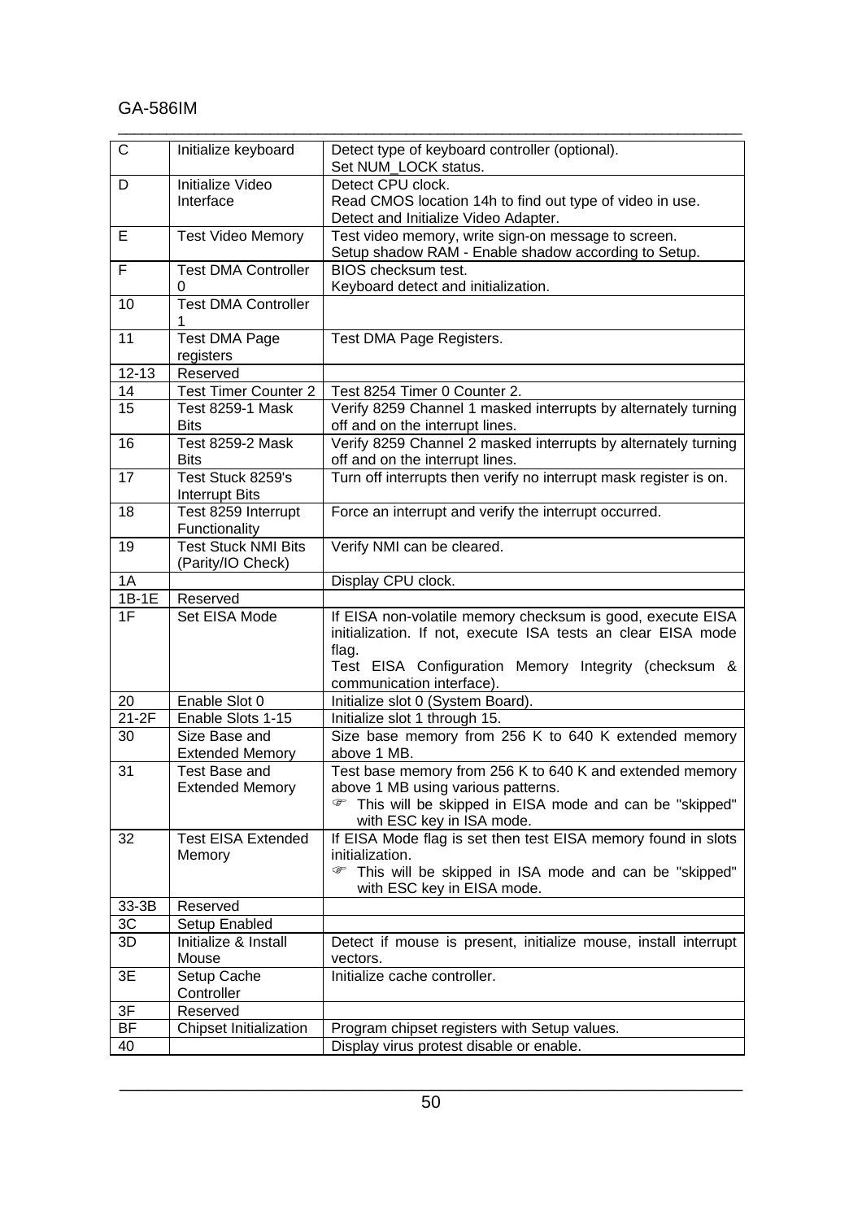| | | |
|---|---|---|
| C | Initialize keyboard | Detect type of keyboard controller (optional).<br>Set NUM_LOCK status. |
| D | Initialize Video Interface | Detect CPU clock.<br>Read CMOS location 14h to find out type of video in use.<br>Detect and Initialize Video Adapter. |
| E | Test Video Memory | Test video memory, write sign-on message to screen.<br>Setup shadow RAM - Enable shadow according to Setup. |
| F | Test DMA Controller 0 | BIOS checksum test.<br>Keyboard detect and initialization. |
| 10 | Test DMA Controller 1 | |
| 11 | Test DMA Page registers | Test DMA Page Registers. |
| 12-13 | Reserved | |
| 14 | Test Timer Counter 2 | Test 8254 Timer 0 Counter 2. |
| 15 | Test 8259-1 Mask Bits | Verify 8259 Channel 1 masked interrupts by alternately turning off and on the interrupt lines. |
| 16 | Test 8259-2 Mask Bits | Verify 8259 Channel 2 masked interrupts by alternately turning off and on the interrupt lines. |
| 17 | Test Stuck 8259's Interrupt Bits | Turn off interrupts then verify no interrupt mask register is on. |
| 18 | Test 8259 Interrupt Functionality | Force an interrupt and verify the interrupt occurred. |
| 19 | Test Stuck NMI Bits (Parity/IO Check) | Verify NMI can be cleared. |
| 1A | | Display CPU clock. |
| 1B-1E | Reserved | |
| 1F | Set EISA Mode | If EISA non-volatile memory checksum is good, execute EISA initialization. If not, execute ISA tests an clear EISA mode flag.<br>Test EISA Configuration Memory Integrity (checksum & communication interface). |
| 20 | Enable Slot 0 | Initialize slot 0 (System Board). |
| 21-2F | Enable Slots 1-15 | Initialize slot 1 through 15. |
| 30 | Size Base and Extended Memory | Size base memory from 256 K to 640 K extended memory above 1 MB. |
| 31 | Test Base and Extended Memory | Test base memory from 256 K to 640 K and extended memory above 1 MB using various patterns.<br>☞ This will be skipped in EISA mode and can be "skipped" with ESC key in ISA mode. |
| 32 | Test EISA Extended Memory | If EISA Mode flag is set then test EISA memory found in slots initialization.<br>☞ This will be skipped in ISA mode and can be "skipped" with ESC key in EISA mode. |
| 33-3B | Reserved | |
| 3C | Setup Enabled | |
| 3D | Initialize & Install Mouse | Detect if mouse is present, initialize mouse, install interrupt vectors. |
| 3E | Setup Cache Controller | Initialize cache controller. |
| 3F | Reserved | |
| BF | Chipset Initialization | Program chipset registers with Setup values. |
| 40 | | Display virus protest disable or enable. |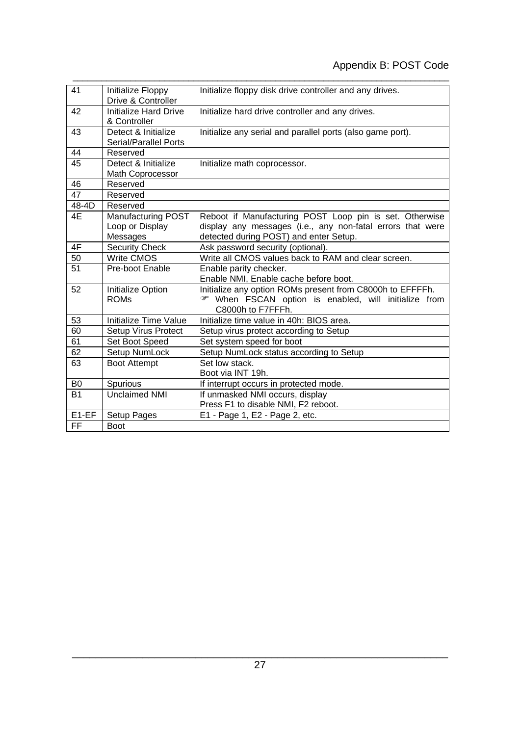| | | |
|---|---|---|
| 41 | Initialize Floppy Drive & Controller | Initialize floppy disk drive controller and any drives. |
| 42 | Initialize Hard Drive & Controller | Initialize hard drive controller and any drives. |
| 43 | Detect & Initialize Serial/Parallel Ports | Initialize any serial and parallel ports (also game port). |
| 44 | Reserved | |
| 45 | Detect & Initialize Math Coprocessor | Initialize math coprocessor. |
| 46 | Reserved | |
| 47 | Reserved | |
| 48-4D | Reserved | |
| 4E | Manufacturing POST Loop or Display Messages | Reboot if Manufacturing POST Loop pin is set. Otherwise display any messages (i.e., any non-fatal errors that were detected during POST) and enter Setup. |
| 4F | Security Check | Ask password security (optional). |
| 50 | Write CMOS | Write all CMOS values back to RAM and clear screen. |
| 51 | Pre-boot Enable | Enable parity checker.<br>Enable NMI, Enable cache before boot. |
| 52 | Initialize Option ROMs | Initialize any option ROMs present from C8000h to EFFFFh.<br>☞ When FSCAN option is enabled, will initialize from C8000h to F7FFFh. |
| 53 | Initialize Time Value | Initialize time value in 40h: BIOS area. |
| 60 | Setup Virus Protect | Setup virus protect according to Setup |
| 61 | Set Boot Speed | Set system speed for boot |
| 62 | Setup NumLock | Setup NumLock status according to Setup |
| 63 | Boot Attempt | Set low stack.<br>Boot via INT 19h. |
| B0 | Spurious | If interrupt occurs in protected mode. |
| B1 | Unclaimed NMI | If unmasked NMI occurs, display<br>Press F1 to disable NMI, F2 reboot. |
| E1-EF | Setup Pages | E1 - Page 1, E2 - Page 2, etc. |
| FF | Boot | |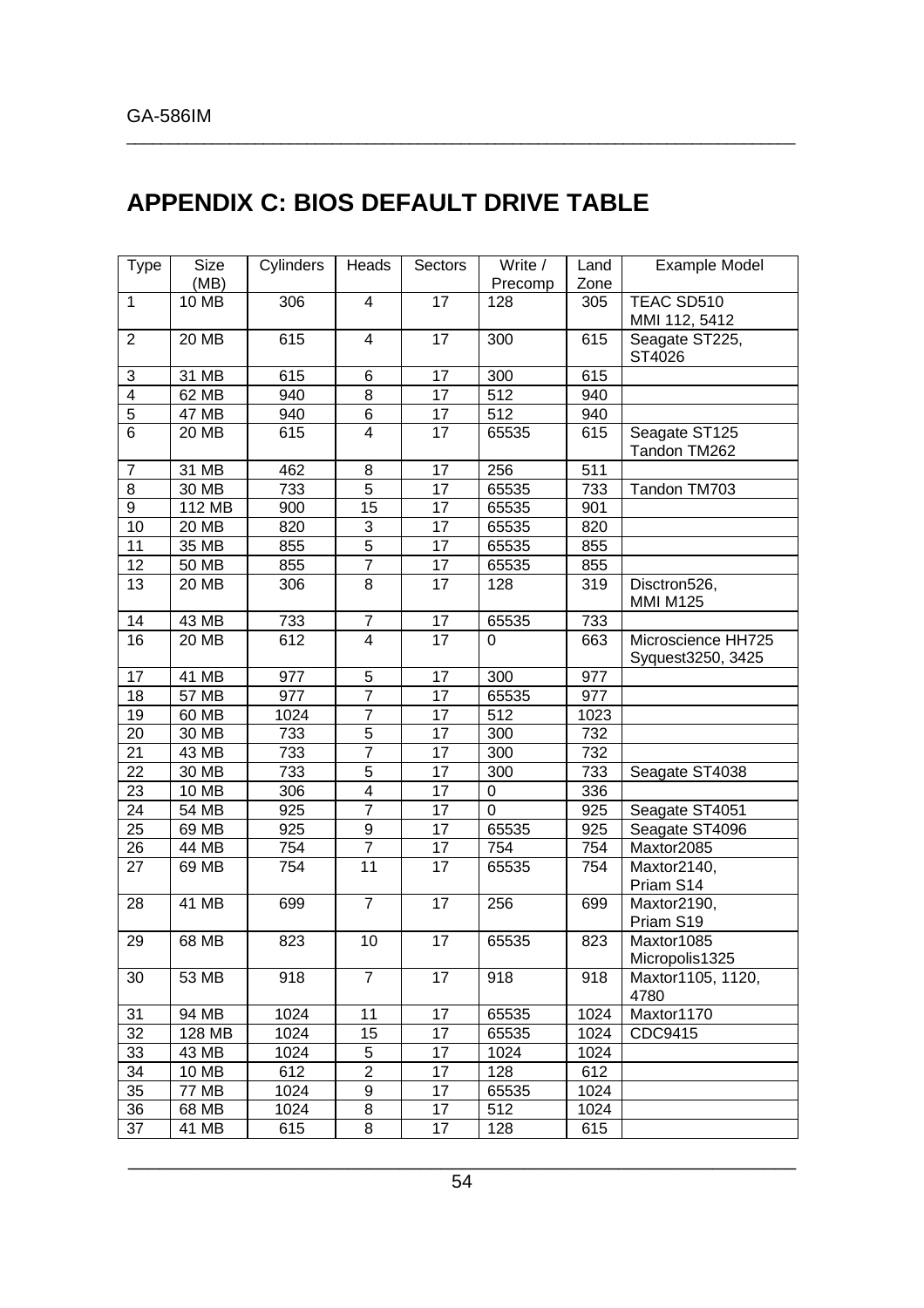# APPENDIX C: BIOS DEFAULT DRIVE TABLE

| Type | Size (MB) | Cylinders | Heads | Sectors | Write / Precomp | Land Zone | Example Model |
|---|---|---|---|---|---|---|---|
| 1 | 10 MB | 306 | 4 | 17 | 128 | 305 | TEAC SD510 MMI 112, 5412 |
| 2 | 20 MB | 615 | 4 | 17 | 300 | 615 | Seagate ST225, ST4026 |
| 3 | 31 MB | 615 | 6 | 17 | 300 | 615 | |
| 4 | 62 MB | 940 | 8 | 17 | 512 | 940 | |
| 5 | 47 MB | 940 | 6 | 17 | 512 | 940 | |
| 6 | 20 MB | 615 | 4 | 17 | 65535 | 615 | Seagate ST125 Tandon TM262 |
| 7 | 31 MB | 462 | 8 | 17 | 256 | 511 | |
| 8 | 30 MB | 733 | 5 | 17 | 65535 | 733 | Tandon TM703 |
| 9 | 112 MB | 900 | 15 | 17 | 65535 | 901 | |
| 10 | 20 MB | 820 | 3 | 17 | 65535 | 820 | |
| 11 | 35 MB | 855 | 5 | 17 | 65535 | 855 | |
| 12 | 50 MB | 855 | 7 | 17 | 65535 | 855 | |
| 13 | 20 MB | 306 | 8 | 17 | 128 | 319 | Disctron526, MMI M125 |
| 14 | 43 MB | 733 | 7 | 17 | 65535 | 733 | |
| 16 | 20 MB | 612 | 4 | 17 | 0 | 663 | Microscience HH725 Syquest3250, 3425 |
| 17 | 41 MB | 977 | 5 | 17 | 300 | 977 | |
| 18 | 57 MB | 977 | 7 | 17 | 65535 | 977 | |
| 19 | 60 MB | 1024 | 7 | 17 | 512 | 1023 | |
| 20 | 30 MB | 733 | 5 | 17 | 300 | 732 | |
| 21 | 43 MB | 733 | 7 | 17 | 300 | 732 | |
| 22 | 30 MB | 733 | 5 | 17 | 300 | 733 | Seagate ST4038 |
| 23 | 10 MB | 306 | 4 | 17 | 0 | 336 | |
| 24 | 54 MB | 925 | 7 | 17 | 0 | 925 | Seagate ST4051 |
| 25 | 69 MB | 925 | 9 | 17 | 65535 | 925 | Seagate ST4096 |
| 26 | 44 MB | 754 | 7 | 17 | 754 | 754 | Maxtor2085 |
| 27 | 69 MB | 754 | 11 | 17 | 65535 | 754 | Maxtor2140, Priam S14 |
| 28 | 41 MB | 699 | 7 | 17 | 256 | 699 | Maxtor2190, Priam S19 |
| 29 | 68 MB | 823 | 10 | 17 | 65535 | 823 | Maxtor1085 Micropolis1325 |
| 30 | 53 MB | 918 | 7 | 17 | 918 | 918 | Maxtor1105, 1120, 4780 |
| 31 | 94 MB | 1024 | 11 | 17 | 65535 | 1024 | Maxtor1170 |
| 32 | 128 MB | 1024 | 15 | 17 | 65535 | 1024 | CDC9415 |
| 33 | 43 MB | 1024 | 5 | 17 | 1024 | 1024 | |
| 34 | 10 MB | 612 | 2 | 17 | 128 | 612 | |
| 35 | 77 MB | 1024 | 9 | 17 | 65535 | 1024 | |
| 36 | 68 MB | 1024 | 8 | 17 | 512 | 1024 | |
| 37 | 41 MB | 615 | 8 | 17 | 128 | 615 | |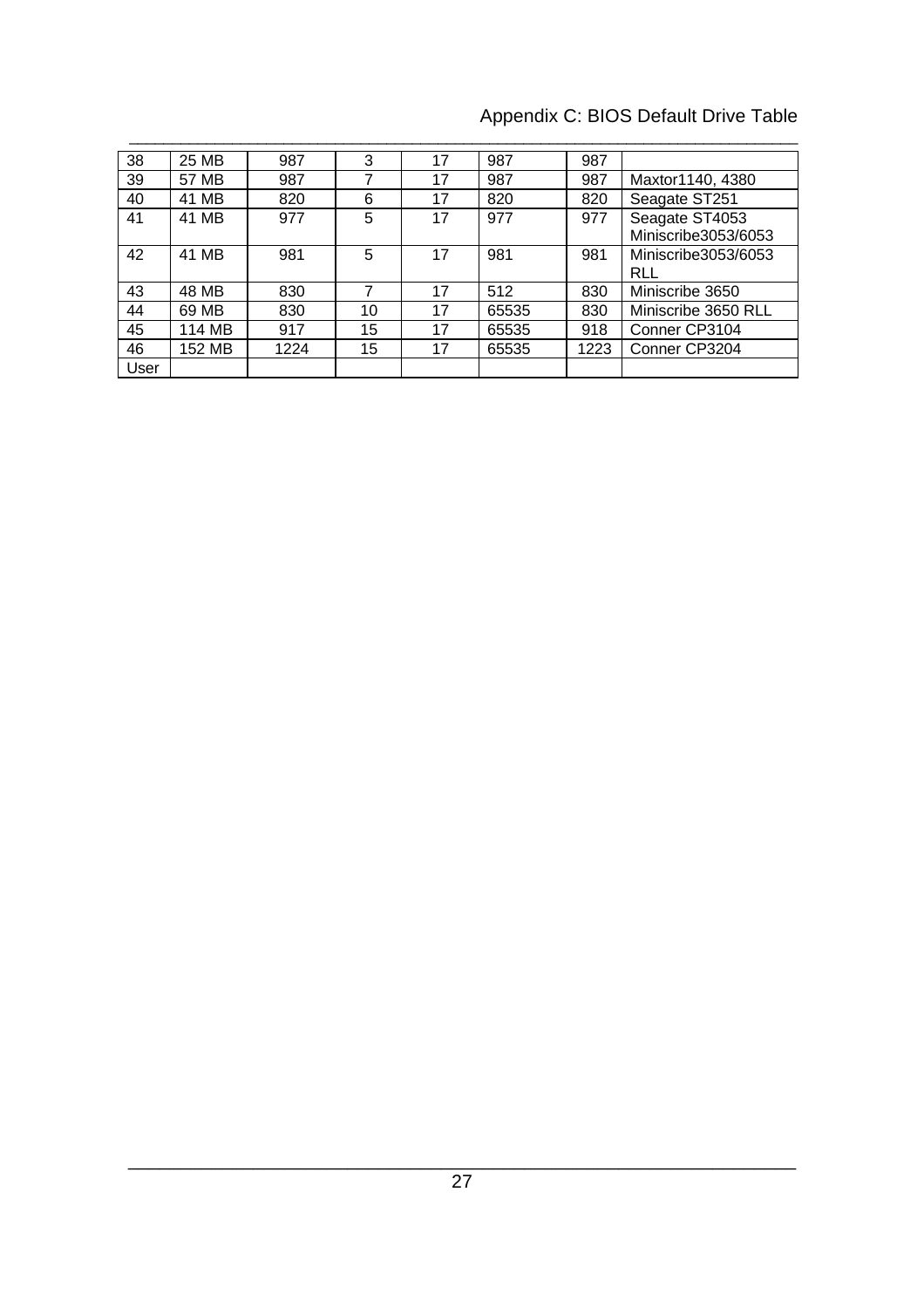| | | | | | | | |
|---|---|---|---|---|---|---|---|
| 38 | 25 MB | 987 | 3 | 17 | 987 | 987 | |
| 39 | 57 MB | 987 | 7 | 17 | 987 | 987 | Maxtor1140, 4380 |
| 40 | 41 MB | 820 | 6 | 17 | 820 | 820 | Seagate ST251 |
| 41 | 41 MB | 977 | 5 | 17 | 977 | 977 | Seagate ST4053 Miniscribe3053/6053 |
| 42 | 41 MB | 981 | 5 | 17 | 981 | 981 | Miniscribe3053/6053 RLL |
| 43 | 48 MB | 830 | 7 | 17 | 512 | 830 | Miniscribe 3650 |
| 44 | 69 MB | 830 | 10 | 17 | 65535 | 830 | Miniscribe 3650 RLL |
| 45 | 114 MB | 917 | 15 | 17 | 65535 | 918 | Conner CP3104 |
| 46 | 152 MB | 1224 | 15 | 17 | 65535 | 1223 | Conner CP3204 |
| User | | | | | | | |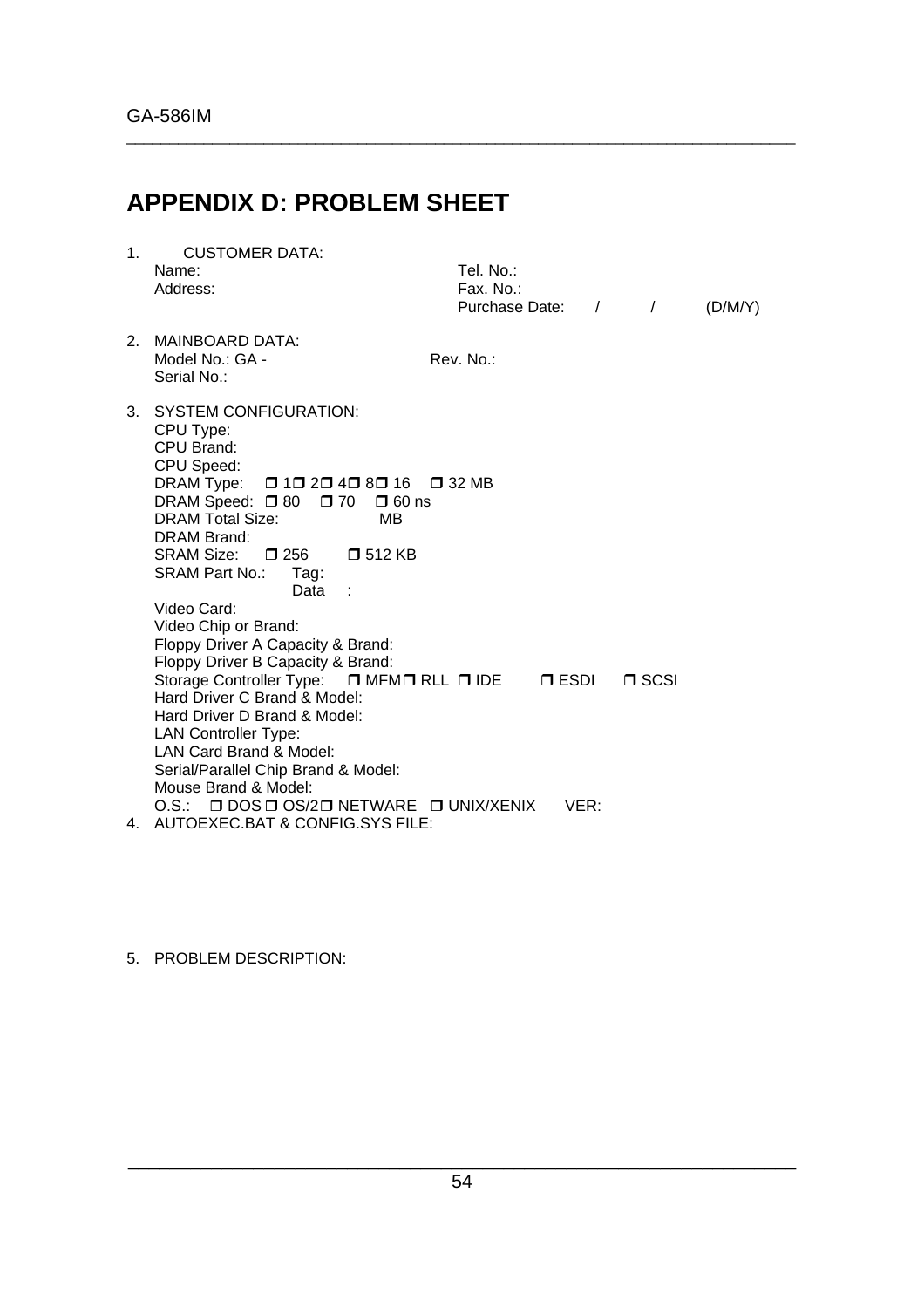# APPENDIX D: PROBLEM SHEET

1. CUSTOMER DATA:
   Name: Tel. No.:
   Address: Fax. No.:
   Purchase Date: / / (D/M/Y)

2. MAINBOARD DATA:
   Model No.: GA - Rev. No.:
   Serial No.:

3. SYSTEM CONFIGURATION:
   CPU Type:
   CPU Brand:
   CPU Speed:
   DRAM Type: ❒ 1❒ 2❒ 4❒ 8❒ 16 ❒ 32 MB
   DRAM Speed: ❒ 80 ❒ 70 ❒ 60 ns
   DRAM Total Size: MB
   DRAM Brand:
   SRAM Size: ❒ 256 ❒ 512 KB
   SRAM Part No.: Tag:
   Data :
   Video Card:
   Video Chip or Brand:
   Floppy Driver A Capacity & Brand:
   Floppy Driver B Capacity & Brand:
   Storage Controller Type: ❒ MFM❒ RLL ❒ IDE ❒ ESDI ❒ SCSI
   Hard Driver C Brand & Model:
   Hard Driver D Brand & Model:
   LAN Controller Type:
   LAN Card Brand & Model:
   Serial/Parallel Chip Brand & Model:
   Mouse Brand & Model:
   O.S.: ❒ DOS ❒ OS/2❒ NETWARE ❒ UNIX/XENIX VER:

4. AUTOEXEC.BAT & CONFIG.SYS FILE:

5. PROBLEM DESCRIPTION: